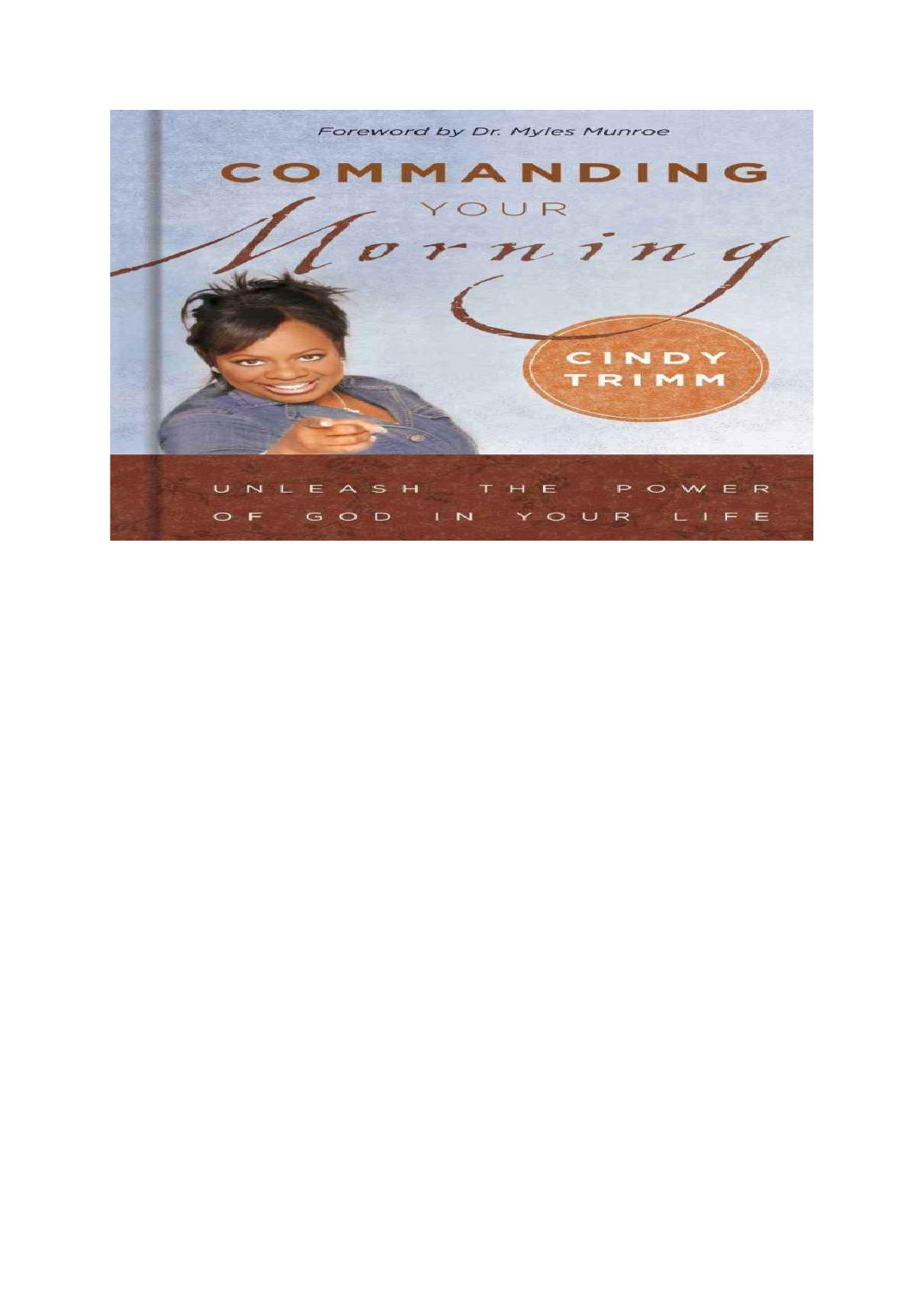Foreword by Dr. Myles Munroe

# COMMANDING YOUR *Morning*

**CINDY TRIMM**

UNLEASH THE POWER OF GOD IN YOUR LIFE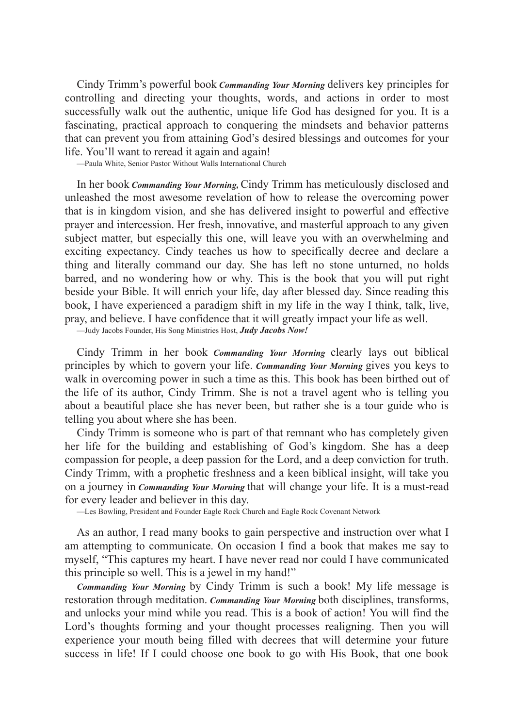Cindy Trimm's powerful book ***Commanding Your Morning*** delivers key principles for controlling and directing your thoughts, words, and actions in order to most successfully walk out the authentic, unique life God has designed for you. It is a fascinating, practical approach to conquering the mindsets and behavior patterns that can prevent you from attaining God's desired blessings and outcomes for your life. You'll want to reread it again and again!

—Paula White, Senior Pastor Without Walls International Church

In her book ***Commanding Your Morning,*** Cindy Trimm has meticulously disclosed and unleashed the most awesome revelation of how to release the overcoming power that is in kingdom vision, and she has delivered insight to powerful and effective prayer and intercession. Her fresh, innovative, and masterful approach to any given subject matter, but especially this one, will leave you with an overwhelming and exciting expectancy. Cindy teaches us how to specifically decree and declare a thing and literally command our day. She has left no stone unturned, no holds barred, and no wondering how or why. This is the book that you will put right beside your Bible. It will enrich your life, day after blessed day. Since reading this book, I have experienced a paradigm shift in my life in the way I think, talk, live, pray, and believe. I have confidence that it will greatly impact your life as well.

—Judy Jacobs Founder, His Song Ministries Host, ***Judy Jacobs Now!***

Cindy Trimm in her book ***Commanding Your Morning*** clearly lays out biblical principles by which to govern your life. ***Commanding Your Morning*** gives you keys to walk in overcoming power in such a time as this. This book has been birthed out of the life of its author, Cindy Trimm. She is not a travel agent who is telling you about a beautiful place she has never been, but rather she is a tour guide who is telling you about where she has been.

Cindy Trimm is someone who is part of that remnant who has completely given her life for the building and establishing of God's kingdom. She has a deep compassion for people, a deep passion for the Lord, and a deep conviction for truth. Cindy Trimm, with a prophetic freshness and a keen biblical insight, will take you on a journey in ***Commanding Your Morning*** that will change your life. It is a must-read for every leader and believer in this day.

—Les Bowling, President and Founder Eagle Rock Church and Eagle Rock Covenant Network

As an author, I read many books to gain perspective and instruction over what I am attempting to communicate. On occasion I find a book that makes me say to myself, "This captures my heart. I have never read nor could I have communicated this principle so well. This is a jewel in my hand!"

***Commanding Your Morning*** by Cindy Trimm is such a book! My life message is restoration through meditation. ***Commanding Your Morning*** both disciplines, transforms, and unlocks your mind while you read. This is a book of action! You will find the Lord's thoughts forming and your thought processes realigning. Then you will experience your mouth being filled with decrees that will determine your future success in life! If I could choose one book to go with His Book, that one book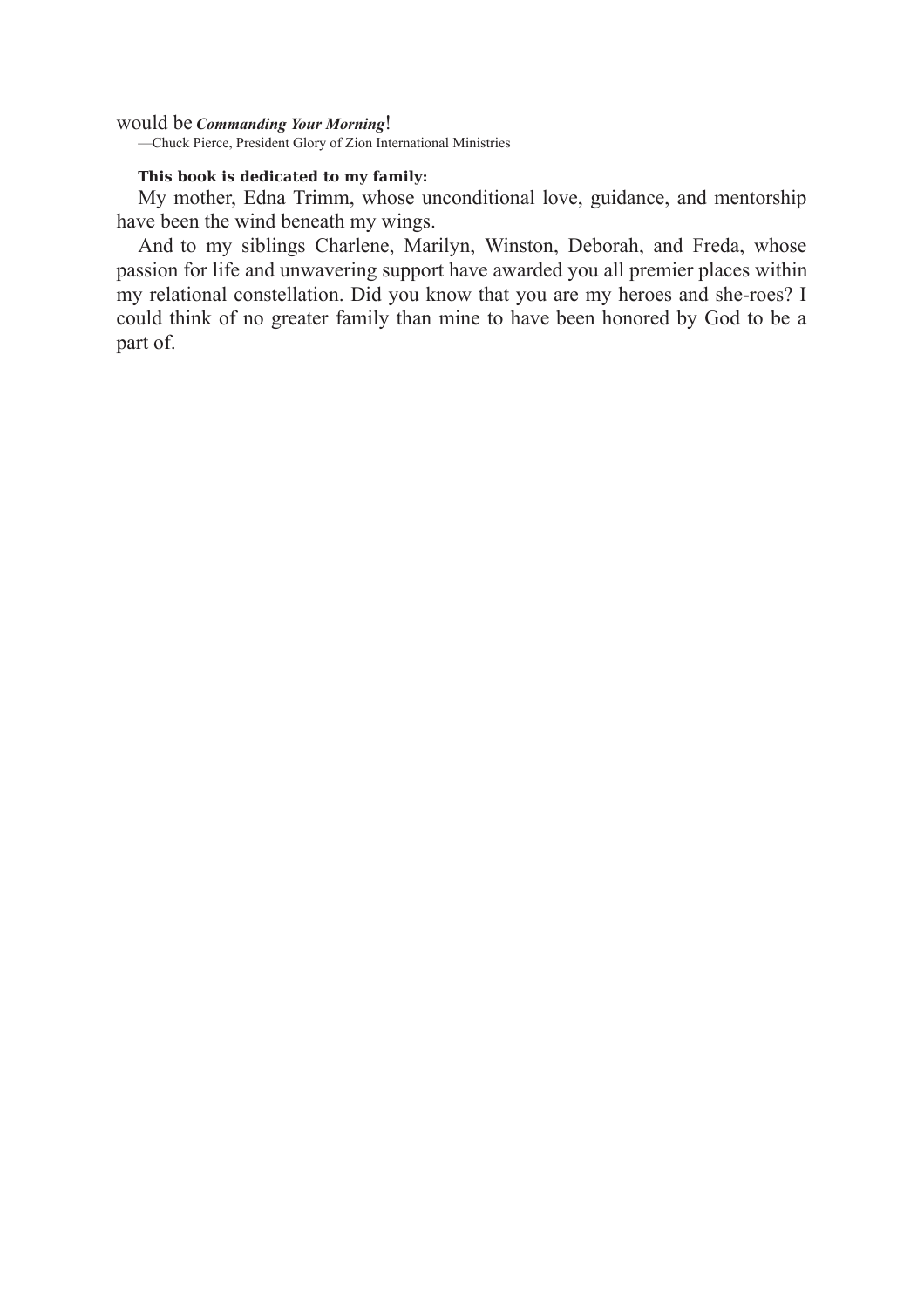would be ***Commanding Your Morning***!

—Chuck Pierce, President Glory of Zion International Ministries

**This book is dedicated to my family:**

My mother, Edna Trimm, whose unconditional love, guidance, and mentorship have been the wind beneath my wings.

And to my siblings Charlene, Marilyn, Winston, Deborah, and Freda, whose passion for life and unwavering support have awarded you all premier places within my relational constellation. Did you know that you are my heroes and she-roes? I could think of no greater family than mine to have been honored by God to be a part of.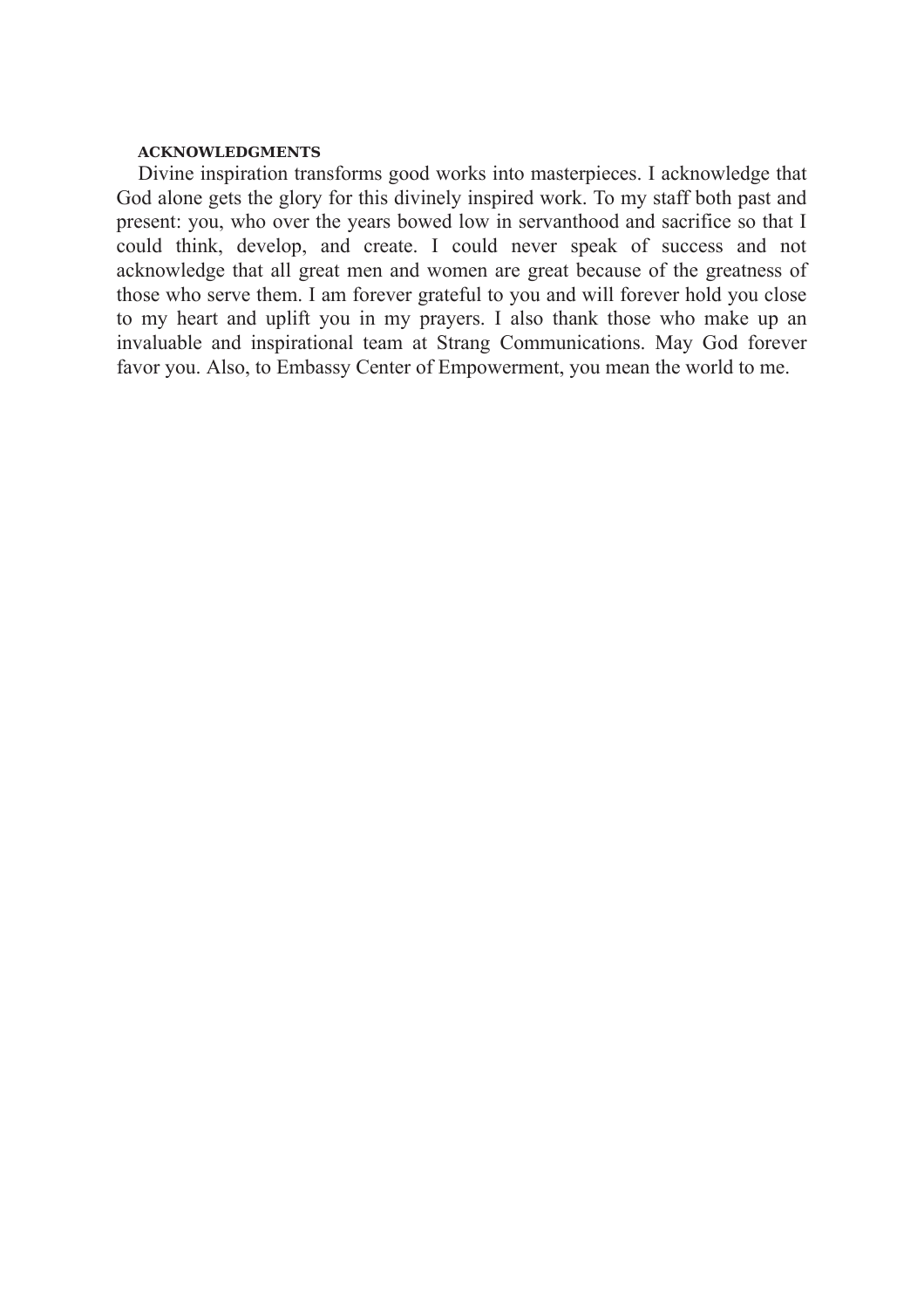## ACKNOWLEDGMENTS

Divine inspiration transforms good works into masterpieces. I acknowledge that God alone gets the glory for this divinely inspired work. To my staff both past and present: you, who over the years bowed low in servanthood and sacrifice so that I could think, develop, and create. I could never speak of success and not acknowledge that all great men and women are great because of the greatness of those who serve them. I am forever grateful to you and will forever hold you close to my heart and uplift you in my prayers. I also thank those who make up an invaluable and inspirational team at Strang Communications. May God forever favor you. Also, to Embassy Center of Empowerment, you mean the world to me.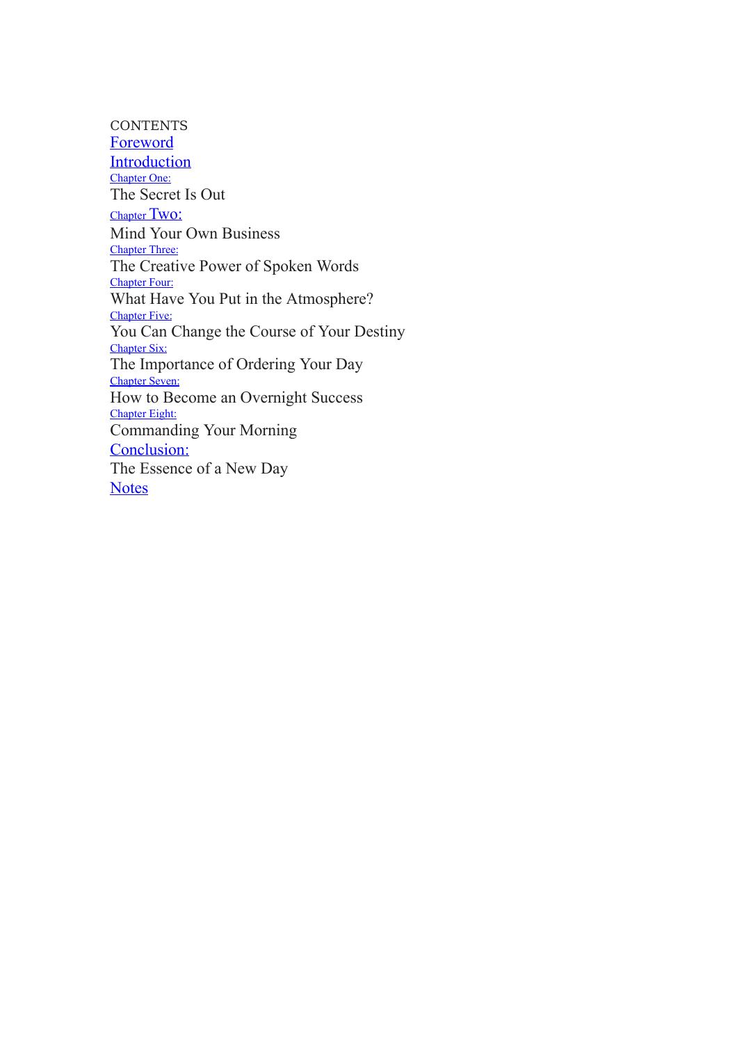CONTENTS

Foreword

Introduction

Chapter One:
The Secret Is Out

Chapter Two:
Mind Your Own Business

Chapter Three:
The Creative Power of Spoken Words

Chapter Four:
What Have You Put in the Atmosphere?

Chapter Five:
You Can Change the Course of Your Destiny

Chapter Six:
The Importance of Ordering Your Day

Chapter Seven:
How to Become an Overnight Success

Chapter Eight:
Commanding Your Morning

Conclusion:
The Essence of a New Day

Notes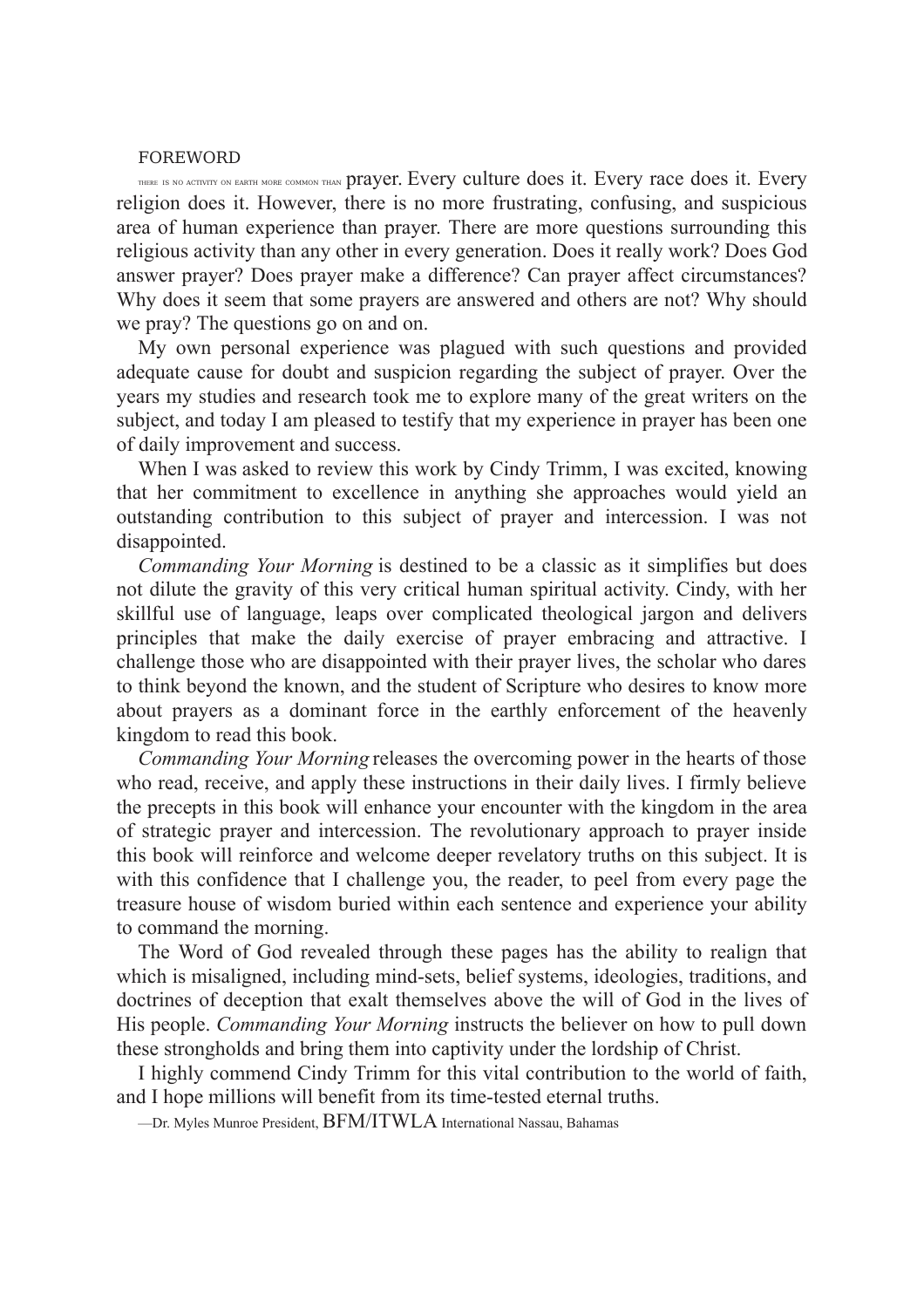# FOREWORD

THERE IS NO ACTIVITY ON EARTH MORE COMMON THAN prayer. Every culture does it. Every race does it. Every religion does it. However, there is no more frustrating, confusing, and suspicious area of human experience than prayer. There are more questions surrounding this religious activity than any other in every generation. Does it really work? Does God answer prayer? Does prayer make a difference? Can prayer affect circumstances? Why does it seem that some prayers are answered and others are not? Why should we pray? The questions go on and on.

My own personal experience was plagued with such questions and provided adequate cause for doubt and suspicion regarding the subject of prayer. Over the years my studies and research took me to explore many of the great writers on the subject, and today I am pleased to testify that my experience in prayer has been one of daily improvement and success.

When I was asked to review this work by Cindy Trimm, I was excited, knowing that her commitment to excellence in anything she approaches would yield an outstanding contribution to this subject of prayer and intercession. I was not disappointed.

*Commanding Your Morning* is destined to be a classic as it simplifies but does not dilute the gravity of this very critical human spiritual activity. Cindy, with her skillful use of language, leaps over complicated theological jargon and delivers principles that make the daily exercise of prayer embracing and attractive. I challenge those who are disappointed with their prayer lives, the scholar who dares to think beyond the known, and the student of Scripture who desires to know more about prayers as a dominant force in the earthly enforcement of the heavenly kingdom to read this book.

*Commanding Your Morning* releases the overcoming power in the hearts of those who read, receive, and apply these instructions in their daily lives. I firmly believe the precepts in this book will enhance your encounter with the kingdom in the area of strategic prayer and intercession. The revolutionary approach to prayer inside this book will reinforce and welcome deeper revelatory truths on this subject. It is with this confidence that I challenge you, the reader, to peel from every page the treasure house of wisdom buried within each sentence and experience your ability to command the morning.

The Word of God revealed through these pages has the ability to realign that which is misaligned, including mind-sets, belief systems, ideologies, traditions, and doctrines of deception that exalt themselves above the will of God in the lives of His people. *Commanding Your Morning* instructs the believer on how to pull down these strongholds and bring them into captivity under the lordship of Christ.

I highly commend Cindy Trimm for this vital contribution to the world of faith, and I hope millions will benefit from its time-tested eternal truths.

—Dr. Myles Munroe President, BFM/ITWLA International Nassau, Bahamas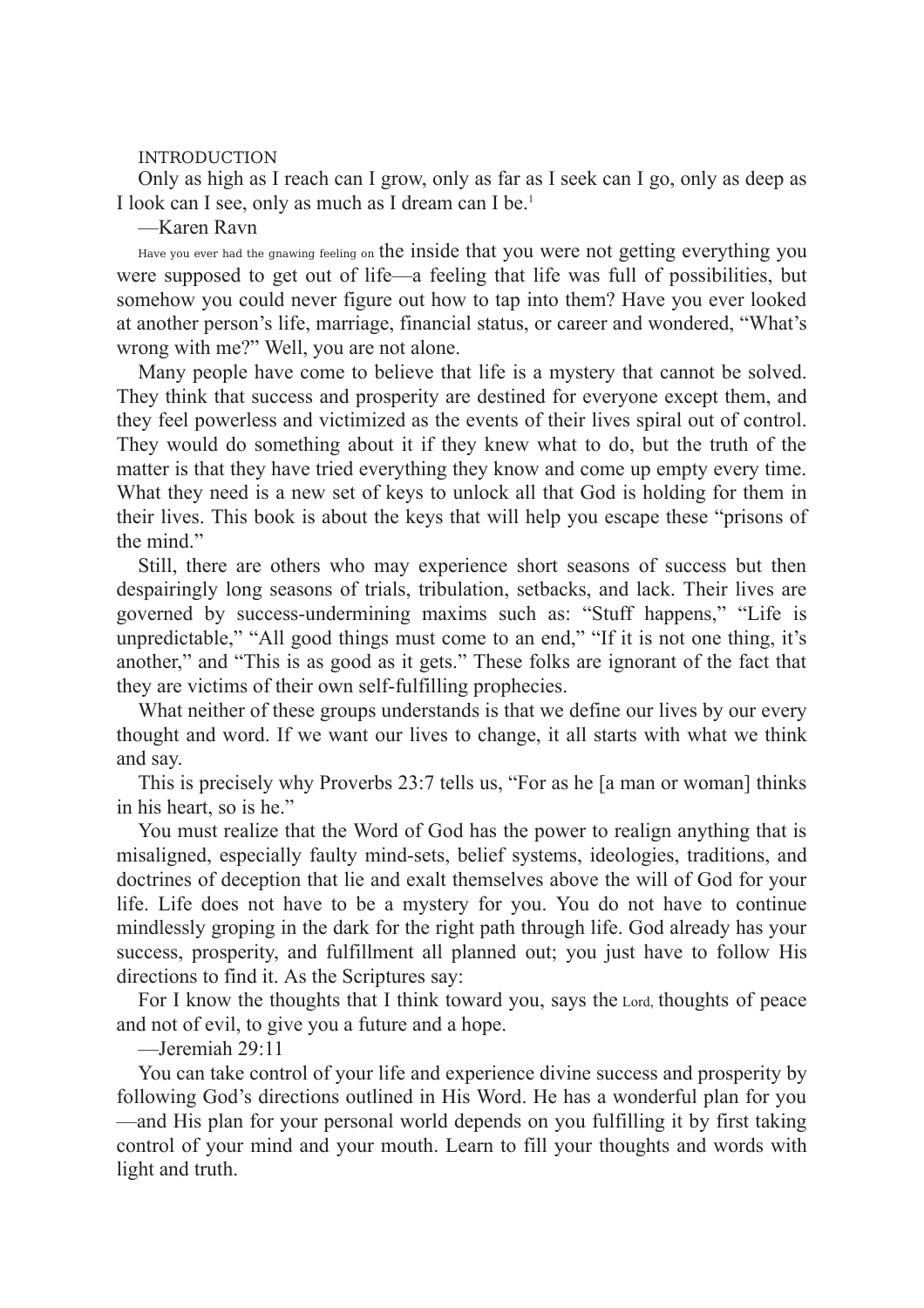# INTRODUCTION

Only as high as I reach can I grow, only as far as I seek can I go, only as deep as I look can I see, only as much as I dream can I be.[1]

—Karen Ravn

Have you ever had the gnawing feeling on the inside that you were not getting everything you were supposed to get out of life—a feeling that life was full of possibilities, but somehow you could never figure out how to tap into them? Have you ever looked at another person's life, marriage, financial status, or career and wondered, "What's wrong with me?" Well, you are not alone.

Many people have come to believe that life is a mystery that cannot be solved. They think that success and prosperity are destined for everyone except them, and they feel powerless and victimized as the events of their lives spiral out of control. They would do something about it if they knew what to do, but the truth of the matter is that they have tried everything they know and come up empty every time. What they need is a new set of keys to unlock all that God is holding for them in their lives. This book is about the keys that will help you escape these "prisons of the mind."

Still, there are others who may experience short seasons of success but then despairingly long seasons of trials, tribulation, setbacks, and lack. Their lives are governed by success-undermining maxims such as: "Stuff happens," "Life is unpredictable," "All good things must come to an end," "If it is not one thing, it's another," and "This is as good as it gets." These folks are ignorant of the fact that they are victims of their own self-fulfilling prophecies.

What neither of these groups understands is that we define our lives by our every thought and word. If we want our lives to change, it all starts with what we think and say.

This is precisely why Proverbs 23:7 tells us, "For as he [a man or woman] thinks in his heart, so is he."

You must realize that the Word of God has the power to realign anything that is misaligned, especially faulty mind-sets, belief systems, ideologies, traditions, and doctrines of deception that lie and exalt themselves above the will of God for your life. Life does not have to be a mystery for you. You do not have to continue mindlessly groping in the dark for the right path through life. God already has your success, prosperity, and fulfillment all planned out; you just have to follow His directions to find it. As the Scriptures say:

For I know the thoughts that I think toward you, says the Lord, thoughts of peace and not of evil, to give you a future and a hope.

—Jeremiah 29:11

You can take control of your life and experience divine success and prosperity by following God's directions outlined in His Word. He has a wonderful plan for you—and His plan for your personal world depends on you fulfilling it by first taking control of your mind and your mouth. Learn to fill your thoughts and words with light and truth.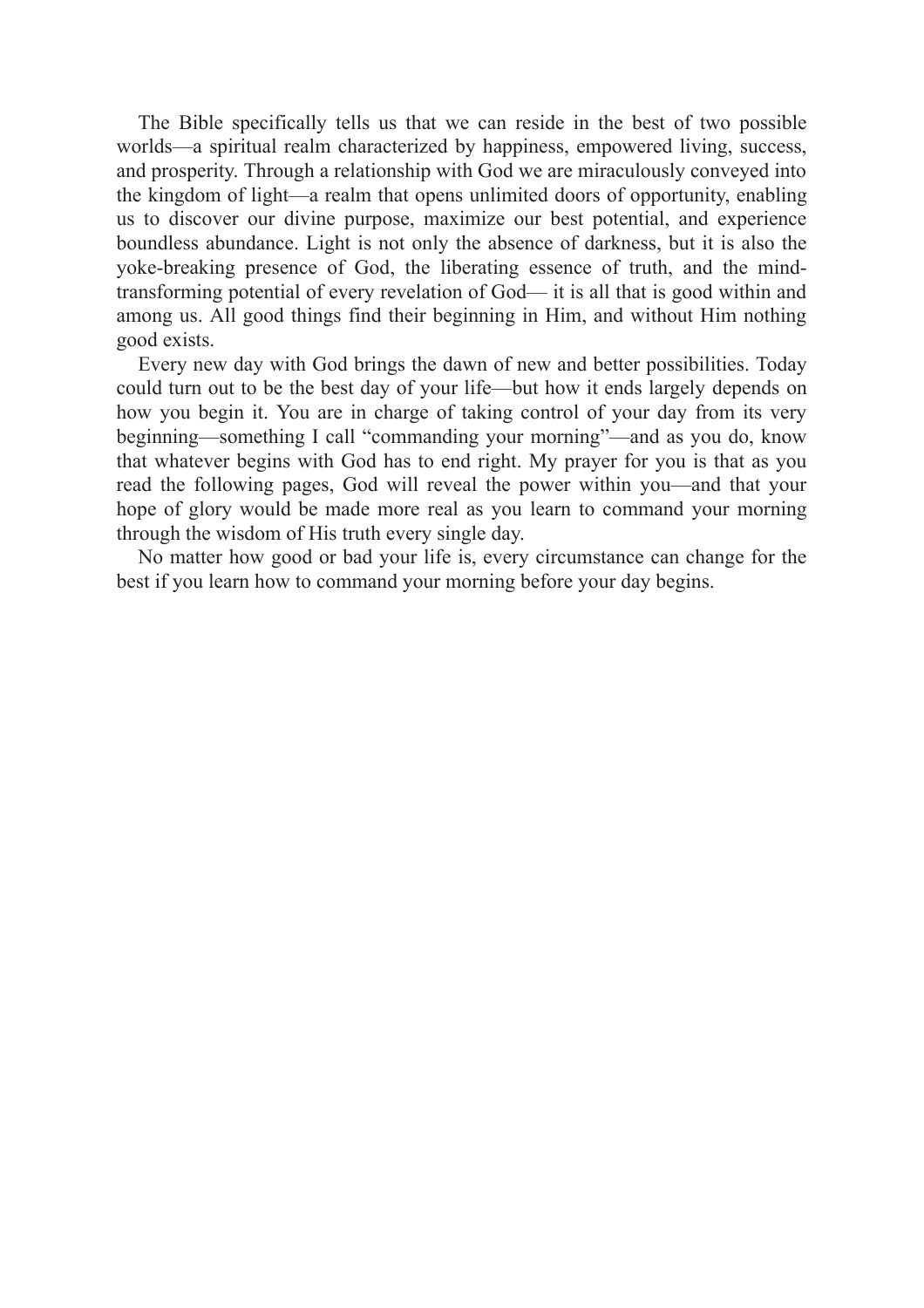The Bible specifically tells us that we can reside in the best of two possible worlds—a spiritual realm characterized by happiness, empowered living, success, and prosperity. Through a relationship with God we are miraculously conveyed into the kingdom of light—a realm that opens unlimited doors of opportunity, enabling us to discover our divine purpose, maximize our best potential, and experience boundless abundance. Light is not only the absence of darkness, but it is also the yoke-breaking presence of God, the liberating essence of truth, and the mind-transforming potential of every revelation of God— it is all that is good within and among us. All good things find their beginning in Him, and without Him nothing good exists.

Every new day with God brings the dawn of new and better possibilities. Today could turn out to be the best day of your life—but how it ends largely depends on how you begin it. You are in charge of taking control of your day from its very beginning—something I call "commanding your morning"—and as you do, know that whatever begins with God has to end right. My prayer for you is that as you read the following pages, God will reveal the power within you—and that your hope of glory would be made more real as you learn to command your morning through the wisdom of His truth every single day.

No matter how good or bad your life is, every circumstance can change for the best if you learn how to command your morning before your day begins.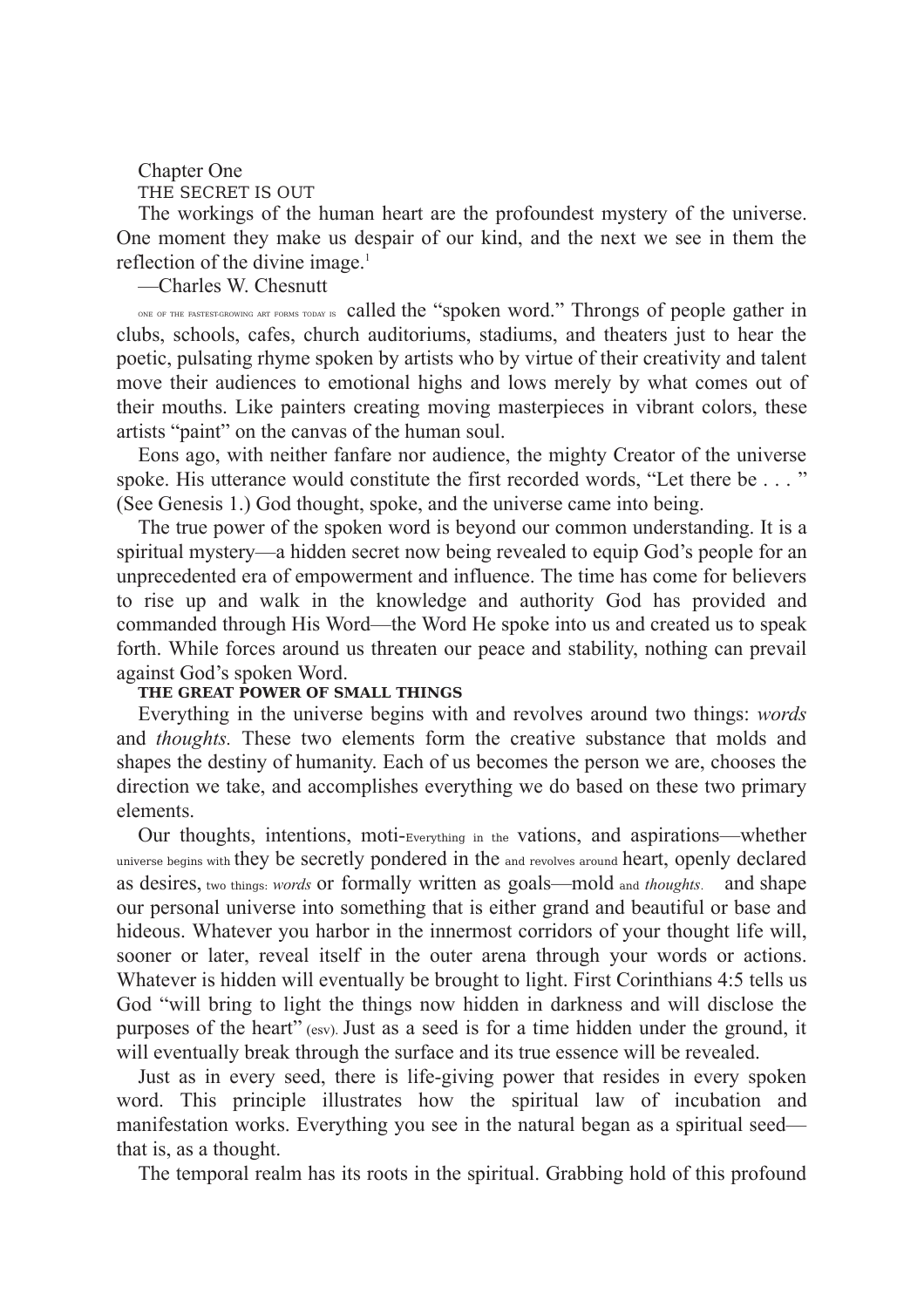# Chapter One

## THE SECRET IS OUT

The workings of the human heart are the profoundest mystery of the universe. One moment they make us despair of our kind, and the next we see in them the reflection of the divine image.[1]

—Charles W. Chesnutt

ONE OF THE FASTEST-GROWING ART FORMS TODAY IS called the "spoken word." Throngs of people gather in clubs, schools, cafes, church auditoriums, stadiums, and theaters just to hear the poetic, pulsating rhyme spoken by artists who by virtue of their creativity and talent move their audiences to emotional highs and lows merely by what comes out of their mouths. Like painters creating moving masterpieces in vibrant colors, these artists "paint" on the canvas of the human soul.

Eons ago, with neither fanfare nor audience, the mighty Creator of the universe spoke. His utterance would constitute the first recorded words, "Let there be . . . " (See Genesis 1.) God thought, spoke, and the universe came into being.

The true power of the spoken word is beyond our common understanding. It is a spiritual mystery—a hidden secret now being revealed to equip God's people for an unprecedented era of empowerment and influence. The time has come for believers to rise up and walk in the knowledge and authority God has provided and commanded through His Word—the Word He spoke into us and created us to speak forth. While forces around us threaten our peace and stability, nothing can prevail against God's spoken Word.

### THE GREAT POWER OF SMALL THINGS

Everything in the universe begins with and revolves around two things: *words* and *thoughts.* These two elements form the creative substance that molds and shapes the destiny of humanity. Each of us becomes the person we are, chooses the direction we take, and accomplishes everything we do based on these two primary elements.

Everything in the universe begins with and revolves around two things: *words* and *thoughts.*

Our thoughts, intentions, motivations, and aspirations—whether they be secretly pondered in the heart, openly declared as desires, or formally written as goals—mold and shape our personal universe into something that is either grand and beautiful or base and hideous. Whatever you harbor in the innermost corridors of your thought life will, sooner or later, reveal itself in the outer arena through your words or actions. Whatever is hidden will eventually be brought to light. First Corinthians 4:5 tells us God "will bring to light the things now hidden in darkness and will disclose the purposes of the heart" (ESV). Just as a seed is for a time hidden under the ground, it will eventually break through the surface and its true essence will be revealed.

Just as in every seed, there is life-giving power that resides in every spoken word. This principle illustrates how the spiritual law of incubation and manifestation works. Everything you see in the natural began as a spiritual seed—that is, as a thought.

The temporal realm has its roots in the spiritual. Grabbing hold of this profound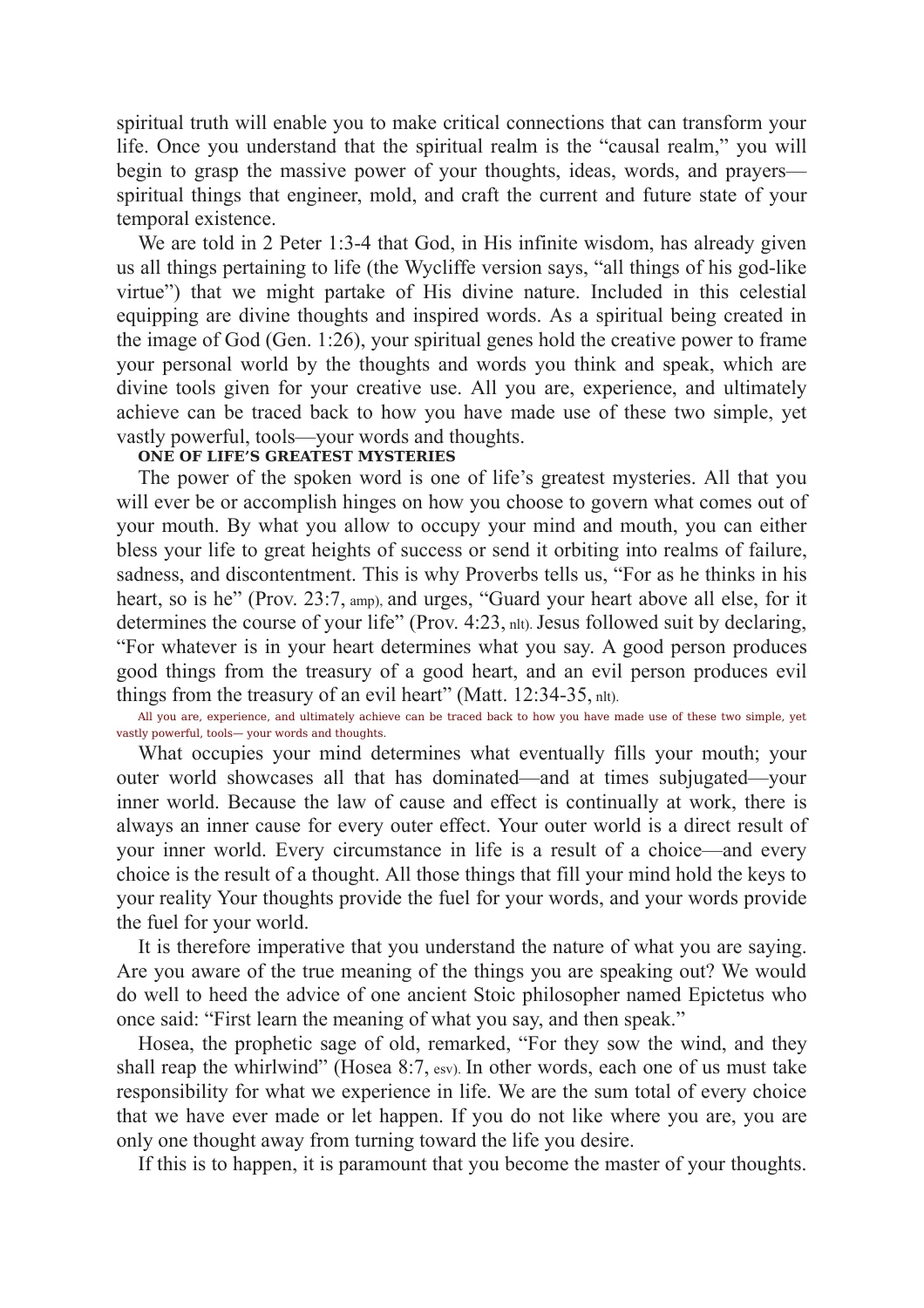spiritual truth will enable you to make critical connections that can transform your life. Once you understand that the spiritual realm is the "causal realm," you will begin to grasp the massive power of your thoughts, ideas, words, and prayers—spiritual things that engineer, mold, and craft the current and future state of your temporal existence.

We are told in 2 Peter 1:3-4 that God, in His infinite wisdom, has already given us all things pertaining to life (the Wycliffe version says, "all things of his god-like virtue") that we might partake of His divine nature. Included in this celestial equipping are divine thoughts and inspired words. As a spiritual being created in the image of God (Gen. 1:26), your spiritual genes hold the creative power to frame your personal world by the thoughts and words you think and speak, which are divine tools given for your creative use. All you are, experience, and ultimately achieve can be traced back to how you have made use of these two simple, yet vastly powerful, tools—your words and thoughts.

### ONE OF LIFE'S GREATEST MYSTERIES

The power of the spoken word is one of life's greatest mysteries. All that you will ever be or accomplish hinges on how you choose to govern what comes out of your mouth. By what you allow to occupy your mind and mouth, you can either bless your life to great heights of success or send it orbiting into realms of failure, sadness, and discontentment. This is why Proverbs tells us, "For as he thinks in his heart, so is he" (Prov. 23:7, amp), and urges, "Guard your heart above all else, for it determines the course of your life" (Prov. 4:23, nlt). Jesus followed suit by declaring, "For whatever is in your heart determines what you say. A good person produces good things from the treasury of a good heart, and an evil person produces evil things from the treasury of an evil heart" (Matt. 12:34-35, nlt).

All you are, experience, and ultimately achieve can be traced back to how you have made use of these two simple, yet vastly powerful, tools— your words and thoughts.

What occupies your mind determines what eventually fills your mouth; your outer world showcases all that has dominated—and at times subjugated—your inner world. Because the law of cause and effect is continually at work, there is always an inner cause for every outer effect. Your outer world is a direct result of your inner world. Every circumstance in life is a result of a choice—and every choice is the result of a thought. All those things that fill your mind hold the keys to your reality Your thoughts provide the fuel for your words, and your words provide the fuel for your world.

It is therefore imperative that you understand the nature of what you are saying. Are you aware of the true meaning of the things you are speaking out? We would do well to heed the advice of one ancient Stoic philosopher named Epictetus who once said: "First learn the meaning of what you say, and then speak."

Hosea, the prophetic sage of old, remarked, "For they sow the wind, and they shall reap the whirlwind" (Hosea 8:7, esv). In other words, each one of us must take responsibility for what we experience in life. We are the sum total of every choice that we have ever made or let happen. If you do not like where you are, you are only one thought away from turning toward the life you desire.

If this is to happen, it is paramount that you become the master of your thoughts.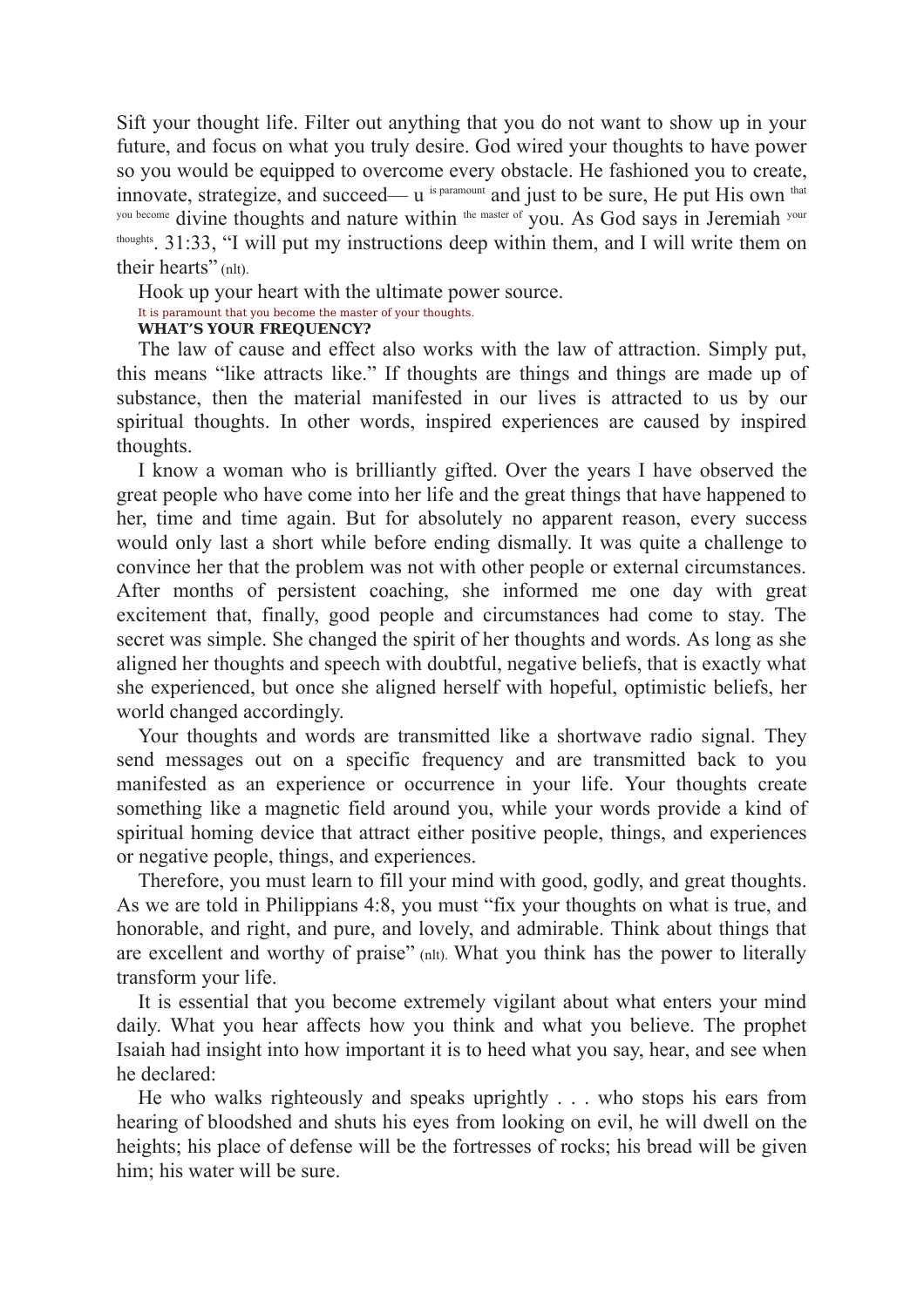Sift your thought life. Filter out anything that you do not want to show up in your future, and focus on what you truly desire. God wired your thoughts to have power so you would be equipped to overcome every obstacle. He fashioned you to create, innovate, strategize, and succeed— and just to be sure, He put His own divine thoughts and nature within you. As God says in Jeremiah 31:33, "I will put my instructions deep within them, and I will write them on their hearts" (nlt).

Hook up your heart with the ultimate power source.

It is paramount that you become the master of your thoughts.

**WHAT'S YOUR FREQUENCY?**

The law of cause and effect also works with the law of attraction. Simply put, this means "like attracts like." If thoughts are things and things are made up of substance, then the material manifested in our lives is attracted to us by our spiritual thoughts. In other words, inspired experiences are caused by inspired thoughts.

I know a woman who is brilliantly gifted. Over the years I have observed the great people who have come into her life and the great things that have happened to her, time and time again. But for absolutely no apparent reason, every success would only last a short while before ending dismally. It was quite a challenge to convince her that the problem was not with other people or external circumstances. After months of persistent coaching, she informed me one day with great excitement that, finally, good people and circumstances had come to stay. The secret was simple. She changed the spirit of her thoughts and words. As long as she aligned her thoughts and speech with doubtful, negative beliefs, that is exactly what she experienced, but once she aligned herself with hopeful, optimistic beliefs, her world changed accordingly.

Your thoughts and words are transmitted like a shortwave radio signal. They send messages out on a specific frequency and are transmitted back to you manifested as an experience or occurrence in your life. Your thoughts create something like a magnetic field around you, while your words provide a kind of spiritual homing device that attract either positive people, things, and experiences or negative people, things, and experiences.

Therefore, you must learn to fill your mind with good, godly, and great thoughts. As we are told in Philippians 4:8, you must "fix your thoughts on what is true, and honorable, and right, and pure, and lovely, and admirable. Think about things that are excellent and worthy of praise" (nlt). What you think has the power to literally transform your life.

It is essential that you become extremely vigilant about what enters your mind daily. What you hear affects how you think and what you believe. The prophet Isaiah had insight into how important it is to heed what you say, hear, and see when he declared:

He who walks righteously and speaks uprightly . . . who stops his ears from hearing of bloodshed and shuts his eyes from looking on evil, he will dwell on the heights; his place of defense will be the fortresses of rocks; his bread will be given him; his water will be sure.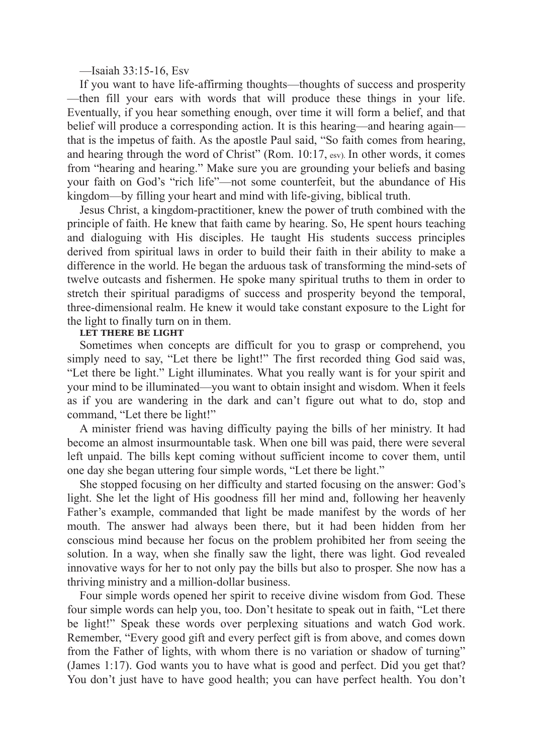—Isaiah 33:15-16, Esv

If you want to have life-affirming thoughts—thoughts of success and prosperity—then fill your ears with words that will produce these things in your life. Eventually, if you hear something enough, over time it will form a belief, and that belief will produce a corresponding action. It is this hearing—and hearing again—that is the impetus of faith. As the apostle Paul said, "So faith comes from hearing, and hearing through the word of Christ" (Rom. 10:17, esv). In other words, it comes from "hearing and hearing." Make sure you are grounding your beliefs and basing your faith on God's "rich life"—not some counterfeit, but the abundance of His kingdom—by filling your heart and mind with life-giving, biblical truth.

Jesus Christ, a kingdom-practitioner, knew the power of truth combined with the principle of faith. He knew that faith came by hearing. So, He spent hours teaching and dialoguing with His disciples. He taught His students success principles derived from spiritual laws in order to build their faith in their ability to make a difference in the world. He began the arduous task of transforming the mind-sets of twelve outcasts and fishermen. He spoke many spiritual truths to them in order to stretch their spiritual paradigms of success and prosperity beyond the temporal, three-dimensional realm. He knew it would take constant exposure to the Light for the light to finally turn on in them.

**LET THERE BE LIGHT**

Sometimes when concepts are difficult for you to grasp or comprehend, you simply need to say, "Let there be light!" The first recorded thing God said was, "Let there be light." Light illuminates. What you really want is for your spirit and your mind to be illuminated—you want to obtain insight and wisdom. When it feels as if you are wandering in the dark and can't figure out what to do, stop and command, "Let there be light!"

A minister friend was having difficulty paying the bills of her ministry. It had become an almost insurmountable task. When one bill was paid, there were several left unpaid. The bills kept coming without sufficient income to cover them, until one day she began uttering four simple words, "Let there be light."

She stopped focusing on her difficulty and started focusing on the answer: God's light. She let the light of His goodness fill her mind and, following her heavenly Father's example, commanded that light be made manifest by the words of her mouth. The answer had always been there, but it had been hidden from her conscious mind because her focus on the problem prohibited her from seeing the solution. In a way, when she finally saw the light, there was light. God revealed innovative ways for her to not only pay the bills but also to prosper. She now has a thriving ministry and a million-dollar business.

Four simple words opened her spirit to receive divine wisdom from God. These four simple words can help you, too. Don't hesitate to speak out in faith, "Let there be light!" Speak these words over perplexing situations and watch God work. Remember, "Every good gift and every perfect gift is from above, and comes down from the Father of lights, with whom there is no variation or shadow of turning" (James 1:17). God wants you to have what is good and perfect. Did you get that? You don't just have to have good health; you can have perfect health. You don't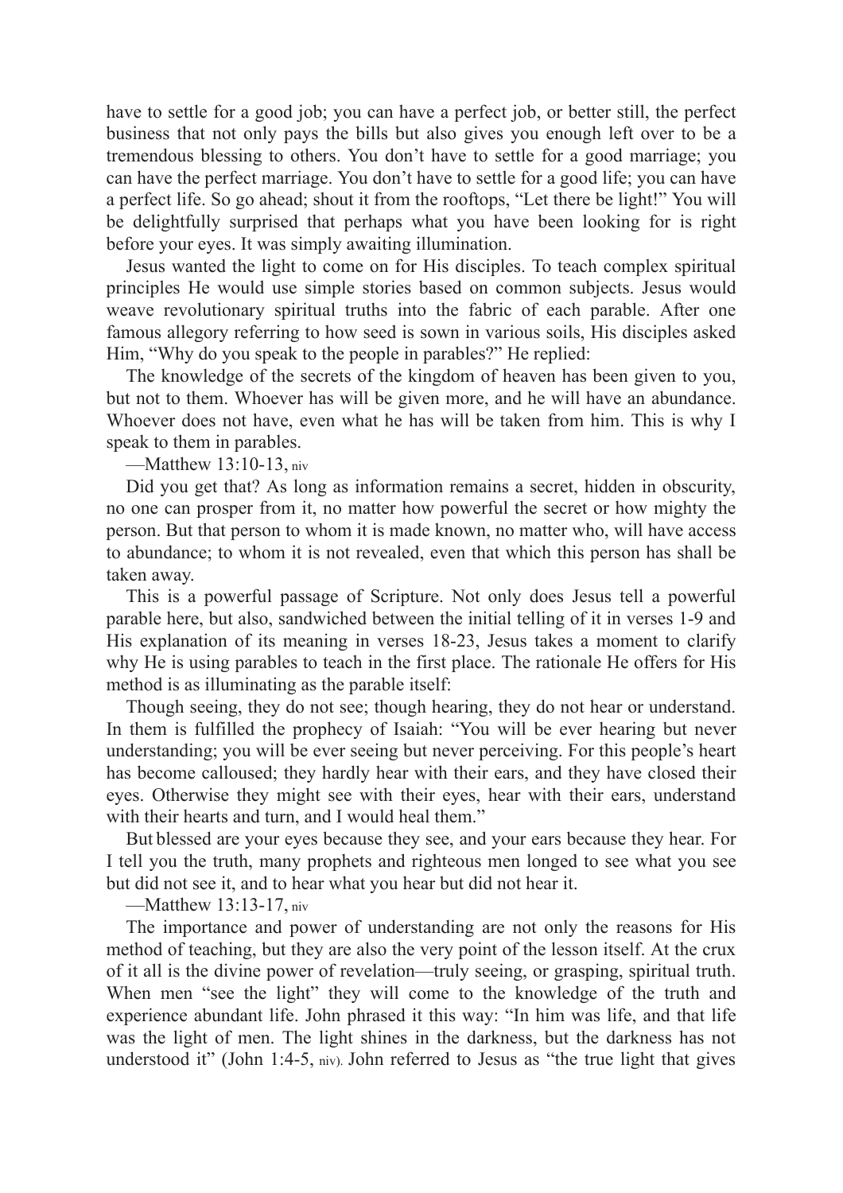have to settle for a good job; you can have a perfect job, or better still, the perfect business that not only pays the bills but also gives you enough left over to be a tremendous blessing to others. You don't have to settle for a good marriage; you can have the perfect marriage. You don't have to settle for a good life; you can have a perfect life. So go ahead; shout it from the rooftops, "Let there be light!" You will be delightfully surprised that perhaps what you have been looking for is right before your eyes. It was simply awaiting illumination.

Jesus wanted the light to come on for His disciples. To teach complex spiritual principles He would use simple stories based on common subjects. Jesus would weave revolutionary spiritual truths into the fabric of each parable. After one famous allegory referring to how seed is sown in various soils, His disciples asked Him, "Why do you speak to the people in parables?" He replied:

The knowledge of the secrets of the kingdom of heaven has been given to you, but not to them. Whoever has will be given more, and he will have an abundance. Whoever does not have, even what he has will be taken from him. This is why I speak to them in parables.

—Matthew 13:10-13, niv

Did you get that? As long as information remains a secret, hidden in obscurity, no one can prosper from it, no matter how powerful the secret or how mighty the person. But that person to whom it is made known, no matter who, will have access to abundance; to whom it is not revealed, even that which this person has shall be taken away.

This is a powerful passage of Scripture. Not only does Jesus tell a powerful parable here, but also, sandwiched between the initial telling of it in verses 1-9 and His explanation of its meaning in verses 18-23, Jesus takes a moment to clarify why He is using parables to teach in the first place. The rationale He offers for His method is as illuminating as the parable itself:

Though seeing, they do not see; though hearing, they do not hear or understand. In them is fulfilled the prophecy of Isaiah: "You will be ever hearing but never understanding; you will be ever seeing but never perceiving. For this people's heart has become calloused; they hardly hear with their ears, and they have closed their eyes. Otherwise they might see with their eyes, hear with their ears, understand with their hearts and turn, and I would heal them."

But blessed are your eyes because they see, and your ears because they hear. For I tell you the truth, many prophets and righteous men longed to see what you see but did not see it, and to hear what you hear but did not hear it.

—Matthew 13:13-17, niv

The importance and power of understanding are not only the reasons for His method of teaching, but they are also the very point of the lesson itself. At the crux of it all is the divine power of revelation—truly seeing, or grasping, spiritual truth. When men "see the light" they will come to the knowledge of the truth and experience abundant life. John phrased it this way: "In him was life, and that life was the light of men. The light shines in the darkness, but the darkness has not understood it" (John 1:4-5, niv). John referred to Jesus as "the true light that gives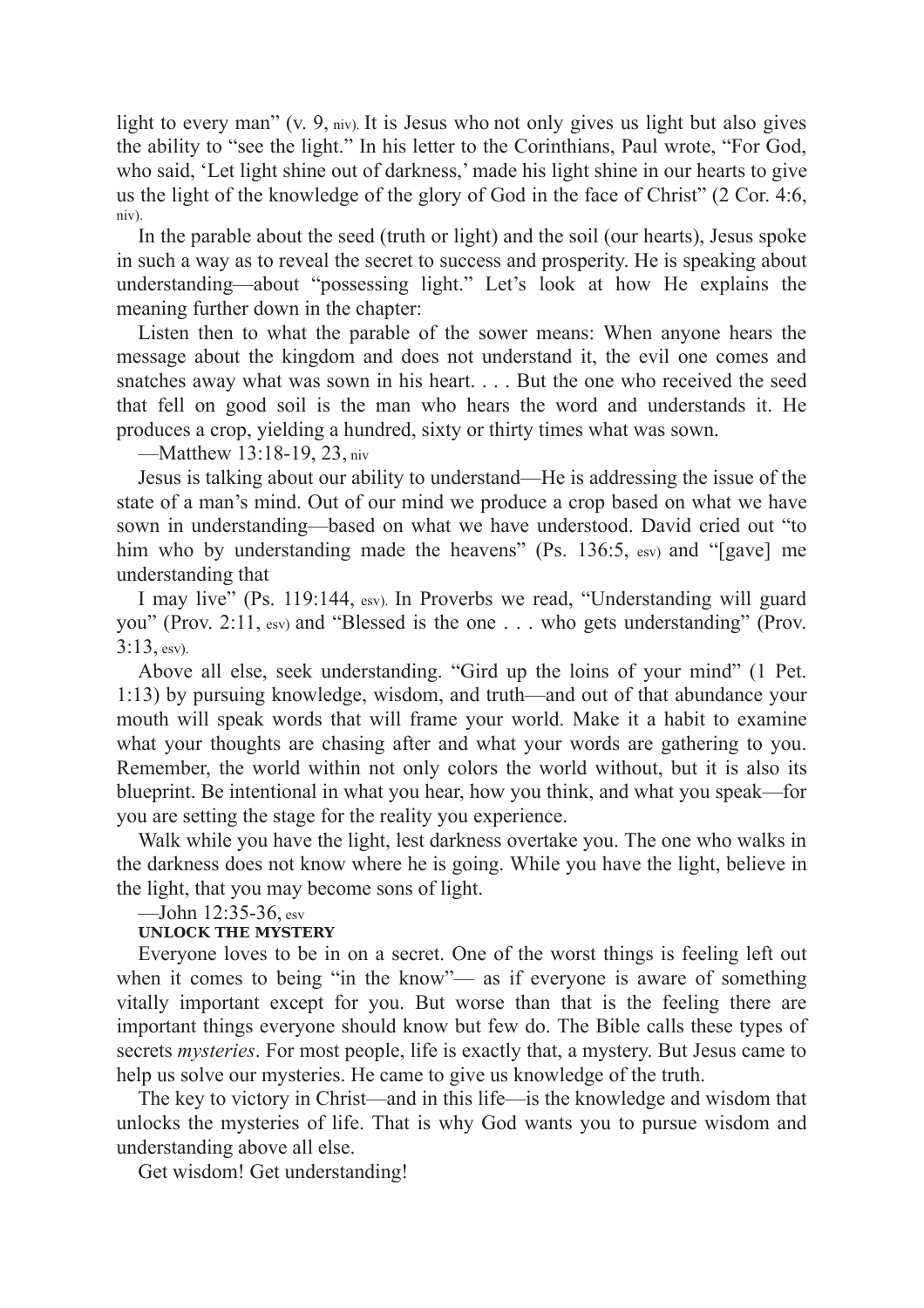light to every man" (v. 9, niv). It is Jesus who not only gives us light but also gives the ability to "see the light." In his letter to the Corinthians, Paul wrote, "For God, who said, 'Let light shine out of darkness,' made his light shine in our hearts to give us the light of the knowledge of the glory of God in the face of Christ" (2 Cor. 4:6, niv).

In the parable about the seed (truth or light) and the soil (our hearts), Jesus spoke in such a way as to reveal the secret to success and prosperity. He is speaking about understanding—about "possessing light." Let's look at how He explains the meaning further down in the chapter:

Listen then to what the parable of the sower means: When anyone hears the message about the kingdom and does not understand it, the evil one comes and snatches away what was sown in his heart. . . . But the one who received the seed that fell on good soil is the man who hears the word and understands it. He produces a crop, yielding a hundred, sixty or thirty times what was sown.

—Matthew 13:18-19, 23, niv

Jesus is talking about our ability to understand—He is addressing the issue of the state of a man's mind. Out of our mind we produce a crop based on what we have sown in understanding—based on what we have understood. David cried out "to him who by understanding made the heavens" (Ps. 136:5, esv) and "[gave] me understanding that

I may live" (Ps. 119:144, esv). In Proverbs we read, "Understanding will guard you" (Prov. 2:11, esv) and "Blessed is the one . . . who gets understanding" (Prov. 3:13, esv).

Above all else, seek understanding. "Gird up the loins of your mind" (1 Pet. 1:13) by pursuing knowledge, wisdom, and truth—and out of that abundance your mouth will speak words that will frame your world. Make it a habit to examine what your thoughts are chasing after and what your words are gathering to you. Remember, the world within not only colors the world without, but it is also its blueprint. Be intentional in what you hear, how you think, and what you speak—for you are setting the stage for the reality you experience.

Walk while you have the light, lest darkness overtake you. The one who walks in the darkness does not know where he is going. While you have the light, believe in the light, that you may become sons of light.

—John 12:35-36, esv

**UNLOCK THE MYSTERY**

Everyone loves to be in on a secret. One of the worst things is feeling left out when it comes to being "in the know"— as if everyone is aware of something vitally important except for you. But worse than that is the feeling there are important things everyone should know but few do. The Bible calls these types of secrets *mysteries*. For most people, life is exactly that, a mystery. But Jesus came to help us solve our mysteries. He came to give us knowledge of the truth.

The key to victory in Christ—and in this life—is the knowledge and wisdom that unlocks the mysteries of life. That is why God wants you to pursue wisdom and understanding above all else.

Get wisdom! Get understanding!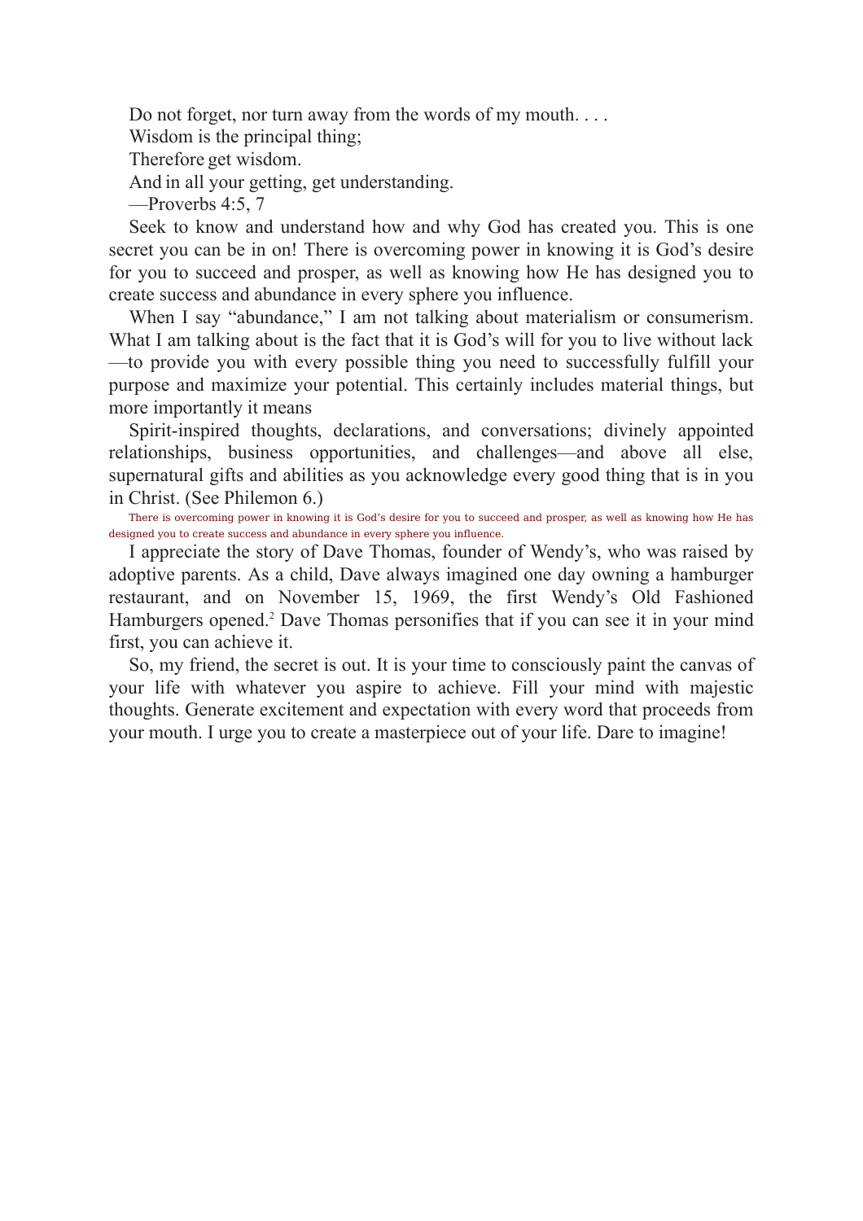Do not forget, nor turn away from the words of my mouth. . . .

Wisdom is the principal thing;

Therefore get wisdom.

And in all your getting, get understanding.

—Proverbs 4:5, 7

Seek to know and understand how and why God has created you. This is one secret you can be in on! There is overcoming power in knowing it is God's desire for you to succeed and prosper, as well as knowing how He has designed you to create success and abundance in every sphere you influence.

When I say "abundance," I am not talking about materialism or consumerism. What I am talking about is the fact that it is God's will for you to live without lack—to provide you with every possible thing you need to successfully fulfill your purpose and maximize your potential. This certainly includes material things, but more importantly it means

Spirit-inspired thoughts, declarations, and conversations; divinely appointed relationships, business opportunities, and challenges—and above all else, supernatural gifts and abilities as you acknowledge every good thing that is in you in Christ. (See Philemon 6.)

There is overcoming power in knowing it is God's desire for you to succeed and prosper, as well as knowing how He has designed you to create success and abundance in every sphere you influence.

I appreciate the story of Dave Thomas, founder of Wendy's, who was raised by adoptive parents. As a child, Dave always imagined one day owning a hamburger restaurant, and on November 15, 1969, the first Wendy's Old Fashioned Hamburgers opened.[2] Dave Thomas personifies that if you can see it in your mind first, you can achieve it.

So, my friend, the secret is out. It is your time to consciously paint the canvas of your life with whatever you aspire to achieve. Fill your mind with majestic thoughts. Generate excitement and expectation with every word that proceeds from your mouth. I urge you to create a masterpiece out of your life. Dare to imagine!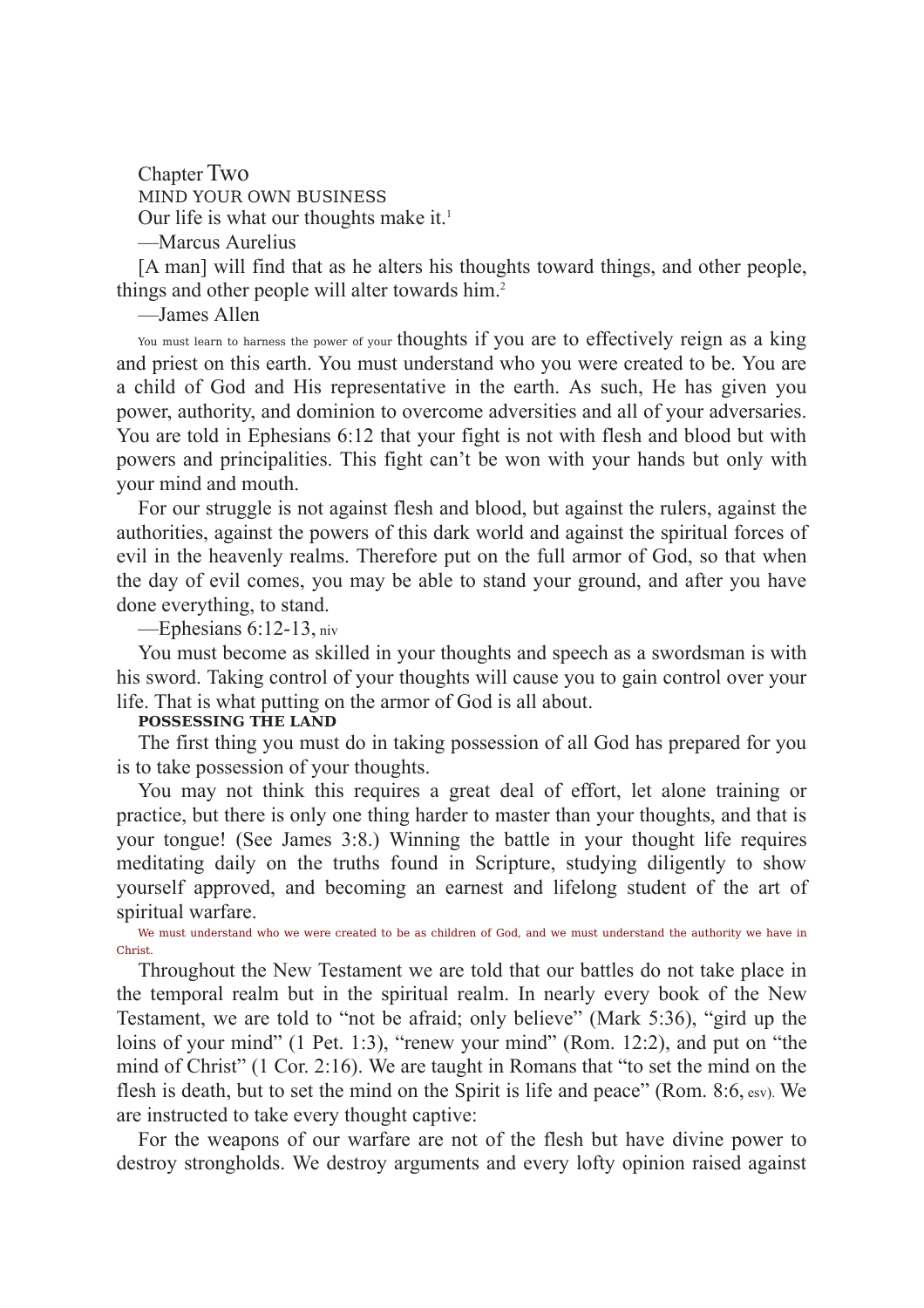# Chapter Two

## MIND YOUR OWN BUSINESS

Our life is what our thoughts make it.[1]

—Marcus Aurelius

[A man] will find that as he alters his thoughts toward things, and other people, things and other people will alter towards him.[2]

—James Allen

You must learn to harness the power of your thoughts if you are to effectively reign as a king and priest on this earth. You must understand who you were created to be. You are a child of God and His representative in the earth. As such, He has given you power, authority, and dominion to overcome adversities and all of your adversaries. You are told in Ephesians 6:12 that your fight is not with flesh and blood but with powers and principalities. This fight can't be won with your hands but only with your mind and mouth.

For our struggle is not against flesh and blood, but against the rulers, against the authorities, against the powers of this dark world and against the spiritual forces of evil in the heavenly realms. Therefore put on the full armor of God, so that when the day of evil comes, you may be able to stand your ground, and after you have done everything, to stand.

—Ephesians 6:12-13, niv

You must become as skilled in your thoughts and speech as a swordsman is with his sword. Taking control of your thoughts will cause you to gain control over your life. That is what putting on the armor of God is all about.

### POSSESSING THE LAND

The first thing you must do in taking possession of all God has prepared for you is to take possession of your thoughts.

You may not think this requires a great deal of effort, let alone training or practice, but there is only one thing harder to master than your thoughts, and that is your tongue! (See James 3:8.) Winning the battle in your thought life requires meditating daily on the truths found in Scripture, studying diligently to show yourself approved, and becoming an earnest and lifelong student of the art of spiritual warfare.

We must understand who we were created to be as children of God, and we must understand the authority we have in Christ.

Throughout the New Testament we are told that our battles do not take place in the temporal realm but in the spiritual realm. In nearly every book of the New Testament, we are told to "not be afraid; only believe" (Mark 5:36), "gird up the loins of your mind" (1 Pet. 1:3), "renew your mind" (Rom. 12:2), and put on "the mind of Christ" (1 Cor. 2:16). We are taught in Romans that "to set the mind on the flesh is death, but to set the mind on the Spirit is life and peace" (Rom. 8:6, esv). We are instructed to take every thought captive:

For the weapons of our warfare are not of the flesh but have divine power to destroy strongholds. We destroy arguments and every lofty opinion raised against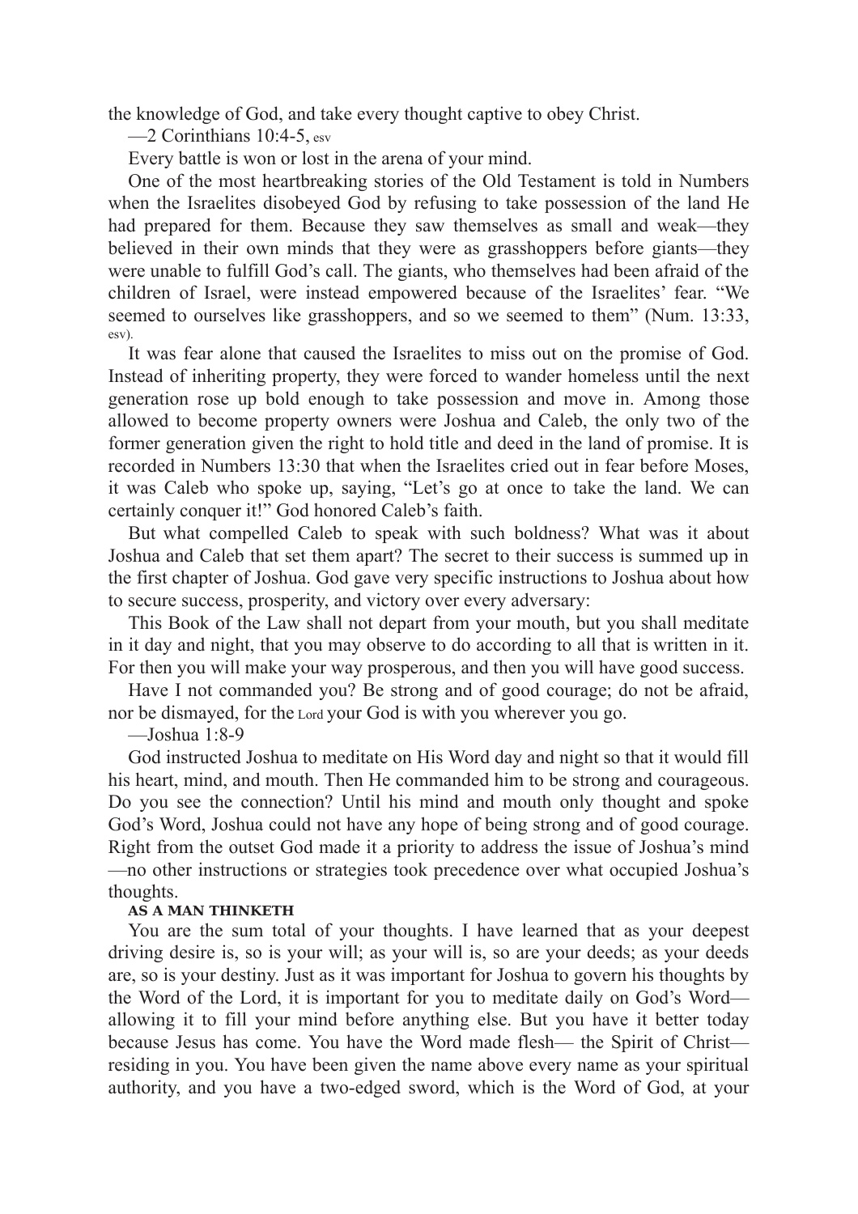the knowledge of God, and take every thought captive to obey Christ.

—2 Corinthians 10:4-5, esv

Every battle is won or lost in the arena of your mind.

One of the most heartbreaking stories of the Old Testament is told in Numbers when the Israelites disobeyed God by refusing to take possession of the land He had prepared for them. Because they saw themselves as small and weak—they believed in their own minds that they were as grasshoppers before giants—they were unable to fulfill God's call. The giants, who themselves had been afraid of the children of Israel, were instead empowered because of the Israelites' fear. "We seemed to ourselves like grasshoppers, and so we seemed to them" (Num. 13:33, esv).

It was fear alone that caused the Israelites to miss out on the promise of God. Instead of inheriting property, they were forced to wander homeless until the next generation rose up bold enough to take possession and move in. Among those allowed to become property owners were Joshua and Caleb, the only two of the former generation given the right to hold title and deed in the land of promise. It is recorded in Numbers 13:30 that when the Israelites cried out in fear before Moses, it was Caleb who spoke up, saying, "Let's go at once to take the land. We can certainly conquer it!" God honored Caleb's faith.

But what compelled Caleb to speak with such boldness? What was it about Joshua and Caleb that set them apart? The secret to their success is summed up in the first chapter of Joshua. God gave very specific instructions to Joshua about how to secure success, prosperity, and victory over every adversary:

This Book of the Law shall not depart from your mouth, but you shall meditate in it day and night, that you may observe to do according to all that is written in it. For then you will make your way prosperous, and then you will have good success.

Have I not commanded you? Be strong and of good courage; do not be afraid, nor be dismayed, for the Lord your God is with you wherever you go.

—Joshua 1:8-9

God instructed Joshua to meditate on His Word day and night so that it would fill his heart, mind, and mouth. Then He commanded him to be strong and courageous. Do you see the connection? Until his mind and mouth only thought and spoke God's Word, Joshua could not have any hope of being strong and of good courage. Right from the outset God made it a priority to address the issue of Joshua's mind—no other instructions or strategies took precedence over what occupied Joshua's thoughts.

**AS A MAN THINKETH**

You are the sum total of your thoughts. I have learned that as your deepest driving desire is, so is your will; as your will is, so are your deeds; as your deeds are, so is your destiny. Just as it was important for Joshua to govern his thoughts by the Word of the Lord, it is important for you to meditate daily on God's Word—allowing it to fill your mind before anything else. But you have it better today because Jesus has come. You have the Word made flesh— the Spirit of Christ—residing in you. You have been given the name above every name as your spiritual authority, and you have a two-edged sword, which is the Word of God, at your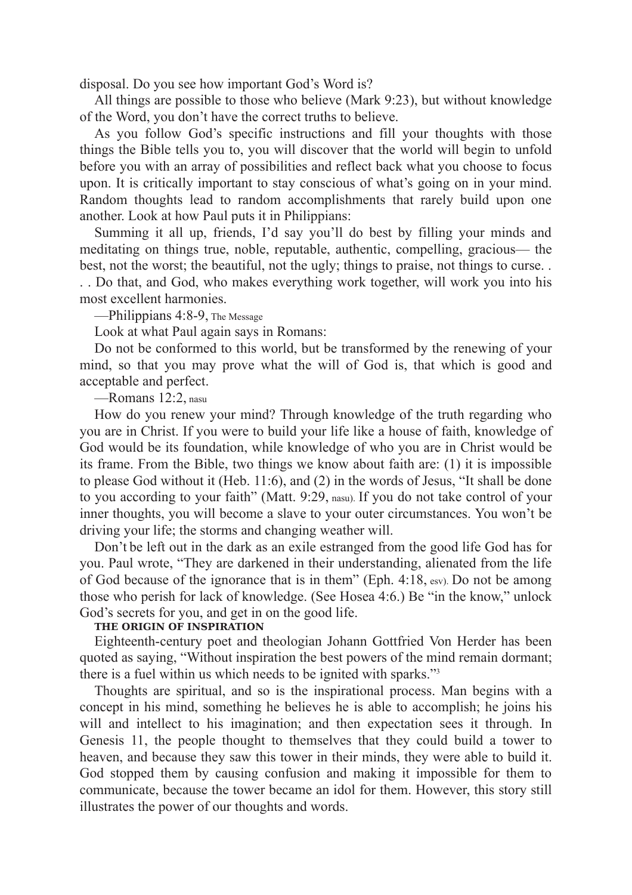disposal. Do you see how important God's Word is?

All things are possible to those who believe (Mark 9:23), but without knowledge of the Word, you don't have the correct truths to believe.

As you follow God's specific instructions and fill your thoughts with those things the Bible tells you to, you will discover that the world will begin to unfold before you with an array of possibilities and reflect back what you choose to focus upon. It is critically important to stay conscious of what's going on in your mind. Random thoughts lead to random accomplishments that rarely build upon one another. Look at how Paul puts it in Philippians:

Summing it all up, friends, I'd say you'll do best by filling your minds and meditating on things true, noble, reputable, authentic, compelling, gracious— the best, not the worst; the beautiful, not the ugly; things to praise, not things to curse. . . . Do that, and God, who makes everything work together, will work you into his most excellent harmonies.

—Philippians 4:8-9, The Message

Look at what Paul again says in Romans:

Do not be conformed to this world, but be transformed by the renewing of your mind, so that you may prove what the will of God is, that which is good and acceptable and perfect.

—Romans 12:2, nasu

How do you renew your mind? Through knowledge of the truth regarding who you are in Christ. If you were to build your life like a house of faith, knowledge of God would be its foundation, while knowledge of who you are in Christ would be its frame. From the Bible, two things we know about faith are: (1) it is impossible to please God without it (Heb. 11:6), and (2) in the words of Jesus, "It shall be done to you according to your faith" (Matt. 9:29, nasu). If you do not take control of your inner thoughts, you will become a slave to your outer circumstances. You won't be driving your life; the storms and changing weather will.

Don't be left out in the dark as an exile estranged from the good life God has for you. Paul wrote, "They are darkened in their understanding, alienated from the life of God because of the ignorance that is in them" (Eph. 4:18, esv). Do not be among those who perish for lack of knowledge. (See Hosea 4:6.) Be "in the know," unlock God's secrets for you, and get in on the good life.

## THE ORIGIN OF INSPIRATION

Eighteenth-century poet and theologian Johann Gottfried Von Herder has been quoted as saying, "Without inspiration the best powers of the mind remain dormant; there is a fuel within us which needs to be ignited with sparks."[3]

Thoughts are spiritual, and so is the inspirational process. Man begins with a concept in his mind, something he believes he is able to accomplish; he joins his will and intellect to his imagination; and then expectation sees it through. In Genesis 11, the people thought to themselves that they could build a tower to heaven, and because they saw this tower in their minds, they were able to build it. God stopped them by causing confusion and making it impossible for them to communicate, because the tower became an idol for them. However, this story still illustrates the power of our thoughts and words.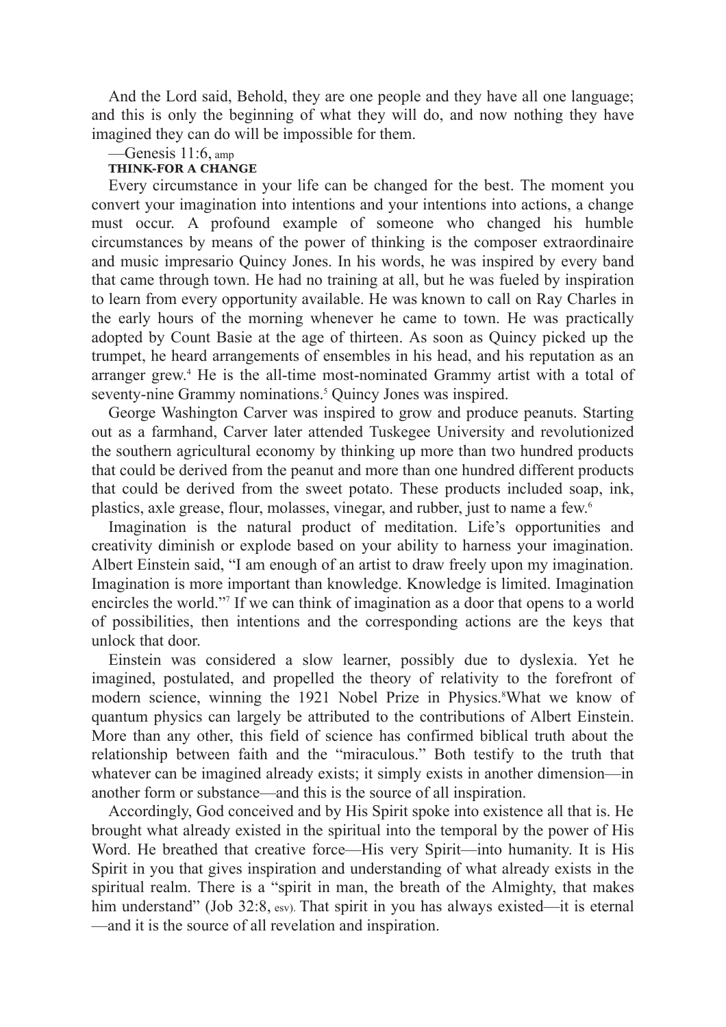And the Lord said, Behold, they are one people and they have all one language; and this is only the beginning of what they will do, and now nothing they have imagined they can do will be impossible for them.

—Genesis 11:6, amp

**THINK-FOR A CHANGE**

Every circumstance in your life can be changed for the best. The moment you convert your imagination into intentions and your intentions into actions, a change must occur. A profound example of someone who changed his humble circumstances by means of the power of thinking is the composer extraordinaire and music impresario Quincy Jones. In his words, he was inspired by every band that came through town. He had no training at all, but he was fueled by inspiration to learn from every opportunity available. He was known to call on Ray Charles in the early hours of the morning whenever he came to town. He was practically adopted by Count Basie at the age of thirteen. As soon as Quincy picked up the trumpet, he heard arrangements of ensembles in his head, and his reputation as an arranger grew.[4] He is the all-time most-nominated Grammy artist with a total of seventy-nine Grammy nominations.[5] Quincy Jones was inspired.

George Washington Carver was inspired to grow and produce peanuts. Starting out as a farmhand, Carver later attended Tuskegee University and revolutionized the southern agricultural economy by thinking up more than two hundred products that could be derived from the peanut and more than one hundred different products that could be derived from the sweet potato. These products included soap, ink, plastics, axle grease, flour, molasses, vinegar, and rubber, just to name a few.[6]

Imagination is the natural product of meditation. Life's opportunities and creativity diminish or explode based on your ability to harness your imagination. Albert Einstein said, "I am enough of an artist to draw freely upon my imagination. Imagination is more important than knowledge. Knowledge is limited. Imagination encircles the world."[7] If we can think of imagination as a door that opens to a world of possibilities, then intentions and the corresponding actions are the keys that unlock that door.

Einstein was considered a slow learner, possibly due to dyslexia. Yet he imagined, postulated, and propelled the theory of relativity to the forefront of modern science, winning the 1921 Nobel Prize in Physics.[8]What we know of quantum physics can largely be attributed to the contributions of Albert Einstein. More than any other, this field of science has confirmed biblical truth about the relationship between faith and the "miraculous." Both testify to the truth that whatever can be imagined already exists; it simply exists in another dimension—in another form or substance—and this is the source of all inspiration.

Accordingly, God conceived and by His Spirit spoke into existence all that is. He brought what already existed in the spiritual into the temporal by the power of His Word. He breathed that creative force—His very Spirit—into humanity. It is His Spirit in you that gives inspiration and understanding of what already exists in the spiritual realm. There is a "spirit in man, the breath of the Almighty, that makes him understand" (Job 32:8, esv). That spirit in you has always existed—it is eternal—and it is the source of all revelation and inspiration.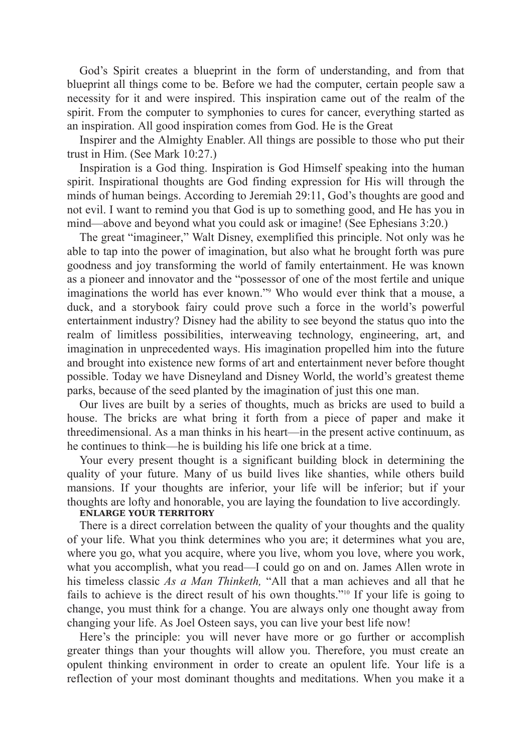God's Spirit creates a blueprint in the form of understanding, and from that blueprint all things come to be. Before we had the computer, certain people saw a necessity for it and were inspired. This inspiration came out of the realm of the spirit. From the computer to symphonies to cures for cancer, everything started as an inspiration. All good inspiration comes from God. He is the Great

Inspirer and the Almighty Enabler. All things are possible to those who put their trust in Him. (See Mark 10:27.)

Inspiration is a God thing. Inspiration is God Himself speaking into the human spirit. Inspirational thoughts are God finding expression for His will through the minds of human beings. According to Jeremiah 29:11, God's thoughts are good and not evil. I want to remind you that God is up to something good, and He has you in mind—above and beyond what you could ask or imagine! (See Ephesians 3:20.)

The great "imagineer," Walt Disney, exemplified this principle. Not only was he able to tap into the power of imagination, but also what he brought forth was pure goodness and joy transforming the world of family entertainment. He was known as a pioneer and innovator and the "possessor of one of the most fertile and unique imaginations the world has ever known."[9] Who would ever think that a mouse, a duck, and a storybook fairy could prove such a force in the world's powerful entertainment industry? Disney had the ability to see beyond the status quo into the realm of limitless possibilities, interweaving technology, engineering, art, and imagination in unprecedented ways. His imagination propelled him into the future and brought into existence new forms of art and entertainment never before thought possible. Today we have Disneyland and Disney World, the world's greatest theme parks, because of the seed planted by the imagination of just this one man.

Our lives are built by a series of thoughts, much as bricks are used to build a house. The bricks are what bring it forth from a piece of paper and make it threedimensional. As a man thinks in his heart—in the present active continuum, as he continues to think—he is building his life one brick at a time.

Your every present thought is a significant building block in determining the quality of your future. Many of us build lives like shanties, while others build mansions. If your thoughts are inferior, your life will be inferior; but if your thoughts are lofty and honorable, you are laying the foundation to live accordingly.

**ENLARGE YOUR TERRITORY**

There is a direct correlation between the quality of your thoughts and the quality of your life. What you think determines who you are; it determines what you are, where you go, what you acquire, where you live, whom you love, where you work, what you accomplish, what you read—I could go on and on. James Allen wrote in his timeless classic *As a Man Thinketh,* "All that a man achieves and all that he fails to achieve is the direct result of his own thoughts."[10] If your life is going to change, you must think for a change. You are always only one thought away from changing your life. As Joel Osteen says, you can live your best life now!

Here's the principle: you will never have more or go further or accomplish greater things than your thoughts will allow you. Therefore, you must create an opulent thinking environment in order to create an opulent life. Your life is a reflection of your most dominant thoughts and meditations. When you make it a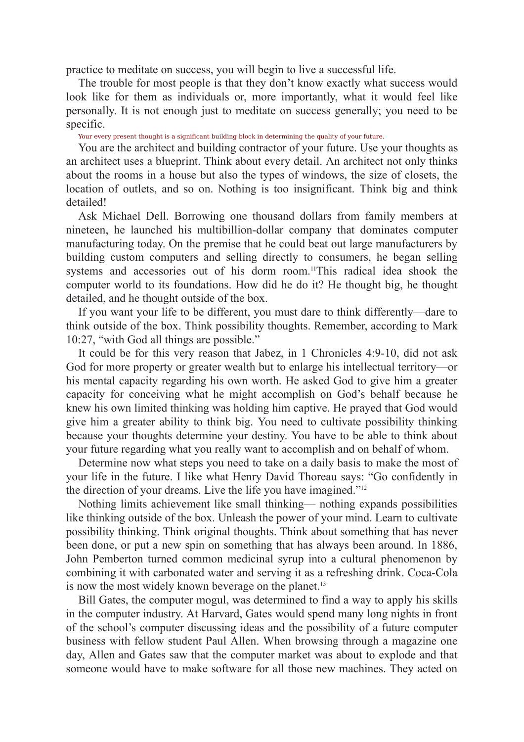practice to meditate on success, you will begin to live a successful life.

The trouble for most people is that they don't know exactly what success would look like for them as individuals or, more importantly, what it would feel like personally. It is not enough just to meditate on success generally; you need to be specific.

Your every present thought is a significant building block in determining the quality of your future.

You are the architect and building contractor of your future. Use your thoughts as an architect uses a blueprint. Think about every detail. An architect not only thinks about the rooms in a house but also the types of windows, the size of closets, the location of outlets, and so on. Nothing is too insignificant. Think big and think detailed!

Ask Michael Dell. Borrowing one thousand dollars from family members at nineteen, he launched his multibillion-dollar company that dominates computer manufacturing today. On the premise that he could beat out large manufacturers by building custom computers and selling directly to consumers, he began selling systems and accessories out of his dorm room.[11]This radical idea shook the computer world to its foundations. How did he do it? He thought big, he thought detailed, and he thought outside of the box.

If you want your life to be different, you must dare to think differently—dare to think outside of the box. Think possibility thoughts. Remember, according to Mark 10:27, "with God all things are possible."

It could be for this very reason that Jabez, in 1 Chronicles 4:9-10, did not ask God for more property or greater wealth but to enlarge his intellectual territory—or his mental capacity regarding his own worth. He asked God to give him a greater capacity for conceiving what he might accomplish on God's behalf because he knew his own limited thinking was holding him captive. He prayed that God would give him a greater ability to think big. You need to cultivate possibility thinking because your thoughts determine your destiny. You have to be able to think about your future regarding what you really want to accomplish and on behalf of whom.

Determine now what steps you need to take on a daily basis to make the most of your life in the future. I like what Henry David Thoreau says: "Go confidently in the direction of your dreams. Live the life you have imagined."[12]

Nothing limits achievement like small thinking— nothing expands possibilities like thinking outside of the box. Unleash the power of your mind. Learn to cultivate possibility thinking. Think original thoughts. Think about something that has never been done, or put a new spin on something that has always been around. In 1886, John Pemberton turned common medicinal syrup into a cultural phenomenon by combining it with carbonated water and serving it as a refreshing drink. Coca-Cola is now the most widely known beverage on the planet.[13]

Bill Gates, the computer mogul, was determined to find a way to apply his skills in the computer industry. At Harvard, Gates would spend many long nights in front of the school's computer discussing ideas and the possibility of a future computer business with fellow student Paul Allen. When browsing through a magazine one day, Allen and Gates saw that the computer market was about to explode and that someone would have to make software for all those new machines. They acted on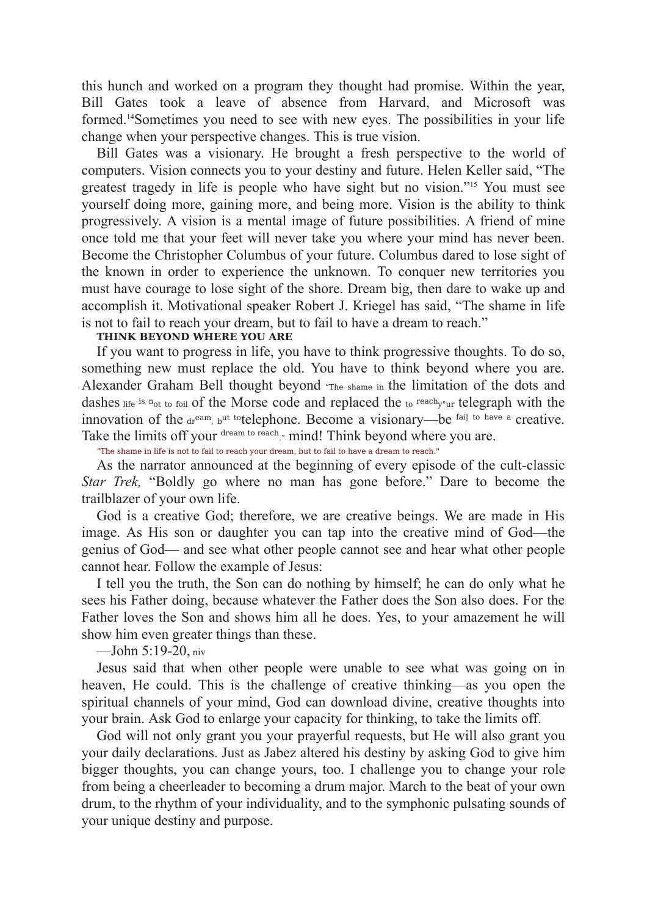this hunch and worked on a program they thought had promise. Within the year, Bill Gates took a leave of absence from Harvard, and Microsoft was formed.[14] Sometimes you need to see with new eyes. The possibilities in your life change when your perspective changes. This is true vision.

Bill Gates was a visionary. He brought a fresh perspective to the world of computers. Vision connects you to your destiny and future. Helen Keller said, "The greatest tragedy in life is people who have sight but no vision."[15] You must see yourself doing more, gaining more, and being more. Vision is the ability to think progressively. A vision is a mental image of future possibilities. A friend of mine once told me that your feet will never take you where your mind has never been. Become the Christopher Columbus of your future. Columbus dared to lose sight of the known in order to experience the unknown. To conquer new territories you must have courage to lose sight of the shore. Dream big, then dare to wake up and accomplish it. Motivational speaker Robert J. Kriegel has said, "The shame in life is not to fail to reach your dream, but to fail to have a dream to reach."

**THINK BEYOND WHERE YOU ARE**

If you want to progress in life, you have to think progressive thoughts. To do so, something new must replace the old. You have to think beyond where you are. Alexander Graham Bell thought beyond the limitation of the dots and dashes of the Morse code and replaced the telegraph with the innovation of the telephone. Become a visionary—be creative. Take the limits off your mind! Think beyond where you are.

"The shame in life is not to fail to reach your dream, but to fail to have a dream to reach."

As the narrator announced at the beginning of every episode of the cult-classic *Star Trek,* "Boldly go where no man has gone before." Dare to become the trailblazer of your own life.

God is a creative God; therefore, we are creative beings. We are made in His image. As His son or daughter you can tap into the creative mind of God—the genius of God— and see what other people cannot see and hear what other people cannot hear. Follow the example of Jesus:

I tell you the truth, the Son can do nothing by himself; he can do only what he sees his Father doing, because whatever the Father does the Son also does. For the Father loves the Son and shows him all he does. Yes, to your amazement he will show him even greater things than these.

—John 5:19-20, niv

Jesus said that when other people were unable to see what was going on in heaven, He could. This is the challenge of creative thinking—as you open the spiritual channels of your mind, God can download divine, creative thoughts into your brain. Ask God to enlarge your capacity for thinking, to take the limits off.

God will not only grant you your prayerful requests, but He will also grant you your daily declarations. Just as Jabez altered his destiny by asking God to give him bigger thoughts, you can change yours, too. I challenge you to change your role from being a cheerleader to becoming a drum major. March to the beat of your own drum, to the rhythm of your individuality, and to the symphonic pulsating sounds of your unique destiny and purpose.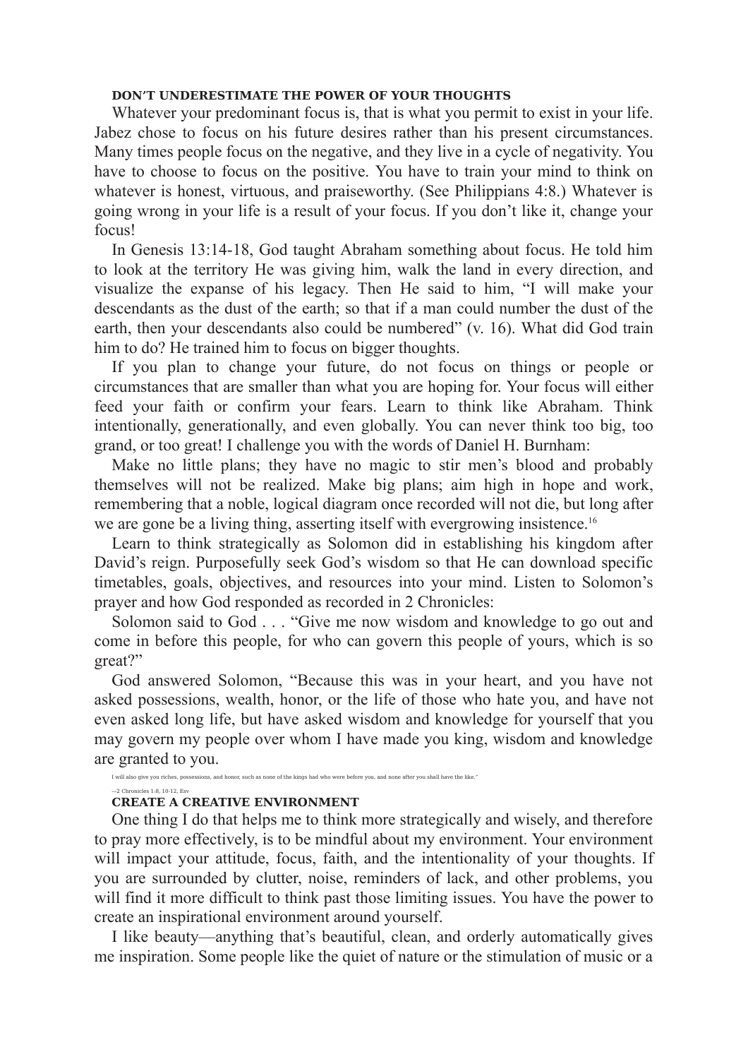### DON'T UNDERESTIMATE THE POWER OF YOUR THOUGHTS

Whatever your predominant focus is, that is what you permit to exist in your life. Jabez chose to focus on his future desires rather than his present circumstances. Many times people focus on the negative, and they live in a cycle of negativity. You have to choose to focus on the positive. You have to train your mind to think on whatever is honest, virtuous, and praiseworthy. (See Philippians 4:8.) Whatever is going wrong in your life is a result of your focus. If you don't like it, change your focus!

In Genesis 13:14-18, God taught Abraham something about focus. He told him to look at the territory He was giving him, walk the land in every direction, and visualize the expanse of his legacy. Then He said to him, "I will make your descendants as the dust of the earth; so that if a man could number the dust of the earth, then your descendants also could be numbered" (v. 16). What did God train him to do? He trained him to focus on bigger thoughts.

If you plan to change your future, do not focus on things or people or circumstances that are smaller than what you are hoping for. Your focus will either feed your faith or confirm your fears. Learn to think like Abraham. Think intentionally, generationally, and even globally. You can never think too big, too grand, or too great! I challenge you with the words of Daniel H. Burnham:

Make no little plans; they have no magic to stir men's blood and probably themselves will not be realized. Make big plans; aim high in hope and work, remembering that a noble, logical diagram once recorded will not die, but long after we are gone be a living thing, asserting itself with evergrowing insistence.[16]

Learn to think strategically as Solomon did in establishing his kingdom after David's reign. Purposefully seek God's wisdom so that He can download specific timetables, goals, objectives, and resources into your mind. Listen to Solomon's prayer and how God responded as recorded in 2 Chronicles:

Solomon said to God . . . "Give me now wisdom and knowledge to go out and come in before this people, for who can govern this people of yours, which is so great?"

God answered Solomon, "Because this was in your heart, and you have not asked possessions, wealth, honor, or the life of those who hate you, and have not even asked long life, but have asked wisdom and knowledge for yourself that you may govern my people over whom I have made you king, wisdom and knowledge are granted to you.

I will also give you riches, possessions, and honor, such as none of the kings had who were before you, and none after you shall have the like."

—2 Chronicles 1:8, 10-12, ESV

### CREATE A CREATIVE ENVIRONMENT

One thing I do that helps me to think more strategically and wisely, and therefore to pray more effectively, is to be mindful about my environment. Your environment will impact your attitude, focus, faith, and the intentionality of your thoughts. If you are surrounded by clutter, noise, reminders of lack, and other problems, you will find it more difficult to think past those limiting issues. You have the power to create an inspirational environment around yourself.

I like beauty—anything that's beautiful, clean, and orderly automatically gives me inspiration. Some people like the quiet of nature or the stimulation of music or a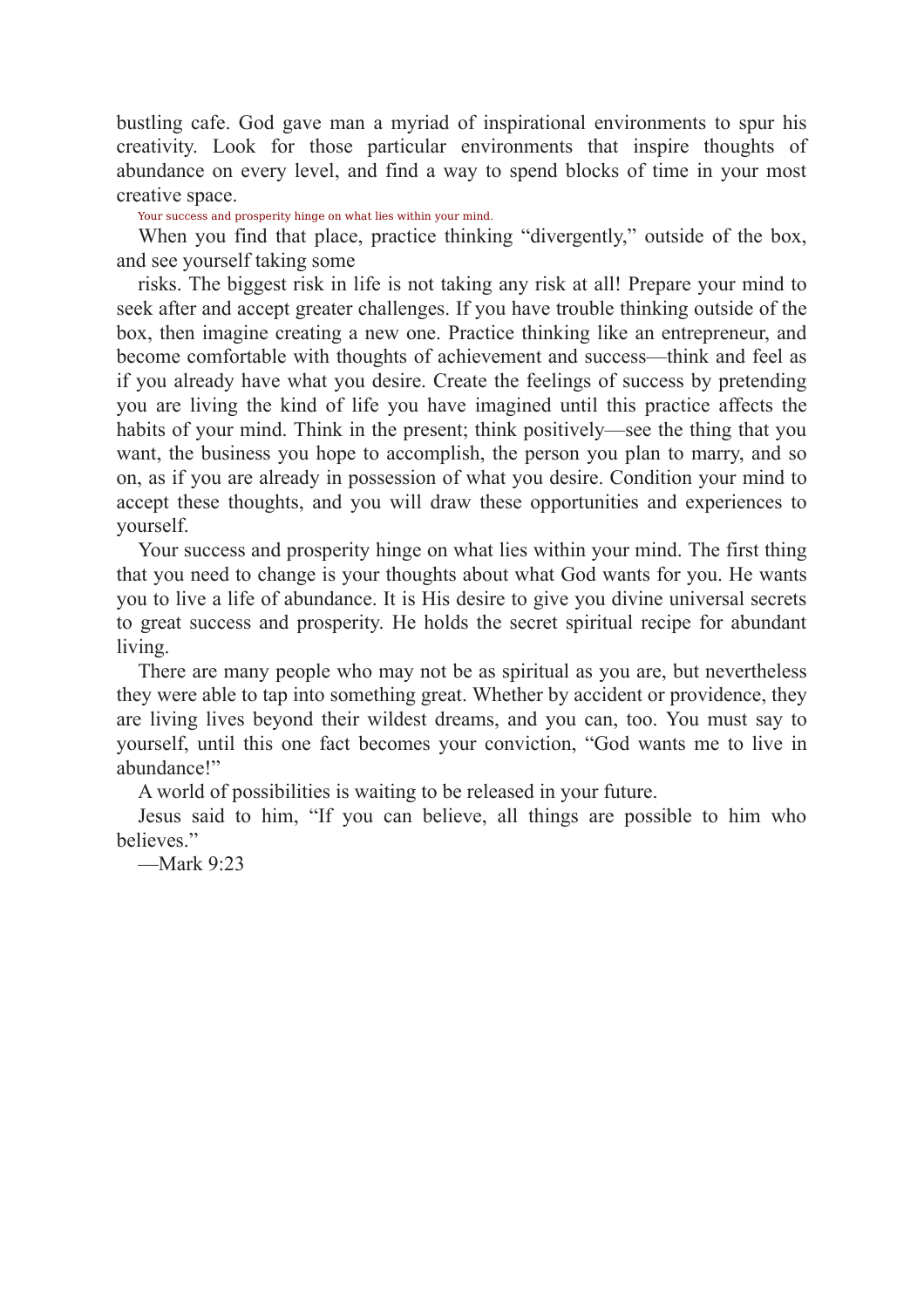bustling cafe. God gave man a myriad of inspirational environments to spur his creativity. Look for those particular environments that inspire thoughts of abundance on every level, and find a way to spend blocks of time in your most creative space.

Your success and prosperity hinge on what lies within your mind.

When you find that place, practice thinking "divergently," outside of the box, and see yourself taking some risks. The biggest risk in life is not taking any risk at all! Prepare your mind to seek after and accept greater challenges. If you have trouble thinking outside of the box, then imagine creating a new one. Practice thinking like an entrepreneur, and become comfortable with thoughts of achievement and success—think and feel as if you already have what you desire. Create the feelings of success by pretending you are living the kind of life you have imagined until this practice affects the habits of your mind. Think in the present; think positively—see the thing that you want, the business you hope to accomplish, the person you plan to marry, and so on, as if you are already in possession of what you desire. Condition your mind to accept these thoughts, and you will draw these opportunities and experiences to yourself.

Your success and prosperity hinge on what lies within your mind. The first thing that you need to change is your thoughts about what God wants for you. He wants you to live a life of abundance. It is His desire to give you divine universal secrets to great success and prosperity. He holds the secret spiritual recipe for abundant living.

There are many people who may not be as spiritual as you are, but nevertheless they were able to tap into something great. Whether by accident or providence, they are living lives beyond their wildest dreams, and you can, too. You must say to yourself, until this one fact becomes your conviction, "God wants me to live in abundance!"

A world of possibilities is waiting to be released in your future.

Jesus said to him, "If you can believe, all things are possible to him who believes."

—Mark 9:23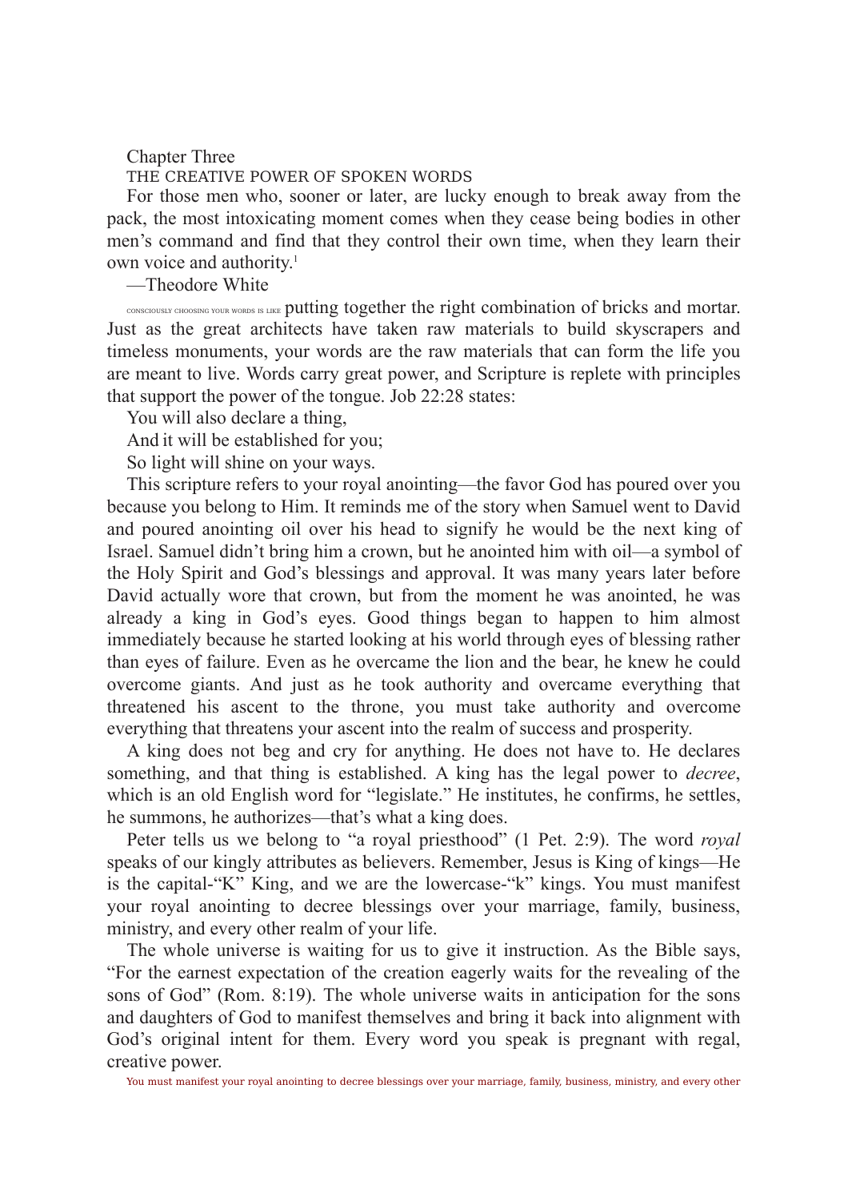# Chapter Three

## THE CREATIVE POWER OF SPOKEN WORDS

For those men who, sooner or later, are lucky enough to break away from the pack, the most intoxicating moment comes when they cease being bodies in other men's command and find that they control their own time, when they learn their own voice and authority.[1]

—Theodore White

CONSCIOUSLY CHOOSING YOUR WORDS IS LIKE putting together the right combination of bricks and mortar. Just as the great architects have taken raw materials to build skyscrapers and timeless monuments, your words are the raw materials that can form the life you are meant to live. Words carry great power, and Scripture is replete with principles that support the power of the tongue. Job 22:28 states:

You will also declare a thing,
And it will be established for you;
So light will shine on your ways.

This scripture refers to your royal anointing—the favor God has poured over you because you belong to Him. It reminds me of the story when Samuel went to David and poured anointing oil over his head to signify he would be the next king of Israel. Samuel didn't bring him a crown, but he anointed him with oil—a symbol of the Holy Spirit and God's blessings and approval. It was many years later before David actually wore that crown, but from the moment he was anointed, he was already a king in God's eyes. Good things began to happen to him almost immediately because he started looking at his world through eyes of blessing rather than eyes of failure. Even as he overcame the lion and the bear, he knew he could overcome giants. And just as he took authority and overcame everything that threatened his ascent to the throne, you must take authority and overcome everything that threatens your ascent into the realm of success and prosperity.

A king does not beg and cry for anything. He does not have to. He declares something, and that thing is established. A king has the legal power to *decree*, which is an old English word for "legislate." He institutes, he confirms, he settles, he summons, he authorizes—that's what a king does.

Peter tells us we belong to "a royal priesthood" (1 Pet. 2:9). The word *royal* speaks of our kingly attributes as believers. Remember, Jesus is King of kings—He is the capital-"K" King, and we are the lowercase-"k" kings. You must manifest your royal anointing to decree blessings over your marriage, family, business, ministry, and every other realm of your life.

The whole universe is waiting for us to give it instruction. As the Bible says, "For the earnest expectation of the creation eagerly waits for the revealing of the sons of God" (Rom. 8:19). The whole universe waits in anticipation for the sons and daughters of God to manifest themselves and bring it back into alignment with God's original intent for them. Every word you speak is pregnant with regal, creative power.

You must manifest your royal anointing to decree blessings over your marriage, family, business, ministry, and every other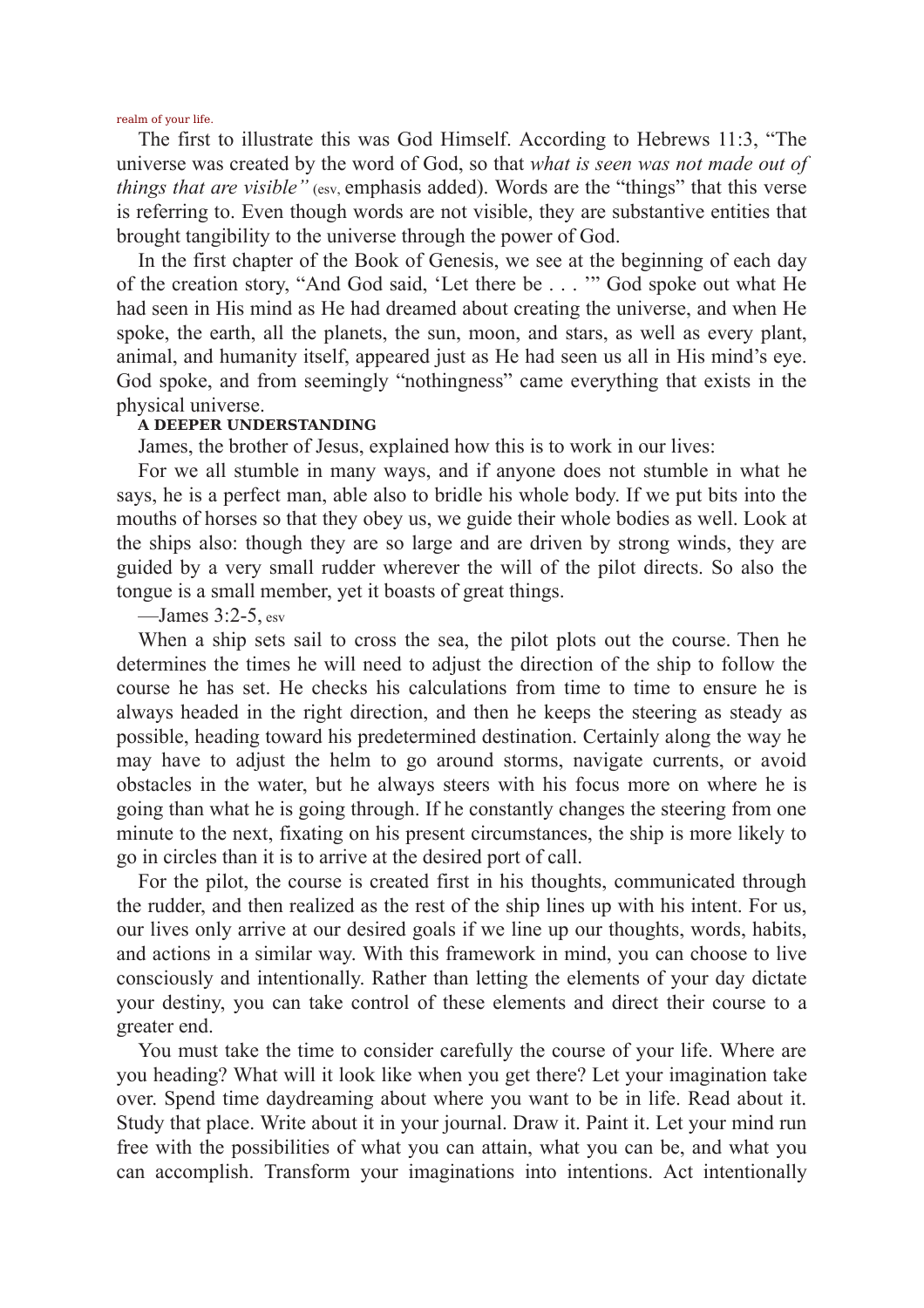realm of your life.

The first to illustrate this was God Himself. According to Hebrews 11:3, "The universe was created by the word of God, so that *what is seen was not made out of things that are visible"* (esv, emphasis added). Words are the "things" that this verse is referring to. Even though words are not visible, they are substantive entities that brought tangibility to the universe through the power of God.

In the first chapter of the Book of Genesis, we see at the beginning of each day of the creation story, "And God said, 'Let there be . . . '" God spoke out what He had seen in His mind as He had dreamed about creating the universe, and when He spoke, the earth, all the planets, the sun, moon, and stars, as well as every plant, animal, and humanity itself, appeared just as He had seen us all in His mind's eye. God spoke, and from seemingly "nothingness" came everything that exists in the physical universe.

**A DEEPER UNDERSTANDING**

James, the brother of Jesus, explained how this is to work in our lives:

For we all stumble in many ways, and if anyone does not stumble in what he says, he is a perfect man, able also to bridle his whole body. If we put bits into the mouths of horses so that they obey us, we guide their whole bodies as well. Look at the ships also: though they are so large and are driven by strong winds, they are guided by a very small rudder wherever the will of the pilot directs. So also the tongue is a small member, yet it boasts of great things.

—James 3:2-5, esv

When a ship sets sail to cross the sea, the pilot plots out the course. Then he determines the times he will need to adjust the direction of the ship to follow the course he has set. He checks his calculations from time to time to ensure he is always headed in the right direction, and then he keeps the steering as steady as possible, heading toward his predetermined destination. Certainly along the way he may have to adjust the helm to go around storms, navigate currents, or avoid obstacles in the water, but he always steers with his focus more on where he is going than what he is going through. If he constantly changes the steering from one minute to the next, fixating on his present circumstances, the ship is more likely to go in circles than it is to arrive at the desired port of call.

For the pilot, the course is created first in his thoughts, communicated through the rudder, and then realized as the rest of the ship lines up with his intent. For us, our lives only arrive at our desired goals if we line up our thoughts, words, habits, and actions in a similar way. With this framework in mind, you can choose to live consciously and intentionally. Rather than letting the elements of your day dictate your destiny, you can take control of these elements and direct their course to a greater end.

You must take the time to consider carefully the course of your life. Where are you heading? What will it look like when you get there? Let your imagination take over. Spend time daydreaming about where you want to be in life. Read about it. Study that place. Write about it in your journal. Draw it. Paint it. Let your mind run free with the possibilities of what you can attain, what you can be, and what you can accomplish. Transform your imaginations into intentions. Act intentionally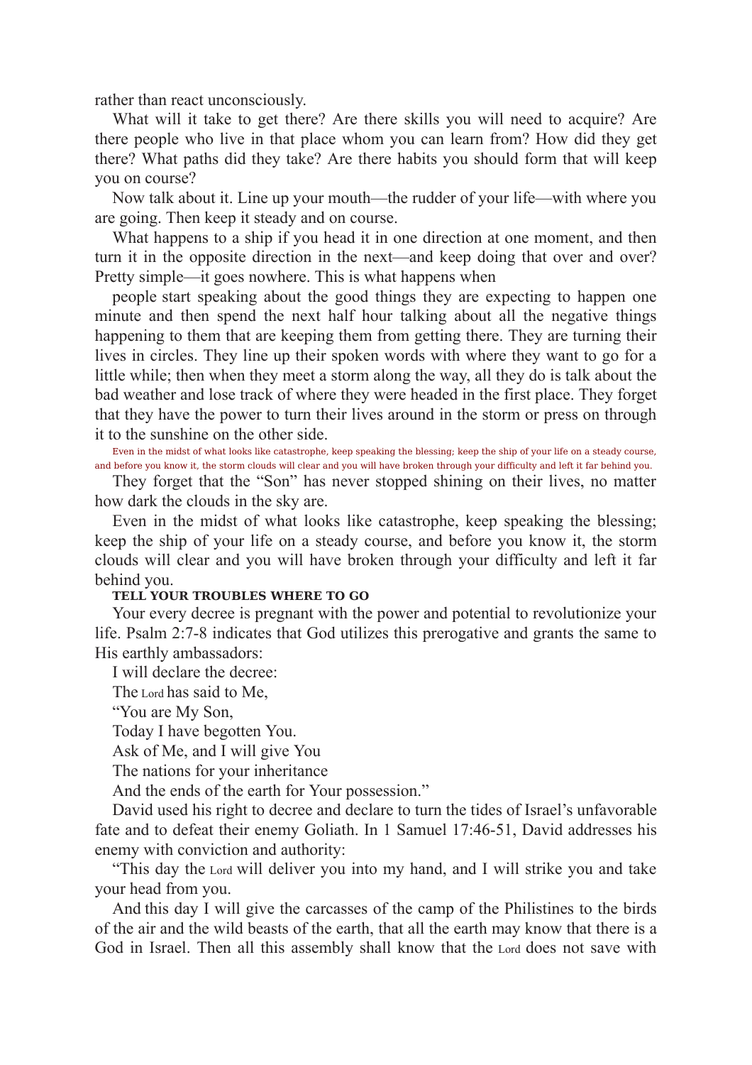rather than react unconsciously.

What will it take to get there? Are there skills you will need to acquire? Are there people who live in that place whom you can learn from? How did they get there? What paths did they take? Are there habits you should form that will keep you on course?

Now talk about it. Line up your mouth—the rudder of your life—with where you are going. Then keep it steady and on course.

What happens to a ship if you head it in one direction at one moment, and then turn it in the opposite direction in the next—and keep doing that over and over? Pretty simple—it goes nowhere. This is what happens when

people start speaking about the good things they are expecting to happen one minute and then spend the next half hour talking about all the negative things happening to them that are keeping them from getting there. They are turning their lives in circles. They line up their spoken words with where they want to go for a little while; then when they meet a storm along the way, all they do is talk about the bad weather and lose track of where they were headed in the first place. They forget that they have the power to turn their lives around in the storm or press on through it to the sunshine on the other side.

Even in the midst of what looks like catastrophe, keep speaking the blessing; keep the ship of your life on a steady course, and before you know it, the storm clouds will clear and you will have broken through your difficulty and left it far behind you.

They forget that the "Son" has never stopped shining on their lives, no matter how dark the clouds in the sky are.

Even in the midst of what looks like catastrophe, keep speaking the blessing; keep the ship of your life on a steady course, and before you know it, the storm clouds will clear and you will have broken through your difficulty and left it far behind you.

#### TELL YOUR TROUBLES WHERE TO GO

Your every decree is pregnant with the power and potential to revolutionize your life. Psalm 2:7-8 indicates that God utilizes this prerogative and grants the same to His earthly ambassadors:

I will declare the decree:

The Lord has said to Me,

"You are My Son,

Today I have begotten You.

Ask of Me, and I will give You

The nations for your inheritance

And the ends of the earth for Your possession."

David used his right to decree and declare to turn the tides of Israel's unfavorable fate and to defeat their enemy Goliath. In 1 Samuel 17:46-51, David addresses his enemy with conviction and authority:

"This day the Lord will deliver you into my hand, and I will strike you and take your head from you.

And this day I will give the carcasses of the camp of the Philistines to the birds of the air and the wild beasts of the earth, that all the earth may know that there is a God in Israel. Then all this assembly shall know that the Lord does not save with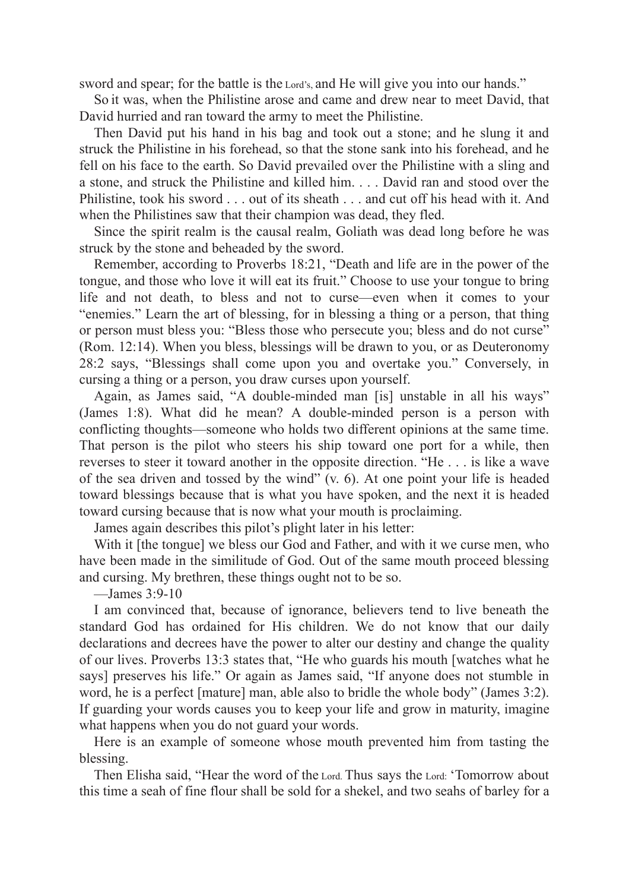sword and spear; for the battle is the LORD's, and He will give you into our hands."

So it was, when the Philistine arose and came and drew near to meet David, that David hurried and ran toward the army to meet the Philistine.

Then David put his hand in his bag and took out a stone; and he slung it and struck the Philistine in his forehead, so that the stone sank into his forehead, and he fell on his face to the earth. So David prevailed over the Philistine with a sling and a stone, and struck the Philistine and killed him. . . . David ran and stood over the Philistine, took his sword . . . out of its sheath . . . and cut off his head with it. And when the Philistines saw that their champion was dead, they fled.

Since the spirit realm is the causal realm, Goliath was dead long before he was struck by the stone and beheaded by the sword.

Remember, according to Proverbs 18:21, "Death and life are in the power of the tongue, and those who love it will eat its fruit." Choose to use your tongue to bring life and not death, to bless and not to curse—even when it comes to your "enemies." Learn the art of blessing, for in blessing a thing or a person, that thing or person must bless you: "Bless those who persecute you; bless and do not curse" (Rom. 12:14). When you bless, blessings will be drawn to you, or as Deuteronomy 28:2 says, "Blessings shall come upon you and overtake you." Conversely, in cursing a thing or a person, you draw curses upon yourself.

Again, as James said, "A double-minded man [is] unstable in all his ways" (James 1:8). What did he mean? A double-minded person is a person with conflicting thoughts—someone who holds two different opinions at the same time. That person is the pilot who steers his ship toward one port for a while, then reverses to steer it toward another in the opposite direction. "He . . . is like a wave of the sea driven and tossed by the wind" (v. 6). At one point your life is headed toward blessings because that is what you have spoken, and the next it is headed toward cursing because that is now what your mouth is proclaiming.

James again describes this pilot's plight later in his letter:

With it [the tongue] we bless our God and Father, and with it we curse men, who have been made in the similitude of God. Out of the same mouth proceed blessing and cursing. My brethren, these things ought not to be so.

—James 3:9-10

I am convinced that, because of ignorance, believers tend to live beneath the standard God has ordained for His children. We do not know that our daily declarations and decrees have the power to alter our destiny and change the quality of our lives. Proverbs 13:3 states that, "He who guards his mouth [watches what he says] preserves his life." Or again as James said, "If anyone does not stumble in word, he is a perfect [mature] man, able also to bridle the whole body" (James 3:2). If guarding your words causes you to keep your life and grow in maturity, imagine what happens when you do not guard your words.

Here is an example of someone whose mouth prevented him from tasting the blessing.

Then Elisha said, "Hear the word of the LORD. Thus says the LORD: 'Tomorrow about this time a seah of fine flour shall be sold for a shekel, and two seahs of barley for a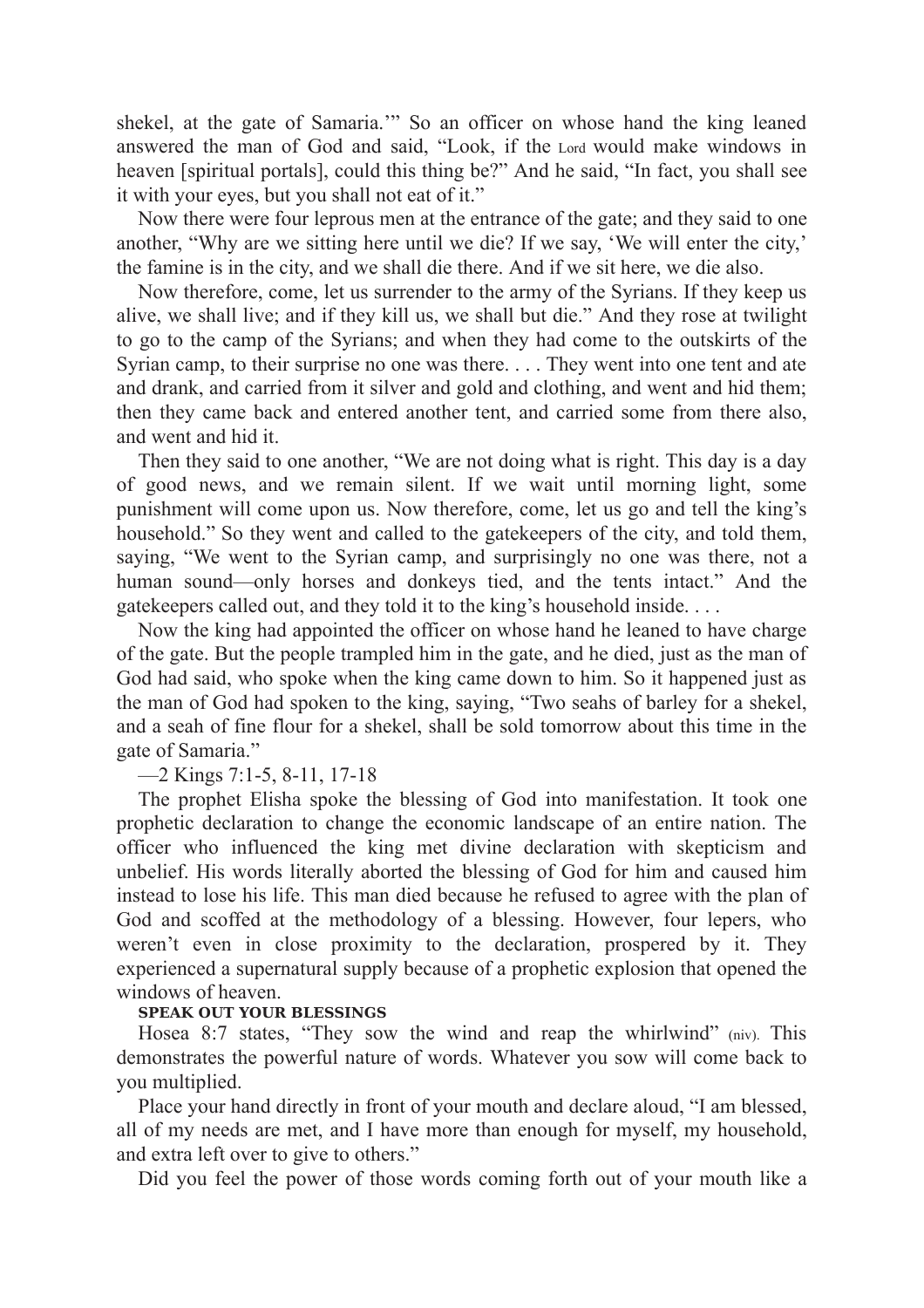shekel, at the gate of Samaria.'" So an officer on whose hand the king leaned answered the man of God and said, "Look, if the Lord would make windows in heaven [spiritual portals], could this thing be?" And he said, "In fact, you shall see it with your eyes, but you shall not eat of it."

Now there were four leprous men at the entrance of the gate; and they said to one another, "Why are we sitting here until we die? If we say, 'We will enter the city,' the famine is in the city, and we shall die there. And if we sit here, we die also.

Now therefore, come, let us surrender to the army of the Syrians. If they keep us alive, we shall live; and if they kill us, we shall but die." And they rose at twilight to go to the camp of the Syrians; and when they had come to the outskirts of the Syrian camp, to their surprise no one was there. . . . They went into one tent and ate and drank, and carried from it silver and gold and clothing, and went and hid them; then they came back and entered another tent, and carried some from there also, and went and hid it.

Then they said to one another, "We are not doing what is right. This day is a day of good news, and we remain silent. If we wait until morning light, some punishment will come upon us. Now therefore, come, let us go and tell the king's household." So they went and called to the gatekeepers of the city, and told them, saying, "We went to the Syrian camp, and surprisingly no one was there, not a human sound—only horses and donkeys tied, and the tents intact." And the gatekeepers called out, and they told it to the king's household inside. . . .

Now the king had appointed the officer on whose hand he leaned to have charge of the gate. But the people trampled him in the gate, and he died, just as the man of God had said, who spoke when the king came down to him. So it happened just as the man of God had spoken to the king, saying, "Two seahs of barley for a shekel, and a seah of fine flour for a shekel, shall be sold tomorrow about this time in the gate of Samaria."

—2 Kings 7:1-5, 8-11, 17-18

The prophet Elisha spoke the blessing of God into manifestation. It took one prophetic declaration to change the economic landscape of an entire nation. The officer who influenced the king met divine declaration with skepticism and unbelief. His words literally aborted the blessing of God for him and caused him instead to lose his life. This man died because he refused to agree with the plan of God and scoffed at the methodology of a blessing. However, four lepers, who weren't even in close proximity to the declaration, prospered by it. They experienced a supernatural supply because of a prophetic explosion that opened the windows of heaven.

### SPEAK OUT YOUR BLESSINGS

Hosea 8:7 states, "They sow the wind and reap the whirlwind" (niv). This demonstrates the powerful nature of words. Whatever you sow will come back to you multiplied.

Place your hand directly in front of your mouth and declare aloud, "I am blessed, all of my needs are met, and I have more than enough for myself, my household, and extra left over to give to others."

Did you feel the power of those words coming forth out of your mouth like a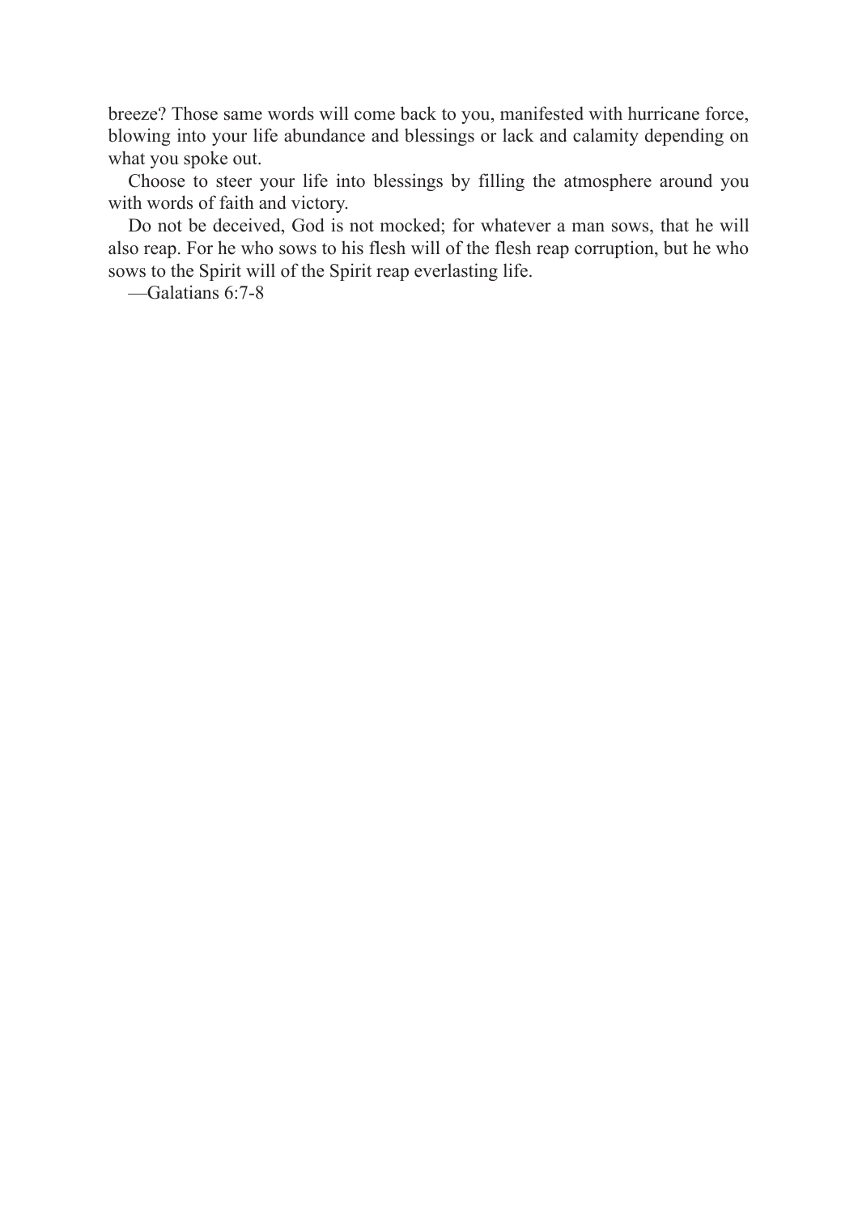breeze? Those same words will come back to you, manifested with hurricane force, blowing into your life abundance and blessings or lack and calamity depending on what you spoke out.

Choose to steer your life into blessings by filling the atmosphere around you with words of faith and victory.

Do not be deceived, God is not mocked; for whatever a man sows, that he will also reap. For he who sows to his flesh will of the flesh reap corruption, but he who sows to the Spirit will of the Spirit reap everlasting life.

—Galatians 6:7-8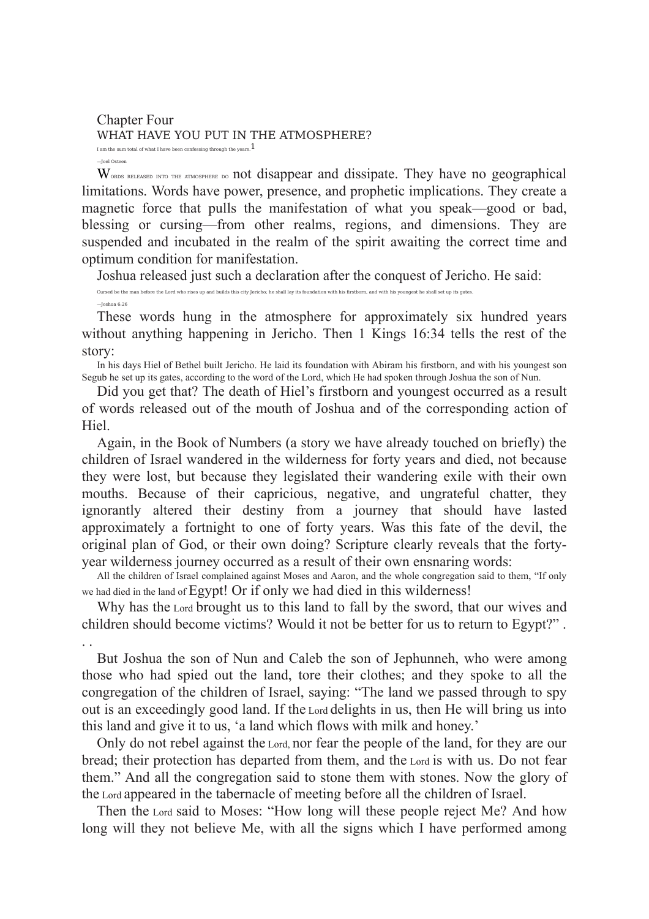# Chapter Four

## WHAT HAVE YOU PUT IN THE ATMOSPHERE?

> I am the sum total of what I have been confessing through the years.[1]
>
> —Joel Osteen

WORDS RELEASED INTO THE ATMOSPHERE DO not disappear and dissipate. They have no geographical limitations. Words have power, presence, and prophetic implications. They create a magnetic force that pulls the manifestation of what you speak—good or bad, blessing or cursing—from other realms, regions, and dimensions. They are suspended and incubated in the realm of the spirit awaiting the correct time and optimum condition for manifestation.

Joshua released just such a declaration after the conquest of Jericho. He said:

> Cursed be the man before the Lord who rises up and builds this city Jericho; he shall lay its foundation with his firstborn, and with his youngest he shall set up its gates.
>
> —Joshua 6:26

These words hung in the atmosphere for approximately six hundred years without anything happening in Jericho. Then 1 Kings 16:34 tells the rest of the story:

> In his days Hiel of Bethel built Jericho. He laid its foundation with Abiram his firstborn, and with his youngest son Segub he set up its gates, according to the word of the Lord, which He had spoken through Joshua the son of Nun.

Did you get that? The death of Hiel's firstborn and youngest occurred as a result of words released out of the mouth of Joshua and of the corresponding action of Hiel.

Again, in the Book of Numbers (a story we have already touched on briefly) the children of Israel wandered in the wilderness for forty years and died, not because they were lost, but because they legislated their wandering exile with their own mouths. Because of their capricious, negative, and ungrateful chatter, they ignorantly altered their destiny from a journey that should have lasted approximately a fortnight to one of forty years. Was this fate of the devil, the original plan of God, or their own doing? Scripture clearly reveals that the forty-year wilderness journey occurred as a result of their own ensnaring words:

> All the children of Israel complained against Moses and Aaron, and the whole congregation said to them, "If only we had died in the land of Egypt! Or if only we had died in this wilderness!

Why has the Lord brought us to this land to fall by the sword, that our wives and children should become victims? Would it not be better for us to return to Egypt?" . . .

But Joshua the son of Nun and Caleb the son of Jephunneh, who were among those who had spied out the land, tore their clothes; and they spoke to all the congregation of the children of Israel, saying: "The land we passed through to spy out is an exceedingly good land. If the Lord delights in us, then He will bring us into this land and give it to us, 'a land which flows with milk and honey.'

Only do not rebel against the Lord, nor fear the people of the land, for they are our bread; their protection has departed from them, and the Lord is with us. Do not fear them." And all the congregation said to stone them with stones. Now the glory of the Lord appeared in the tabernacle of meeting before all the children of Israel.

Then the Lord said to Moses: "How long will these people reject Me? And how long will they not believe Me, with all the signs which I have performed among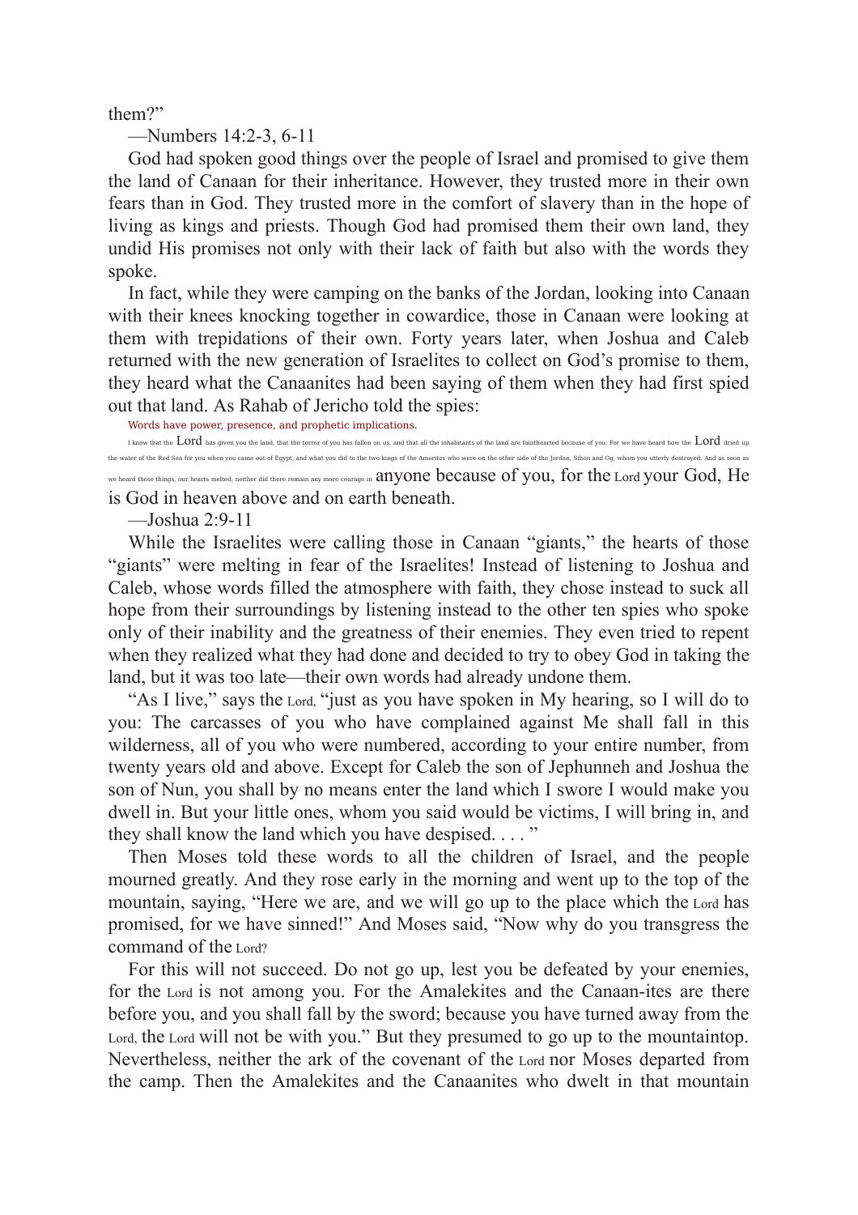them?"

—Numbers 14:2-3, 6-11

God had spoken good things over the people of Israel and promised to give them the land of Canaan for their inheritance. However, they trusted more in their own fears than in God. They trusted more in the comfort of slavery than in the hope of living as kings and priests. Though God had promised them their own land, they undid His promises not only with their lack of faith but also with the words they spoke.

In fact, while they were camping on the banks of the Jordan, looking into Canaan with their knees knocking together in cowardice, those in Canaan were looking at them with trepidations of their own. Forty years later, when Joshua and Caleb returned with the new generation of Israelites to collect on God's promise to them, they heard what the Canaanites had been saying of them when they had first spied out that land. As Rahab of Jericho told the spies:

Words have power, presence, and prophetic implications.

I know that the Lord has given you the land, that the terror of you has fallen on us, and that all the inhabitants of the land are fainthearted because of you. For we have heard how the Lord dried up the water of the Red Sea for you when you came out of Egypt, and what you did to the two kings of the Amorites who were on the other side of the Jordan, Sihon and Og, whom you utterly destroyed. And as soon as we heard these things, our hearts melted; neither did there remain any more courage in anyone because of you, for the Lord your God, He is God in heaven above and on earth beneath.

—Joshua 2:9-11

While the Israelites were calling those in Canaan "giants," the hearts of those "giants" were melting in fear of the Israelites! Instead of listening to Joshua and Caleb, whose words filled the atmosphere with faith, they chose instead to suck all hope from their surroundings by listening instead to the other ten spies who spoke only of their inability and the greatness of their enemies. They even tried to repent when they realized what they had done and decided to try to obey God in taking the land, but it was too late—their own words had already undone them.

"As I live," says the Lord, "just as you have spoken in My hearing, so I will do to you: The carcasses of you who have complained against Me shall fall in this wilderness, all of you who were numbered, according to your entire number, from twenty years old and above. Except for Caleb the son of Jephunneh and Joshua the son of Nun, you shall by no means enter the land which I swore I would make you dwell in. But your little ones, whom you said would be victims, I will bring in, and they shall know the land which you have despised. . . . "

Then Moses told these words to all the children of Israel, and the people mourned greatly. And they rose early in the morning and went up to the top of the mountain, saying, "Here we are, and we will go up to the place which the Lord has promised, for we have sinned!" And Moses said, "Now why do you transgress the command of the Lord?

For this will not succeed. Do not go up, lest you be defeated by your enemies, for the Lord is not among you. For the Amalekites and the Canaan-ites are there before you, and you shall fall by the sword; because you have turned away from the Lord, the Lord will not be with you." But they presumed to go up to the mountaintop. Nevertheless, neither the ark of the covenant of the Lord nor Moses departed from the camp. Then the Amalekites and the Canaanites who dwelt in that mountain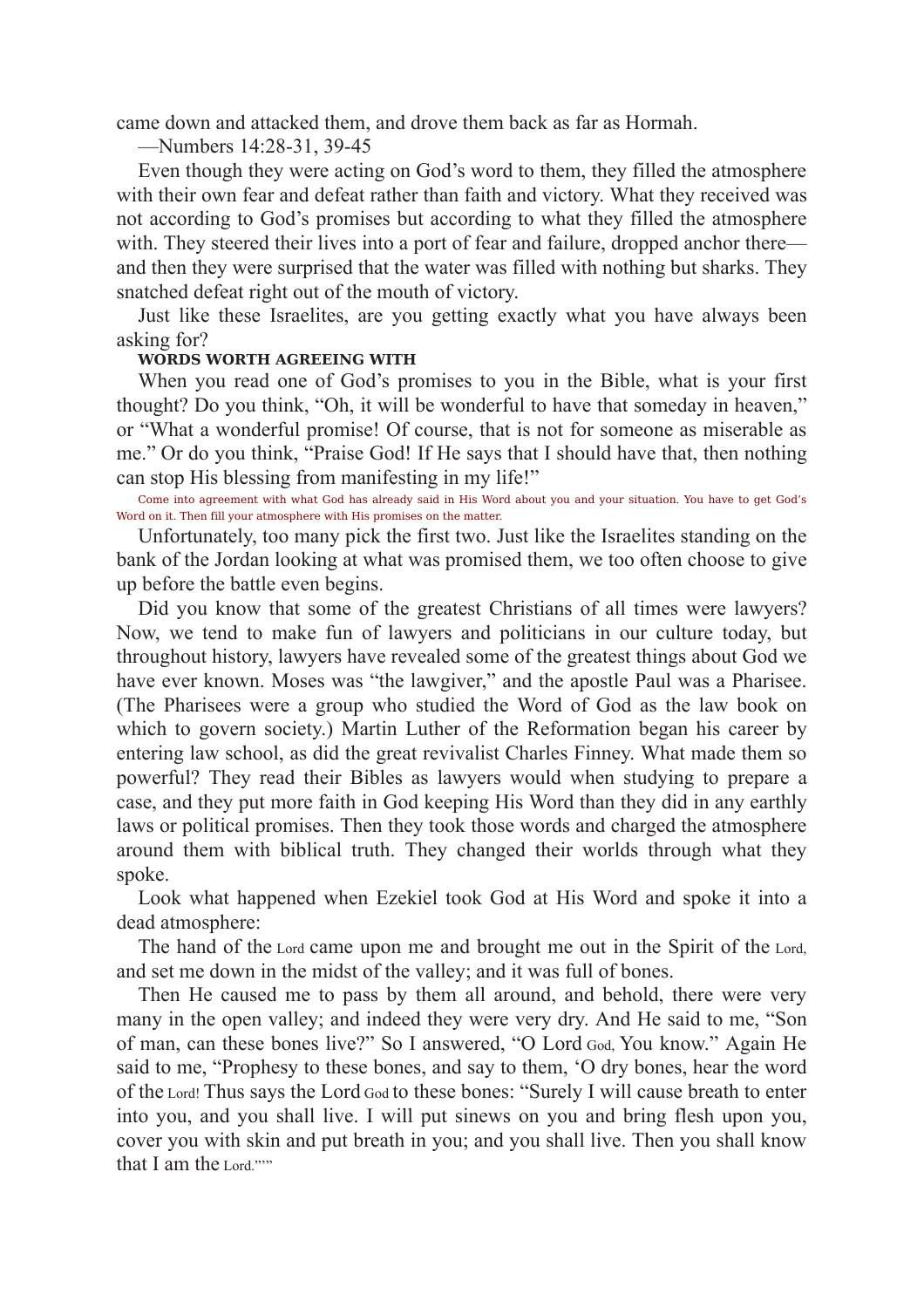came down and attacked them, and drove them back as far as Hormah.

—Numbers 14:28-31, 39-45

Even though they were acting on God's word to them, they filled the atmosphere with their own fear and defeat rather than faith and victory. What they received was not according to God's promises but according to what they filled the atmosphere with. They steered their lives into a port of fear and failure, dropped anchor there—and then they were surprised that the water was filled with nothing but sharks. They snatched defeat right out of the mouth of victory.

Just like these Israelites, are you getting exactly what you have always been asking for?

**WORDS WORTH AGREEING WITH**

When you read one of God's promises to you in the Bible, what is your first thought? Do you think, "Oh, it will be wonderful to have that someday in heaven," or "What a wonderful promise! Of course, that is not for someone as miserable as me." Or do you think, "Praise God! If He says that I should have that, then nothing can stop His blessing from manifesting in my life!"

Come into agreement with what God has already said in His Word about you and your situation. You have to get God's Word on it. Then fill your atmosphere with His promises on the matter.

Unfortunately, too many pick the first two. Just like the Israelites standing on the bank of the Jordan looking at what was promised them, we too often choose to give up before the battle even begins.

Did you know that some of the greatest Christians of all times were lawyers? Now, we tend to make fun of lawyers and politicians in our culture today, but throughout history, lawyers have revealed some of the greatest things about God we have ever known. Moses was "the lawgiver," and the apostle Paul was a Pharisee. (The Pharisees were a group who studied the Word of God as the law book on which to govern society.) Martin Luther of the Reformation began his career by entering law school, as did the great revivalist Charles Finney. What made them so powerful? They read their Bibles as lawyers would when studying to prepare a case, and they put more faith in God keeping His Word than they did in any earthly laws or political promises. Then they took those words and charged the atmosphere around them with biblical truth. They changed their worlds through what they spoke.

Look what happened when Ezekiel took God at His Word and spoke it into a dead atmosphere:

The hand of the Lord came upon me and brought me out in the Spirit of the Lord, and set me down in the midst of the valley; and it was full of bones.

Then He caused me to pass by them all around, and behold, there were very many in the open valley; and indeed they were very dry. And He said to me, "Son of man, can these bones live?" So I answered, "O Lord God, You know." Again He said to me, "Prophesy to these bones, and say to them, 'O dry bones, hear the word of the Lord! Thus says the Lord God to these bones: "Surely I will cause breath to enter into you, and you shall live. I will put sinews on you and bring flesh upon you, cover you with skin and put breath in you; and you shall live. Then you shall know that I am the Lord."'"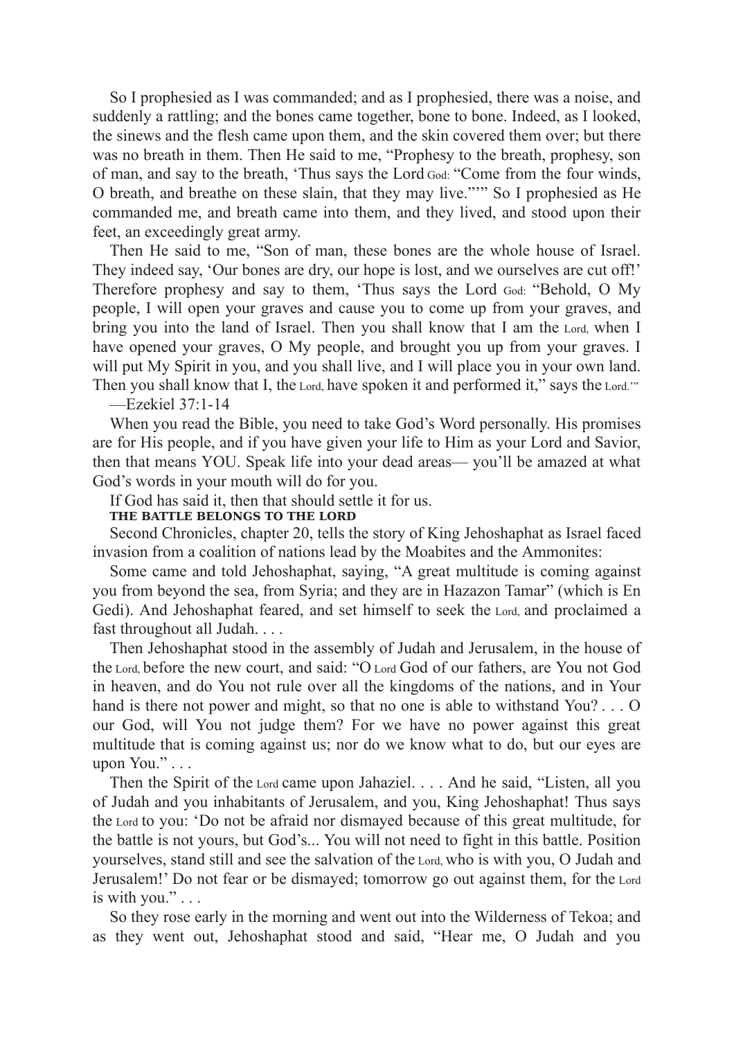So I prophesied as I was commanded; and as I prophesied, there was a noise, and suddenly a rattling; and the bones came together, bone to bone. Indeed, as I looked, the sinews and the flesh came upon them, and the skin covered them over; but there was no breath in them. Then He said to me, "Prophesy to the breath, prophesy, son of man, and say to the breath, 'Thus says the Lord God: "Come from the four winds, O breath, and breathe on these slain, that they may live."'" So I prophesied as He commanded me, and breath came into them, and they lived, and stood upon their feet, an exceedingly great army.

Then He said to me, "Son of man, these bones are the whole house of Israel. They indeed say, 'Our bones are dry, our hope is lost, and we ourselves are cut off!' Therefore prophesy and say to them, 'Thus says the Lord God: "Behold, O My people, I will open your graves and cause you to come up from your graves, and bring you into the land of Israel. Then you shall know that I am the Lord, when I have opened your graves, O My people, and brought you up from your graves. I will put My Spirit in you, and you shall live, and I will place you in your own land. Then you shall know that I, the Lord, have spoken it and performed it," says the Lord.'"

—Ezekiel 37:1-14

When you read the Bible, you need to take God's Word personally. His promises are for His people, and if you have given your life to Him as your Lord and Savior, then that means YOU. Speak life into your dead areas— you'll be amazed at what God's words in your mouth will do for you.

If God has said it, then that should settle it for us.

**THE BATTLE BELONGS TO THE LORD**

Second Chronicles, chapter 20, tells the story of King Jehoshaphat as Israel faced invasion from a coalition of nations lead by the Moabites and the Ammonites:

Some came and told Jehoshaphat, saying, "A great multitude is coming against you from beyond the sea, from Syria; and they are in Hazazon Tamar" (which is En Gedi). And Jehoshaphat feared, and set himself to seek the Lord, and proclaimed a fast throughout all Judah. . . .

Then Jehoshaphat stood in the assembly of Judah and Jerusalem, in the house of the Lord, before the new court, and said: "O Lord God of our fathers, are You not God in heaven, and do You not rule over all the kingdoms of the nations, and in Your hand is there not power and might, so that no one is able to withstand You? . . . O our God, will You not judge them? For we have no power against this great multitude that is coming against us; nor do we know what to do, but our eyes are upon You." . . .

Then the Spirit of the Lord came upon Jahaziel. . . . And he said, "Listen, all you of Judah and you inhabitants of Jerusalem, and you, King Jehoshaphat! Thus says the Lord to you: 'Do not be afraid nor dismayed because of this great multitude, for the battle is not yours, but God's... You will not need to fight in this battle. Position yourselves, stand still and see the salvation of the Lord, who is with you, O Judah and Jerusalem!' Do not fear or be dismayed; tomorrow go out against them, for the Lord is with you." . . .

So they rose early in the morning and went out into the Wilderness of Tekoa; and as they went out, Jehoshaphat stood and said, "Hear me, O Judah and you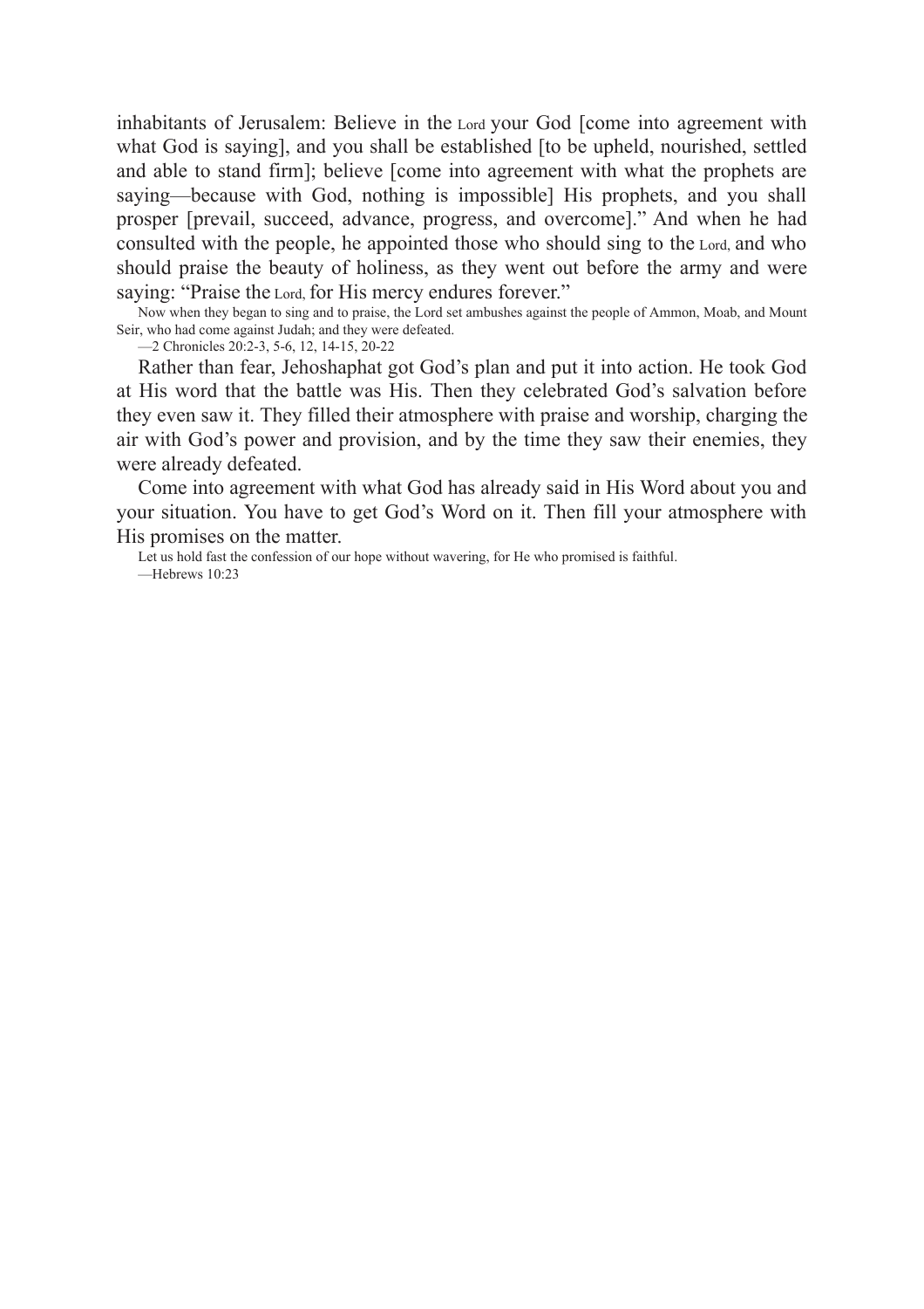inhabitants of Jerusalem: Believe in the Lord your God [come into agreement with what God is saying], and you shall be established [to be upheld, nourished, settled and able to stand firm]; believe [come into agreement with what the prophets are saying—because with God, nothing is impossible] His prophets, and you shall prosper [prevail, succeed, advance, progress, and overcome]." And when he had consulted with the people, he appointed those who should sing to the Lord, and who should praise the beauty of holiness, as they went out before the army and were saying: "Praise the Lord, for His mercy endures forever."

Now when they began to sing and to praise, the Lord set ambushes against the people of Ammon, Moab, and Mount Seir, who had come against Judah; and they were defeated.

—2 Chronicles 20:2-3, 5-6, 12, 14-15, 20-22

Rather than fear, Jehoshaphat got God's plan and put it into action. He took God at His word that the battle was His. Then they celebrated God's salvation before they even saw it. They filled their atmosphere with praise and worship, charging the air with God's power and provision, and by the time they saw their enemies, they were already defeated.

Come into agreement with what God has already said in His Word about you and your situation. You have to get God's Word on it. Then fill your atmosphere with His promises on the matter.

Let us hold fast the confession of our hope without wavering, for He who promised is faithful.

—Hebrews 10:23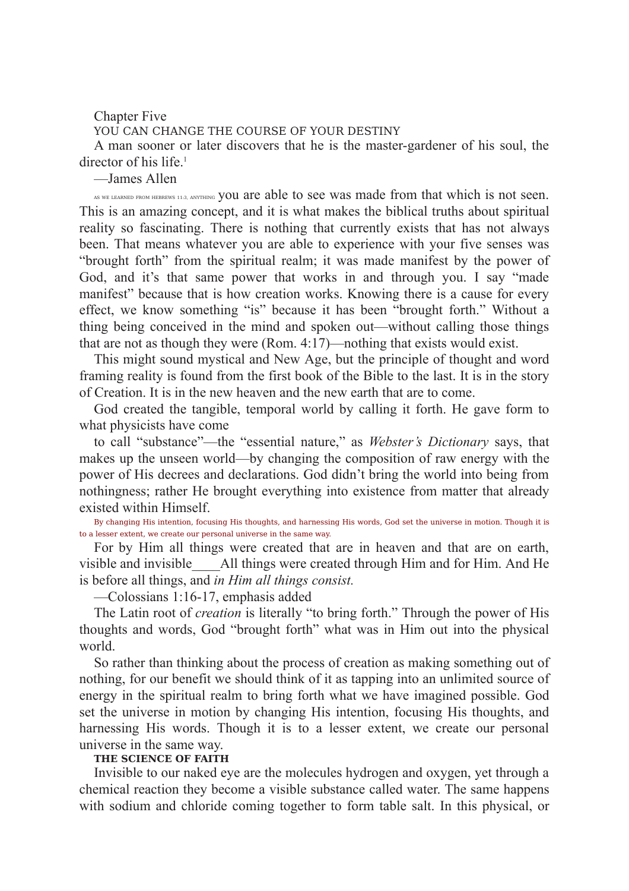# Chapter Five

## YOU CAN CHANGE THE COURSE OF YOUR DESTINY

A man sooner or later discovers that he is the master-gardener of his soul, the director of his life.[1]

—James Allen

AS WE LEARNED FROM HEBREWS 11:3, ANYTHING you are able to see was made from that which is not seen. This is an amazing concept, and it is what makes the biblical truths about spiritual reality so fascinating. There is nothing that currently exists that has not always been. That means whatever you are able to experience with your five senses was "brought forth" from the spiritual realm; it was made manifest by the power of God, and it's that same power that works in and through you. I say "made manifest" because that is how creation works. Knowing there is a cause for every effect, we know something "is" because it has been "brought forth." Without a thing being conceived in the mind and spoken out—without calling those things that are not as though they were (Rom. 4:17)—nothing that exists would exist.

This might sound mystical and New Age, but the principle of thought and word framing reality is found from the first book of the Bible to the last. It is in the story of Creation. It is in the new heaven and the new earth that are to come.

God created the tangible, temporal world by calling it forth. He gave form to what physicists have come to call "substance"—the "essential nature," as *Webster's Dictionary* says, that makes up the unseen world—by changing the composition of raw energy with the power of His decrees and declarations. God didn't bring the world into being from nothingness; rather He brought everything into existence from matter that already existed within Himself.

By changing His intention, focusing His thoughts, and harnessing His words, God set the universe in motion. Though it is to a lesser extent, we create our personal universe in the same way.

For by Him all things were created that are in heaven and that are on earth, visible and invisible\_\_\_\_All things were created through Him and for Him. And He is before all things, and *in Him all things consist.*

—Colossians 1:16-17, emphasis added

The Latin root of *creation* is literally "to bring forth." Through the power of His thoughts and words, God "brought forth" what was in Him out into the physical world.

So rather than thinking about the process of creation as making something out of nothing, for our benefit we should think of it as tapping into an unlimited source of energy in the spiritual realm to bring forth what we have imagined possible. God set the universe in motion by changing His intention, focusing His thoughts, and harnessing His words. Though it is to a lesser extent, we create our personal universe in the same way.

### THE SCIENCE OF FAITH

Invisible to our naked eye are the molecules hydrogen and oxygen, yet through a chemical reaction they become a visible substance called water. The same happens with sodium and chloride coming together to form table salt. In this physical, or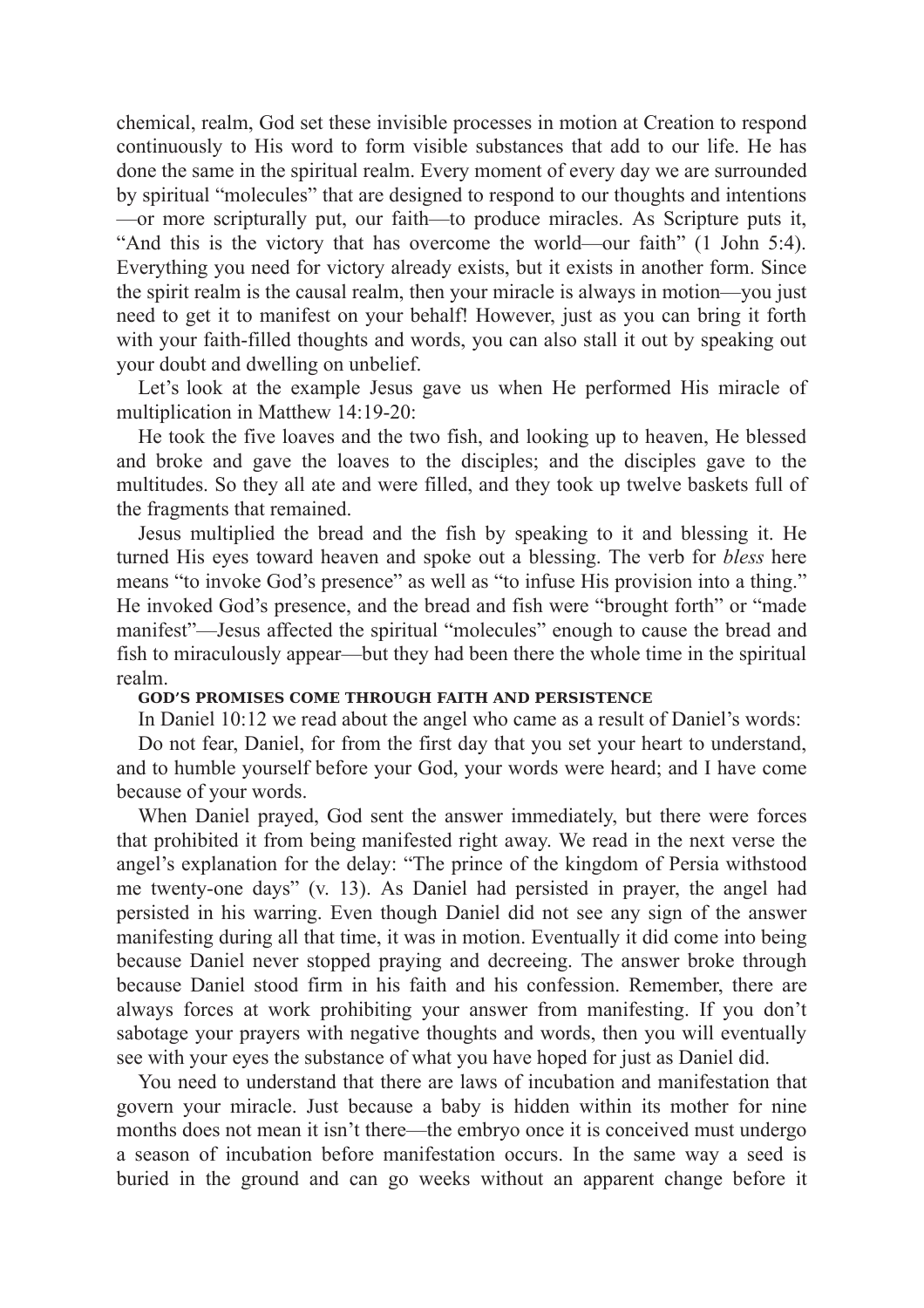chemical, realm, God set these invisible processes in motion at Creation to respond continuously to His word to form visible substances that add to our life. He has done the same in the spiritual realm. Every moment of every day we are surrounded by spiritual "molecules" that are designed to respond to our thoughts and intentions —or more scripturally put, our faith—to produce miracles. As Scripture puts it, "And this is the victory that has overcome the world—our faith" (1 John 5:4). Everything you need for victory already exists, but it exists in another form. Since the spirit realm is the causal realm, then your miracle is always in motion—you just need to get it to manifest on your behalf! However, just as you can bring it forth with your faith-filled thoughts and words, you can also stall it out by speaking out your doubt and dwelling on unbelief.

Let's look at the example Jesus gave us when He performed His miracle of multiplication in Matthew 14:19-20:

He took the five loaves and the two fish, and looking up to heaven, He blessed and broke and gave the loaves to the disciples; and the disciples gave to the multitudes. So they all ate and were filled, and they took up twelve baskets full of the fragments that remained.

Jesus multiplied the bread and the fish by speaking to it and blessing it. He turned His eyes toward heaven and spoke out a blessing. The verb for *bless* here means "to invoke God's presence" as well as "to infuse His provision into a thing." He invoked God's presence, and the bread and fish were "brought forth" or "made manifest"—Jesus affected the spiritual "molecules" enough to cause the bread and fish to miraculously appear—but they had been there the whole time in the spiritual realm.

#### GOD'S PROMISES COME THROUGH FAITH AND PERSISTENCE

In Daniel 10:12 we read about the angel who came as a result of Daniel's words:

Do not fear, Daniel, for from the first day that you set your heart to understand, and to humble yourself before your God, your words were heard; and I have come because of your words.

When Daniel prayed, God sent the answer immediately, but there were forces that prohibited it from being manifested right away. We read in the next verse the angel's explanation for the delay: "The prince of the kingdom of Persia withstood me twenty-one days" (v. 13). As Daniel had persisted in prayer, the angel had persisted in his warring. Even though Daniel did not see any sign of the answer manifesting during all that time, it was in motion. Eventually it did come into being because Daniel never stopped praying and decreeing. The answer broke through because Daniel stood firm in his faith and his confession. Remember, there are always forces at work prohibiting your answer from manifesting. If you don't sabotage your prayers with negative thoughts and words, then you will eventually see with your eyes the substance of what you have hoped for just as Daniel did.

You need to understand that there are laws of incubation and manifestation that govern your miracle. Just because a baby is hidden within its mother for nine months does not mean it isn't there—the embryo once it is conceived must undergo a season of incubation before manifestation occurs. In the same way a seed is buried in the ground and can go weeks without an apparent change before it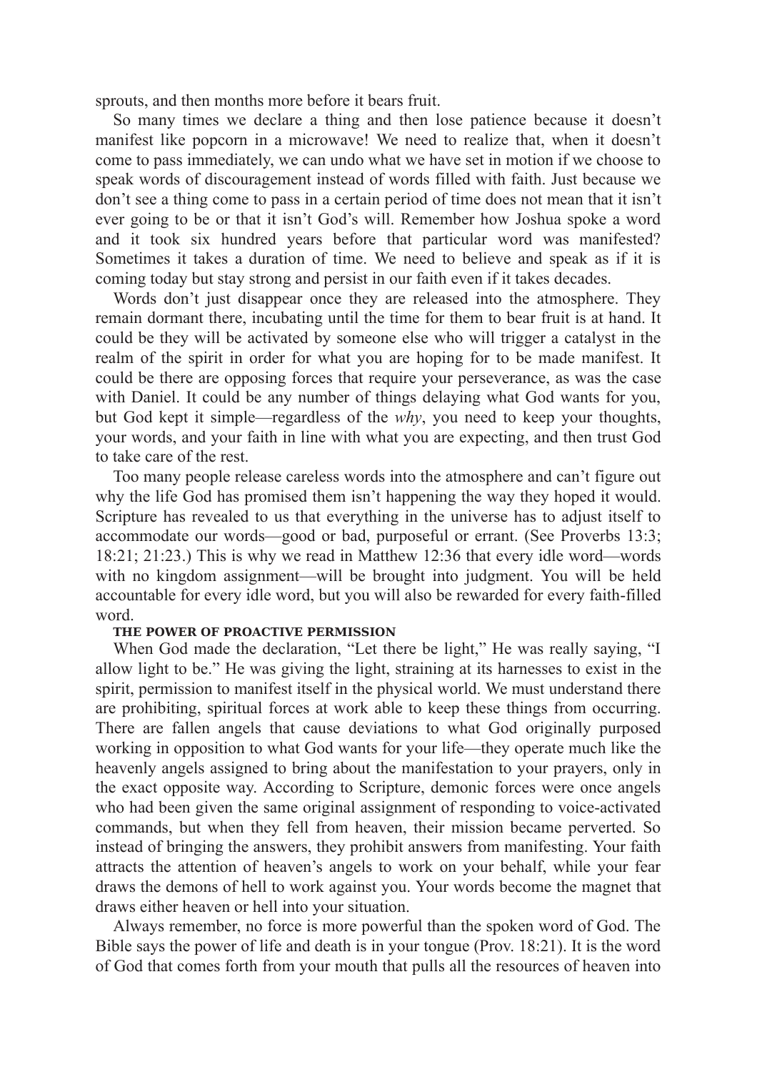sprouts, and then months more before it bears fruit.

So many times we declare a thing and then lose patience because it doesn't manifest like popcorn in a microwave! We need to realize that, when it doesn't come to pass immediately, we can undo what we have set in motion if we choose to speak words of discouragement instead of words filled with faith. Just because we don't see a thing come to pass in a certain period of time does not mean that it isn't ever going to be or that it isn't God's will. Remember how Joshua spoke a word and it took six hundred years before that particular word was manifested? Sometimes it takes a duration of time. We need to believe and speak as if it is coming today but stay strong and persist in our faith even if it takes decades.

Words don't just disappear once they are released into the atmosphere. They remain dormant there, incubating until the time for them to bear fruit is at hand. It could be they will be activated by someone else who will trigger a catalyst in the realm of the spirit in order for what you are hoping for to be made manifest. It could be there are opposing forces that require your perseverance, as was the case with Daniel. It could be any number of things delaying what God wants for you, but God kept it simple—regardless of the *why*, you need to keep your thoughts, your words, and your faith in line with what you are expecting, and then trust God to take care of the rest.

Too many people release careless words into the atmosphere and can't figure out why the life God has promised them isn't happening the way they hoped it would. Scripture has revealed to us that everything in the universe has to adjust itself to accommodate our words—good or bad, purposeful or errant. (See Proverbs 13:3; 18:21; 21:23.) This is why we read in Matthew 12:36 that every idle word—words with no kingdom assignment—will be brought into judgment. You will be held accountable for every idle word, but you will also be rewarded for every faith-filled word.

#### THE POWER OF PROACTIVE PERMISSION

When God made the declaration, "Let there be light," He was really saying, "I allow light to be." He was giving the light, straining at its harnesses to exist in the spirit, permission to manifest itself in the physical world. We must understand there are prohibiting, spiritual forces at work able to keep these things from occurring. There are fallen angels that cause deviations to what God originally purposed working in opposition to what God wants for your life—they operate much like the heavenly angels assigned to bring about the manifestation to your prayers, only in the exact opposite way. According to Scripture, demonic forces were once angels who had been given the same original assignment of responding to voice-activated commands, but when they fell from heaven, their mission became perverted. So instead of bringing the answers, they prohibit answers from manifesting. Your faith attracts the attention of heaven's angels to work on your behalf, while your fear draws the demons of hell to work against you. Your words become the magnet that draws either heaven or hell into your situation.

Always remember, no force is more powerful than the spoken word of God. The Bible says the power of life and death is in your tongue (Prov. 18:21). It is the word of God that comes forth from your mouth that pulls all the resources of heaven into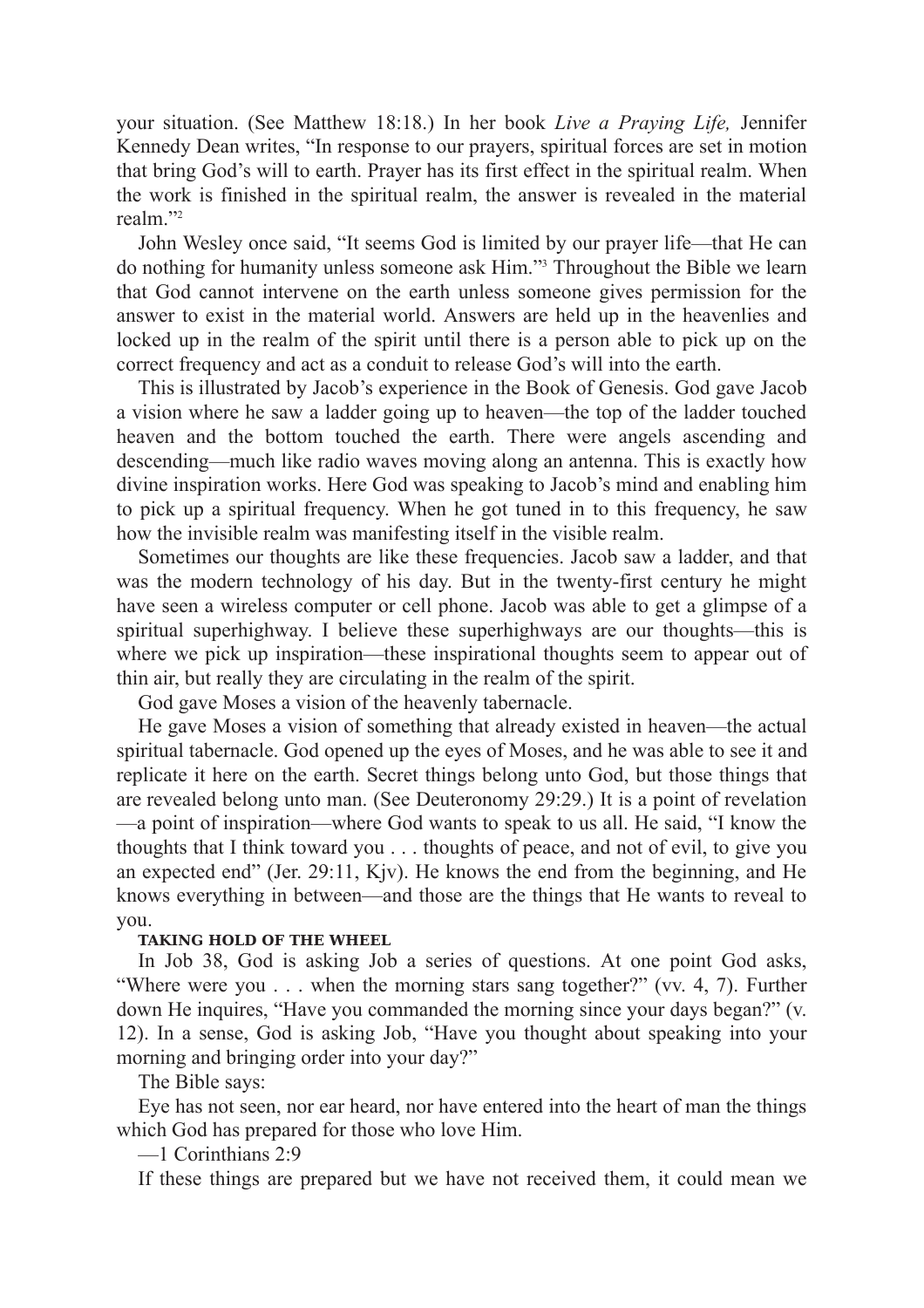your situation. (See Matthew 18:18.) In her book *Live a Praying Life,* Jennifer Kennedy Dean writes, “In response to our prayers, spiritual forces are set in motion that bring God’s will to earth. Prayer has its first effect in the spiritual realm. When the work is finished in the spiritual realm, the answer is revealed in the material realm.”[2]

John Wesley once said, “It seems God is limited by our prayer life—that He can do nothing for humanity unless someone ask Him.”[3] Throughout the Bible we learn that God cannot intervene on the earth unless someone gives permission for the answer to exist in the material world. Answers are held up in the heavenlies and locked up in the realm of the spirit until there is a person able to pick up on the correct frequency and act as a conduit to release God’s will into the earth.

This is illustrated by Jacob’s experience in the Book of Genesis. God gave Jacob a vision where he saw a ladder going up to heaven—the top of the ladder touched heaven and the bottom touched the earth. There were angels ascending and descending—much like radio waves moving along an antenna. This is exactly how divine inspiration works. Here God was speaking to Jacob’s mind and enabling him to pick up a spiritual frequency. When he got tuned in to this frequency, he saw how the invisible realm was manifesting itself in the visible realm.

Sometimes our thoughts are like these frequencies. Jacob saw a ladder, and that was the modern technology of his day. But in the twenty-first century he might have seen a wireless computer or cell phone. Jacob was able to get a glimpse of a spiritual superhighway. I believe these superhighways are our thoughts—this is where we pick up inspiration—these inspirational thoughts seem to appear out of thin air, but really they are circulating in the realm of the spirit.

God gave Moses a vision of the heavenly tabernacle.

He gave Moses a vision of something that already existed in heaven—the actual spiritual tabernacle. God opened up the eyes of Moses, and he was able to see it and replicate it here on the earth. Secret things belong unto God, but those things that are revealed belong unto man. (See Deuteronomy 29:29.) It is a point of revelation—a point of inspiration—where God wants to speak to us all. He said, “I know the thoughts that I think toward you . . . thoughts of peace, and not of evil, to give you an expected end” (Jer. 29:11, Kjv). He knows the end from the beginning, and He knows everything in between—and those are the things that He wants to reveal to you.

#### TAKING HOLD OF THE WHEEL

In Job 38, God is asking Job a series of questions. At one point God asks, “Where were you . . . when the morning stars sang together?” (vv. 4, 7). Further down He inquires, “Have you commanded the morning since your days began?” (v. 12). In a sense, God is asking Job, “Have you thought about speaking into your morning and bringing order into your day?”

The Bible says:

Eye has not seen, nor ear heard, nor have entered into the heart of man the things which God has prepared for those who love Him.

—1 Corinthians 2:9

If these things are prepared but we have not received them, it could mean we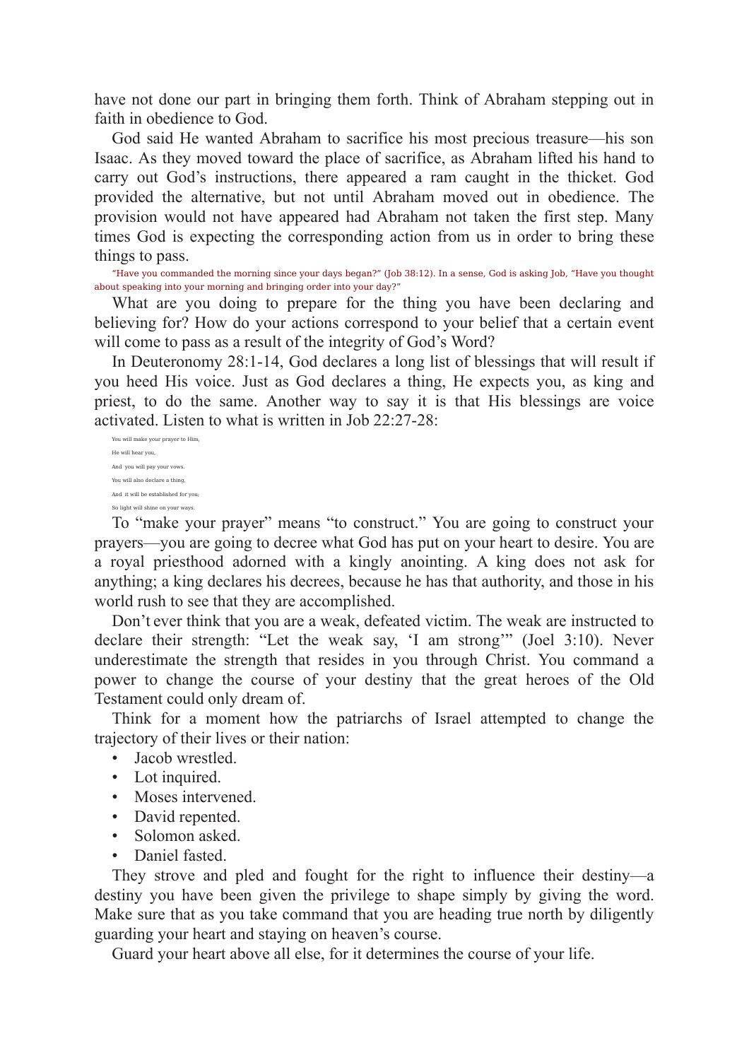have not done our part in bringing them forth. Think of Abraham stepping out in faith in obedience to God.

God said He wanted Abraham to sacrifice his most precious treasure—his son Isaac. As they moved toward the place of sacrifice, as Abraham lifted his hand to carry out God's instructions, there appeared a ram caught in the thicket. God provided the alternative, but not until Abraham moved out in obedience. The provision would not have appeared had Abraham not taken the first step. Many times God is expecting the corresponding action from us in order to bring these things to pass.

"Have you commanded the morning since your days began?" (Job 38:12). In a sense, God is asking Job, "Have you thought about speaking into your morning and bringing order into your day?"

What are you doing to prepare for the thing you have been declaring and believing for? How do your actions correspond to your belief that a certain event will come to pass as a result of the integrity of God's Word?

In Deuteronomy 28:1-14, God declares a long list of blessings that will result if you heed His voice. Just as God declares a thing, He expects you, as king and priest, to do the same. Another way to say it is that His blessings are voice activated. Listen to what is written in Job 22:27-28:

You will make your prayer to Him,

He will hear you,

And you will pay your vows.

You will also declare a thing,

And it will be established for you;

So light will shine on your ways.

To "make your prayer" means "to construct." You are going to construct your prayers—you are going to decree what God has put on your heart to desire. You are a royal priesthood adorned with a kingly anointing. A king does not ask for anything; a king declares his decrees, because he has that authority, and those in his world rush to see that they are accomplished.

Don't ever think that you are a weak, defeated victim. The weak are instructed to declare their strength: "Let the weak say, 'I am strong'" (Joel 3:10). Never underestimate the strength that resides in you through Christ. You command a power to change the course of your destiny that the great heroes of the Old Testament could only dream of.

Think for a moment how the patriarchs of Israel attempted to change the trajectory of their lives or their nation:

- Jacob wrestled.
- Lot inquired.
- Moses intervened.
- David repented.
- Solomon asked.
- Daniel fasted.

They strove and pled and fought for the right to influence their destiny—a destiny you have been given the privilege to shape simply by giving the word. Make sure that as you take command that you are heading true north by diligently guarding your heart and staying on heaven's course.

Guard your heart above all else, for it determines the course of your life.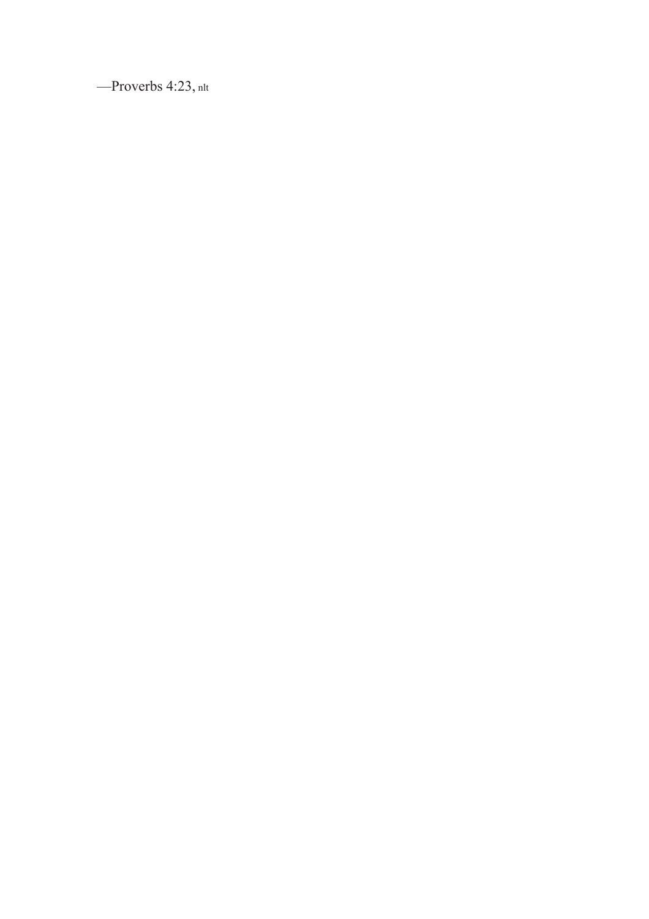—Proverbs 4:23, nlt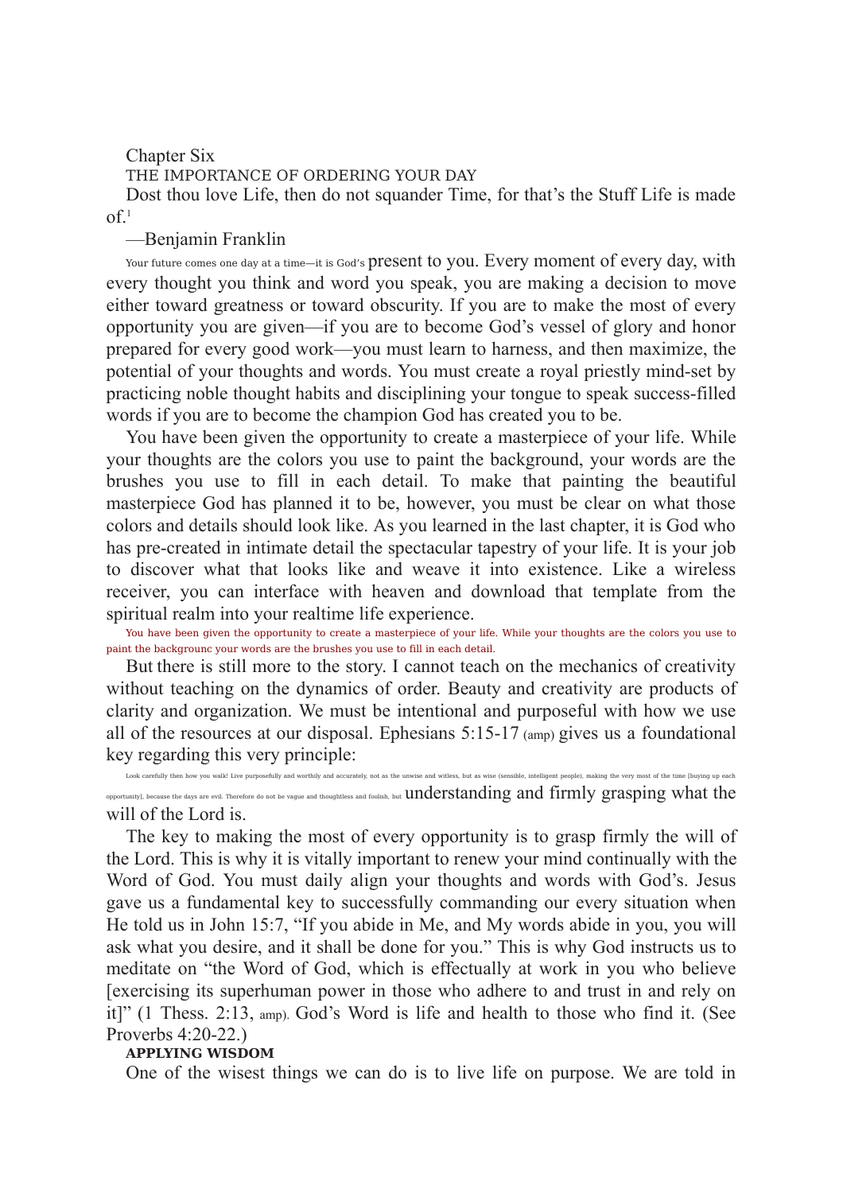# Chapter Six

## THE IMPORTANCE OF ORDERING YOUR DAY

Dost thou love Life, then do not squander Time, for that's the Stuff Life is made of.[1]

—Benjamin Franklin

Your future comes one day at a time—it is God's present to you. Every moment of every day, with every thought you think and word you speak, you are making a decision to move either toward greatness or toward obscurity. If you are to make the most of every opportunity you are given—if you are to become God's vessel of glory and honor prepared for every good work—you must learn to harness, and then maximize, the potential of your thoughts and words. You must create a royal priestly mind-set by practicing noble thought habits and disciplining your tongue to speak success-filled words if you are to become the champion God has created you to be.

You have been given the opportunity to create a masterpiece of your life. While your thoughts are the colors you use to paint the background, your words are the brushes you use to fill in each detail. To make that painting the beautiful masterpiece God has planned it to be, however, you must be clear on what those colors and details should look like. As you learned in the last chapter, it is God who has pre-created in intimate detail the spectacular tapestry of your life. It is your job to discover what that looks like and weave it into existence. Like a wireless receiver, you can interface with heaven and download that template from the spiritual realm into your realtime life experience.

You have been given the opportunity to create a masterpiece of your life. While your thoughts are the colors you use to paint the backgrounc your words are the brushes you use to fill in each detail.

But there is still more to the story. I cannot teach on the mechanics of creativity without teaching on the dynamics of order. Beauty and creativity are products of clarity and organization. We must be intentional and purposeful with how we use all of the resources at our disposal. Ephesians 5:15-17 (amp) gives us a foundational key regarding this very principle:

Look carefully then how you walk! Live purposefully and worthily and accurately, not as the unwise and witless, but as wise (sensible, intelligent people), making the very most of the time [buying up each opportunity], because the days are evil. Therefore do not be vague and thoughtless and foolish, but understanding and firmly grasping what the will of the Lord is.

The key to making the most of every opportunity is to grasp firmly the will of the Lord. This is why it is vitally important to renew your mind continually with the Word of God. You must daily align your thoughts and words with God's. Jesus gave us a fundamental key to successfully commanding our every situation when He told us in John 15:7, "If you abide in Me, and My words abide in you, you will ask what you desire, and it shall be done for you." This is why God instructs us to meditate on "the Word of God, which is effectually at work in you who believe [exercising its superhuman power in those who adhere to and trust in and rely on it]" (1 Thess. 2:13, amp). God's Word is life and health to those who find it. (See Proverbs 4:20-22.)

### APPLYING WISDOM

One of the wisest things we can do is to live life on purpose. We are told in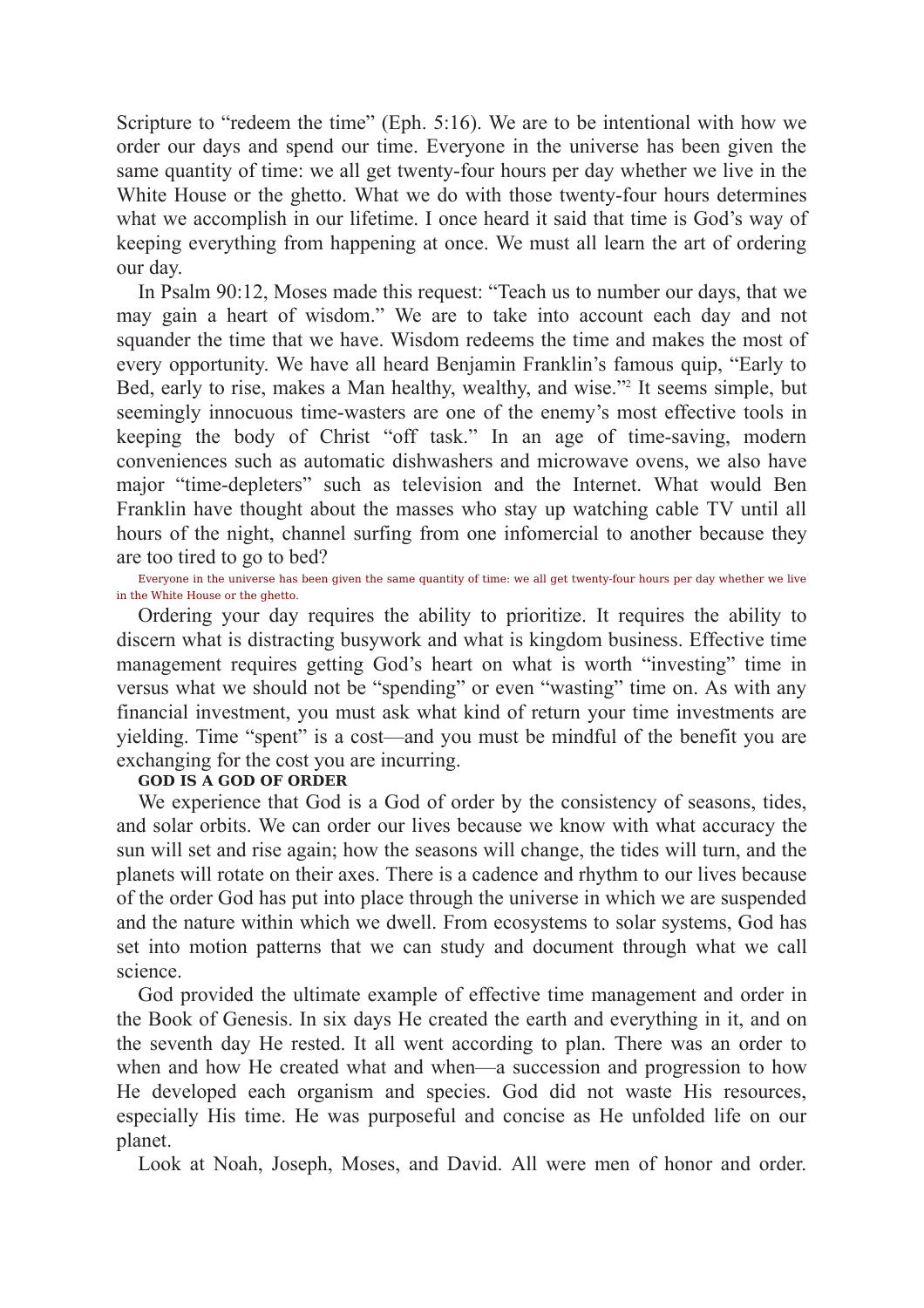Scripture to "redeem the time" (Eph. 5:16). We are to be intentional with how we order our days and spend our time. Everyone in the universe has been given the same quantity of time: we all get twenty-four hours per day whether we live in the White House or the ghetto. What we do with those twenty-four hours determines what we accomplish in our lifetime. I once heard it said that time is God's way of keeping everything from happening at once. We must all learn the art of ordering our day.

In Psalm 90:12, Moses made this request: "Teach us to number our days, that we may gain a heart of wisdom." We are to take into account each day and not squander the time that we have. Wisdom redeems the time and makes the most of every opportunity. We have all heard Benjamin Franklin's famous quip, "Early to Bed, early to rise, makes a Man healthy, wealthy, and wise."[2] It seems simple, but seemingly innocuous time-wasters are one of the enemy's most effective tools in keeping the body of Christ "off task." In an age of time-saving, modern conveniences such as automatic dishwashers and microwave ovens, we also have major "time-depleters" such as television and the Internet. What would Ben Franklin have thought about the masses who stay up watching cable TV until all hours of the night, channel surfing from one infomercial to another because they are too tired to go to bed?

Everyone in the universe has been given the same quantity of time: we all get twenty-four hours per day whether we live in the White House or the ghetto.

Ordering your day requires the ability to prioritize. It requires the ability to discern what is distracting busywork and what is kingdom business. Effective time management requires getting God's heart on what is worth "investing" time in versus what we should not be "spending" or even "wasting" time on. As with any financial investment, you must ask what kind of return your time investments are yielding. Time "spent" is a cost—and you must be mindful of the benefit you are exchanging for the cost you are incurring.

**GOD IS A GOD OF ORDER**

We experience that God is a God of order by the consistency of seasons, tides, and solar orbits. We can order our lives because we know with what accuracy the sun will set and rise again; how the seasons will change, the tides will turn, and the planets will rotate on their axes. There is a cadence and rhythm to our lives because of the order God has put into place through the universe in which we are suspended and the nature within which we dwell. From ecosystems to solar systems, God has set into motion patterns that we can study and document through what we call science.

God provided the ultimate example of effective time management and order in the Book of Genesis. In six days He created the earth and everything in it, and on the seventh day He rested. It all went according to plan. There was an order to when and how He created what and when—a succession and progression to how He developed each organism and species. God did not waste His resources, especially His time. He was purposeful and concise as He unfolded life on our planet.

Look at Noah, Joseph, Moses, and David. All were men of honor and order.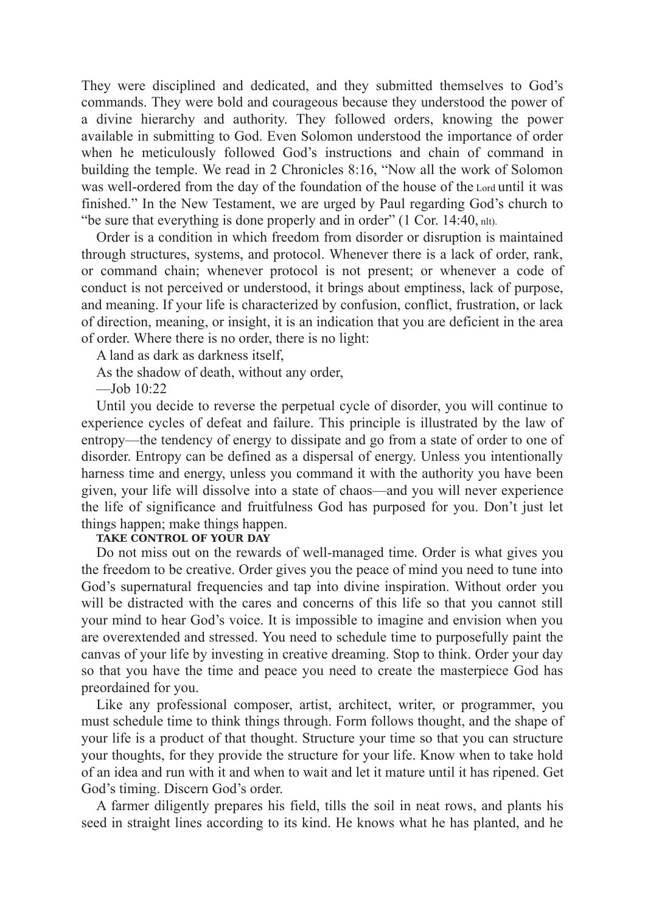They were disciplined and dedicated, and they submitted themselves to God's commands. They were bold and courageous because they understood the power of a divine hierarchy and authority. They followed orders, knowing the power available in submitting to God. Even Solomon understood the importance of order when he meticulously followed God's instructions and chain of command in building the temple. We read in 2 Chronicles 8:16, "Now all the work of Solomon was well-ordered from the day of the foundation of the house of the Lord until it was finished." In the New Testament, we are urged by Paul regarding God's church to "be sure that everything is done properly and in order" (1 Cor. 14:40, nlt).

Order is a condition in which freedom from disorder or disruption is maintained through structures, systems, and protocol. Whenever there is a lack of order, rank, or command chain; whenever protocol is not present; or whenever a code of conduct is not perceived or understood, it brings about emptiness, lack of purpose, and meaning. If your life is characterized by confusion, conflict, frustration, or lack of direction, meaning, or insight, it is an indication that you are deficient in the area of order. Where there is no order, there is no light:

A land as dark as darkness itself,

As the shadow of death, without any order,

—Job 10:22

Until you decide to reverse the perpetual cycle of disorder, you will continue to experience cycles of defeat and failure. This principle is illustrated by the law of entropy—the tendency of energy to dissipate and go from a state of order to one of disorder. Entropy can be defined as a dispersal of energy. Unless you intentionally harness time and energy, unless you command it with the authority you have been given, your life will dissolve into a state of chaos—and you will never experience the life of significance and fruitfulness God has purposed for you. Don't just let things happen; make things happen.

**TAKE CONTROL OF YOUR DAY**

Do not miss out on the rewards of well-managed time. Order is what gives you the freedom to be creative. Order gives you the peace of mind you need to tune into God's supernatural frequencies and tap into divine inspiration. Without order you will be distracted with the cares and concerns of this life so that you cannot still your mind to hear God's voice. It is impossible to imagine and envision when you are overextended and stressed. You need to schedule time to purposefully paint the canvas of your life by investing in creative dreaming. Stop to think. Order your day so that you have the time and peace you need to create the masterpiece God has preordained for you.

Like any professional composer, artist, architect, writer, or programmer, you must schedule time to think things through. Form follows thought, and the shape of your life is a product of that thought. Structure your time so that you can structure your thoughts, for they provide the structure for your life. Know when to take hold of an idea and run with it and when to wait and let it mature until it has ripened. Get God's timing. Discern God's order.

A farmer diligently prepares his field, tills the soil in neat rows, and plants his seed in straight lines according to its kind. He knows what he has planted, and he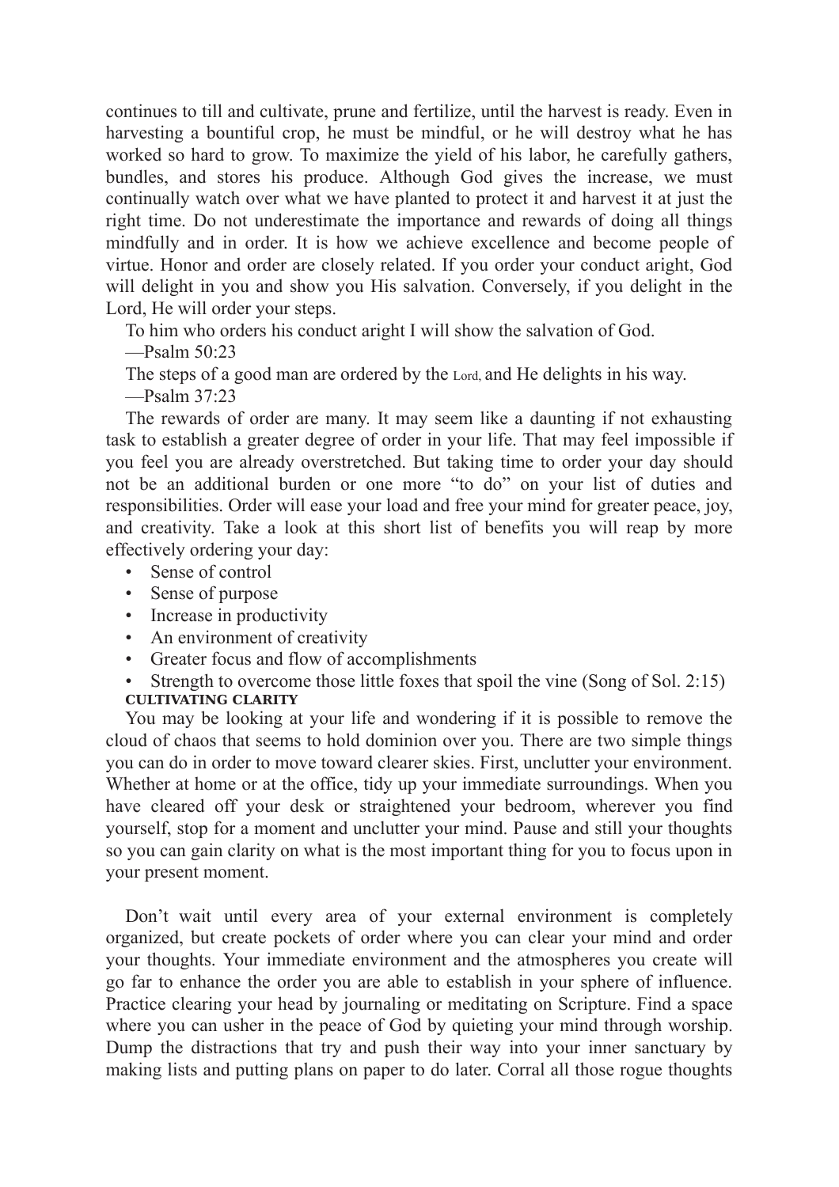continues to till and cultivate, prune and fertilize, until the harvest is ready. Even in harvesting a bountiful crop, he must be mindful, or he will destroy what he has worked so hard to grow. To maximize the yield of his labor, he carefully gathers, bundles, and stores his produce. Although God gives the increase, we must continually watch over what we have planted to protect it and harvest it at just the right time. Do not underestimate the importance and rewards of doing all things mindfully and in order. It is how we achieve excellence and become people of virtue. Honor and order are closely related. If you order your conduct aright, God will delight in you and show you His salvation. Conversely, if you delight in the Lord, He will order your steps.

To him who orders his conduct aright I will show the salvation of God.

—Psalm 50:23

The steps of a good man are ordered by the Lord, and He delights in his way.

—Psalm 37:23

The rewards of order are many. It may seem like a daunting if not exhausting task to establish a greater degree of order in your life. That may feel impossible if you feel you are already overstretched. But taking time to order your day should not be an additional burden or one more "to do" on your list of duties and responsibilities. Order will ease your load and free your mind for greater peace, joy, and creativity. Take a look at this short list of benefits you will reap by more effectively ordering your day:

- Sense of control
- Sense of purpose
- Increase in productivity
- An environment of creativity
- Greater focus and flow of accomplishments
- Strength to overcome those little foxes that spoil the vine (Song of Sol. 2:15)

**CULTIVATING CLARITY**

You may be looking at your life and wondering if it is possible to remove the cloud of chaos that seems to hold dominion over you. There are two simple things you can do in order to move toward clearer skies. First, unclutter your environment. Whether at home or at the office, tidy up your immediate surroundings. When you have cleared off your desk or straightened your bedroom, wherever you find yourself, stop for a moment and unclutter your mind. Pause and still your thoughts so you can gain clarity on what is the most important thing for you to focus upon in your present moment.

Don't wait until every area of your external environment is completely organized, but create pockets of order where you can clear your mind and order your thoughts. Your immediate environment and the atmospheres you create will go far to enhance the order you are able to establish in your sphere of influence. Practice clearing your head by journaling or meditating on Scripture. Find a space where you can usher in the peace of God by quieting your mind through worship. Dump the distractions that try and push their way into your inner sanctuary by making lists and putting plans on paper to do later. Corral all those rogue thoughts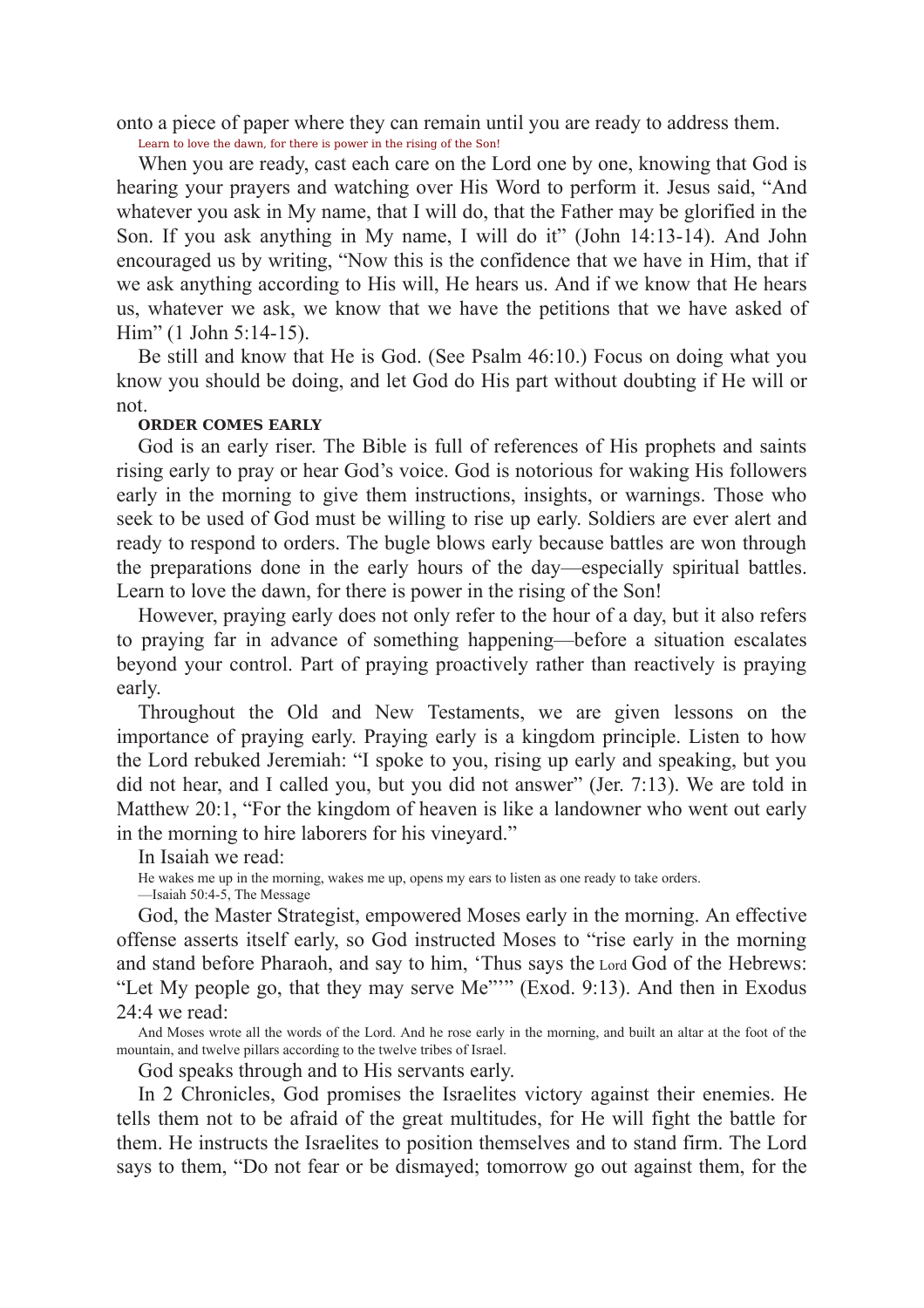onto a piece of paper where they can remain until you are ready to address them.

Learn to love the dawn, for there is power in the rising of the Son!

When you are ready, cast each care on the Lord one by one, knowing that God is hearing your prayers and watching over His Word to perform it. Jesus said, “And whatever you ask in My name, that I will do, that the Father may be glorified in the Son. If you ask anything in My name, I will do it” (John 14:13-14). And John encouraged us by writing, “Now this is the confidence that we have in Him, that if we ask anything according to His will, He hears us. And if we know that He hears us, whatever we ask, we know that we have the petitions that we have asked of Him” (1 John 5:14-15).

Be still and know that He is God. (See Psalm 46:10.) Focus on doing what you know you should be doing, and let God do His part without doubting if He will or not.

**ORDER COMES EARLY**

God is an early riser. The Bible is full of references of His prophets and saints rising early to pray or hear God’s voice. God is notorious for waking His followers early in the morning to give them instructions, insights, or warnings. Those who seek to be used of God must be willing to rise up early. Soldiers are ever alert and ready to respond to orders. The bugle blows early because battles are won through the preparations done in the early hours of the day—especially spiritual battles. Learn to love the dawn, for there is power in the rising of the Son!

However, praying early does not only refer to the hour of a day, but it also refers to praying far in advance of something happening—before a situation escalates beyond your control. Part of praying proactively rather than reactively is praying early.

Throughout the Old and New Testaments, we are given lessons on the importance of praying early. Praying early is a kingdom principle. Listen to how the Lord rebuked Jeremiah: “I spoke to you, rising up early and speaking, but you did not hear, and I called you, but you did not answer” (Jer. 7:13). We are told in Matthew 20:1, “For the kingdom of heaven is like a landowner who went out early in the morning to hire laborers for his vineyard.”

In Isaiah we read:

> He wakes me up in the morning, wakes me up, opens my ears to listen as one ready to take orders.
> —Isaiah 50:4-5, The Message

God, the Master Strategist, empowered Moses early in the morning. An effective offense asserts itself early, so God instructed Moses to “rise early in the morning and stand before Pharaoh, and say to him, ‘Thus says the Lord God of the Hebrews: “Let My people go, that they may serve Me”’” (Exod. 9:13). And then in Exodus 24:4 we read:

> And Moses wrote all the words of the Lord. And he rose early in the morning, and built an altar at the foot of the mountain, and twelve pillars according to the twelve tribes of Israel.

God speaks through and to His servants early.

In 2 Chronicles, God promises the Israelites victory against their enemies. He tells them not to be afraid of the great multitudes, for He will fight the battle for them. He instructs the Israelites to position themselves and to stand firm. The Lord says to them, “Do not fear or be dismayed; tomorrow go out against them, for the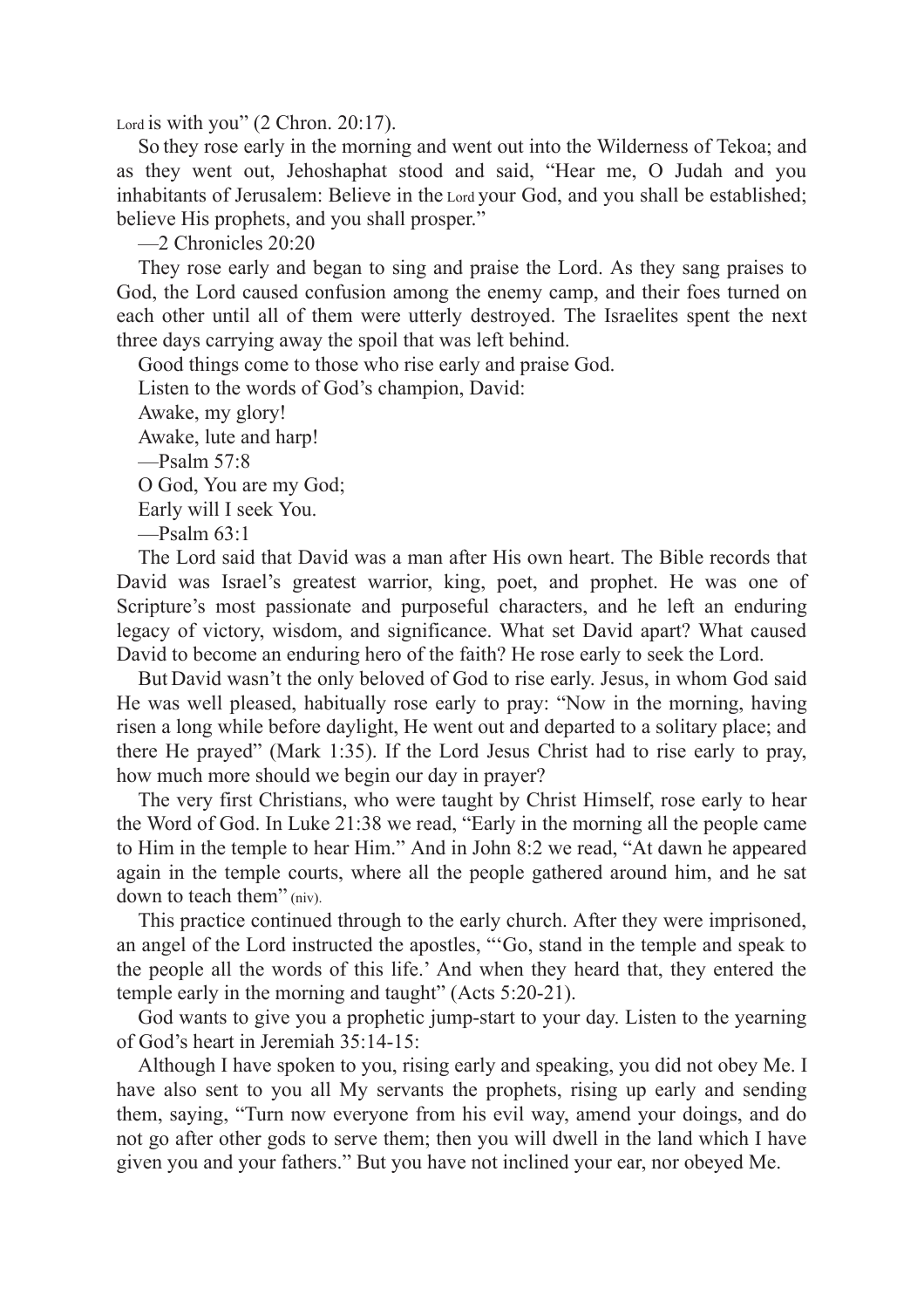Lord is with you" (2 Chron. 20:17).

So they rose early in the morning and went out into the Wilderness of Tekoa; and as they went out, Jehoshaphat stood and said, "Hear me, O Judah and you inhabitants of Jerusalem: Believe in the Lord your God, and you shall be established; believe His prophets, and you shall prosper."

—2 Chronicles 20:20

They rose early and began to sing and praise the Lord. As they sang praises to God, the Lord caused confusion among the enemy camp, and their foes turned on each other until all of them were utterly destroyed. The Israelites spent the next three days carrying away the spoil that was left behind.

Good things come to those who rise early and praise God.

Listen to the words of God's champion, David:

Awake, my glory!

Awake, lute and harp!

—Psalm 57:8

O God, You are my God;

Early will I seek You.

—Psalm 63:1

The Lord said that David was a man after His own heart. The Bible records that David was Israel's greatest warrior, king, poet, and prophet. He was one of Scripture's most passionate and purposeful characters, and he left an enduring legacy of victory, wisdom, and significance. What set David apart? What caused David to become an enduring hero of the faith? He rose early to seek the Lord.

But David wasn't the only beloved of God to rise early. Jesus, in whom God said He was well pleased, habitually rose early to pray: "Now in the morning, having risen a long while before daylight, He went out and departed to a solitary place; and there He prayed" (Mark 1:35). If the Lord Jesus Christ had to rise early to pray, how much more should we begin our day in prayer?

The very first Christians, who were taught by Christ Himself, rose early to hear the Word of God. In Luke 21:38 we read, "Early in the morning all the people came to Him in the temple to hear Him." And in John 8:2 we read, "At dawn he appeared again in the temple courts, where all the people gathered around him, and he sat down to teach them" (niv).

This practice continued through to the early church. After they were imprisoned, an angel of the Lord instructed the apostles, "'Go, stand in the temple and speak to the people all the words of this life.' And when they heard that, they entered the temple early in the morning and taught" (Acts 5:20-21).

God wants to give you a prophetic jump-start to your day. Listen to the yearning of God's heart in Jeremiah 35:14-15:

Although I have spoken to you, rising early and speaking, you did not obey Me. I have also sent to you all My servants the prophets, rising up early and sending them, saying, "Turn now everyone from his evil way, amend your doings, and do not go after other gods to serve them; then you will dwell in the land which I have given you and your fathers." But you have not inclined your ear, nor obeyed Me.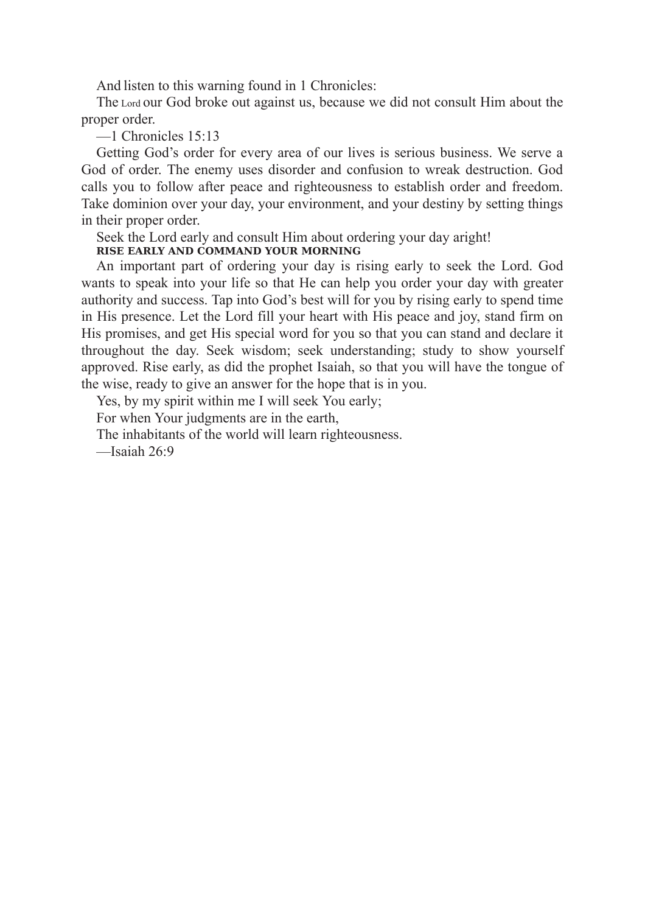And listen to this warning found in 1 Chronicles:

The Lord our God broke out against us, because we did not consult Him about the proper order.

—1 Chronicles 15:13

Getting God's order for every area of our lives is serious business. We serve a God of order. The enemy uses disorder and confusion to wreak destruction. God calls you to follow after peace and righteousness to establish order and freedom. Take dominion over your day, your environment, and your destiny by setting things in their proper order.

Seek the Lord early and consult Him about ordering your day aright!

**RISE EARLY AND COMMAND YOUR MORNING**

An important part of ordering your day is rising early to seek the Lord. God wants to speak into your life so that He can help you order your day with greater authority and success. Tap into God's best will for you by rising early to spend time in His presence. Let the Lord fill your heart with His peace and joy, stand firm on His promises, and get His special word for you so that you can stand and declare it throughout the day. Seek wisdom; seek understanding; study to show yourself approved. Rise early, as did the prophet Isaiah, so that you will have the tongue of the wise, ready to give an answer for the hope that is in you.

Yes, by my spirit within me I will seek You early;

For when Your judgments are in the earth,

The inhabitants of the world will learn righteousness.

—Isaiah 26:9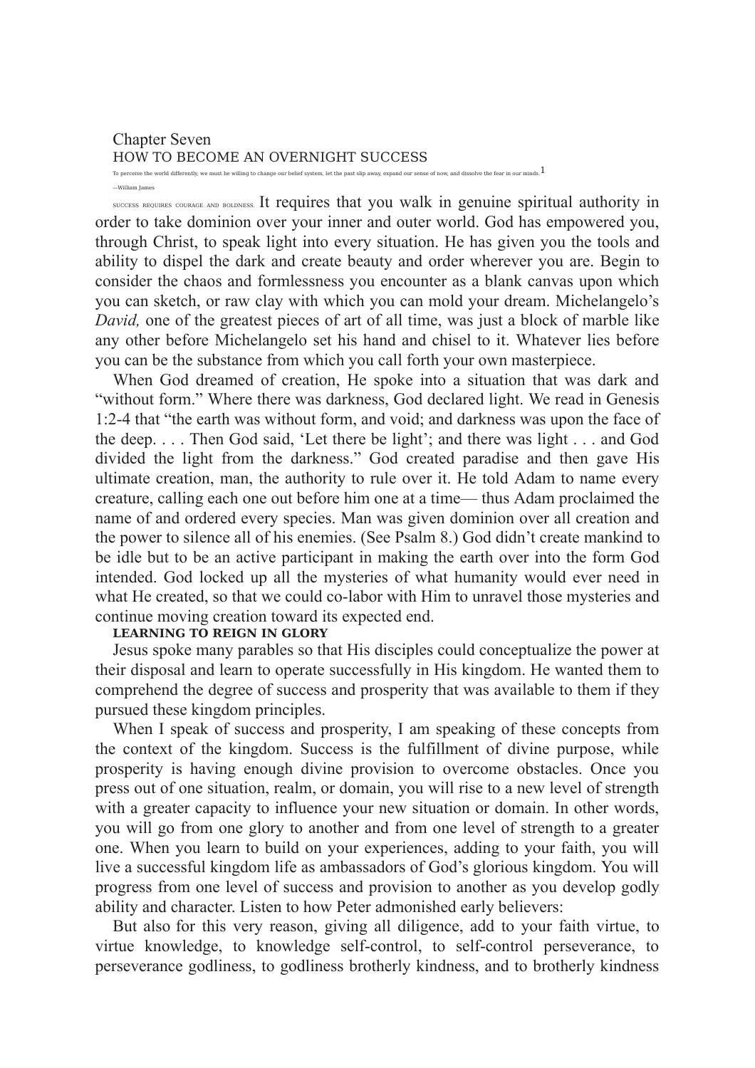# Chapter Seven

## HOW TO BECOME AN OVERNIGHT SUCCESS

To perceive the world differently, we must be willing to change our belief system, let the past slip away, expand our sense of now, and dissolve the fear in our minds.[1]

—William James

SUCCESS REQUIRES COURAGE AND BOLDNESS. It requires that you walk in genuine spiritual authority in order to take dominion over your inner and outer world. God has empowered you, through Christ, to speak light into every situation. He has given you the tools and ability to dispel the dark and create beauty and order wherever you are. Begin to consider the chaos and formlessness you encounter as a blank canvas upon which you can sketch, or raw clay with which you can mold your dream. Michelangelo's *David,* one of the greatest pieces of art of all time, was just a block of marble like any other before Michelangelo set his hand and chisel to it. Whatever lies before you can be the substance from which you call forth your own masterpiece.

When God dreamed of creation, He spoke into a situation that was dark and "without form." Where there was darkness, God declared light. We read in Genesis 1:2-4 that "the earth was without form, and void; and darkness was upon the face of the deep. . . . Then God said, 'Let there be light'; and there was light . . . and God divided the light from the darkness." God created paradise and then gave His ultimate creation, man, the authority to rule over it. He told Adam to name every creature, calling each one out before him one at a time— thus Adam proclaimed the name of and ordered every species. Man was given dominion over all creation and the power to silence all of his enemies. (See Psalm 8.) God didn't create mankind to be idle but to be an active participant in making the earth over into the form God intended. God locked up all the mysteries of what humanity would ever need in what He created, so that we could co-labor with Him to unravel those mysteries and continue moving creation toward its expected end.

### LEARNING TO REIGN IN GLORY

Jesus spoke many parables so that His disciples could conceptualize the power at their disposal and learn to operate successfully in His kingdom. He wanted them to comprehend the degree of success and prosperity that was available to them if they pursued these kingdom principles.

When I speak of success and prosperity, I am speaking of these concepts from the context of the kingdom. Success is the fulfillment of divine purpose, while prosperity is having enough divine provision to overcome obstacles. Once you press out of one situation, realm, or domain, you will rise to a new level of strength with a greater capacity to influence your new situation or domain. In other words, you will go from one glory to another and from one level of strength to a greater one. When you learn to build on your experiences, adding to your faith, you will live a successful kingdom life as ambassadors of God's glorious kingdom. You will progress from one level of success and provision to another as you develop godly ability and character. Listen to how Peter admonished early believers:

But also for this very reason, giving all diligence, add to your faith virtue, to virtue knowledge, to knowledge self-control, to self-control perseverance, to perseverance godliness, to godliness brotherly kindness, and to brotherly kindness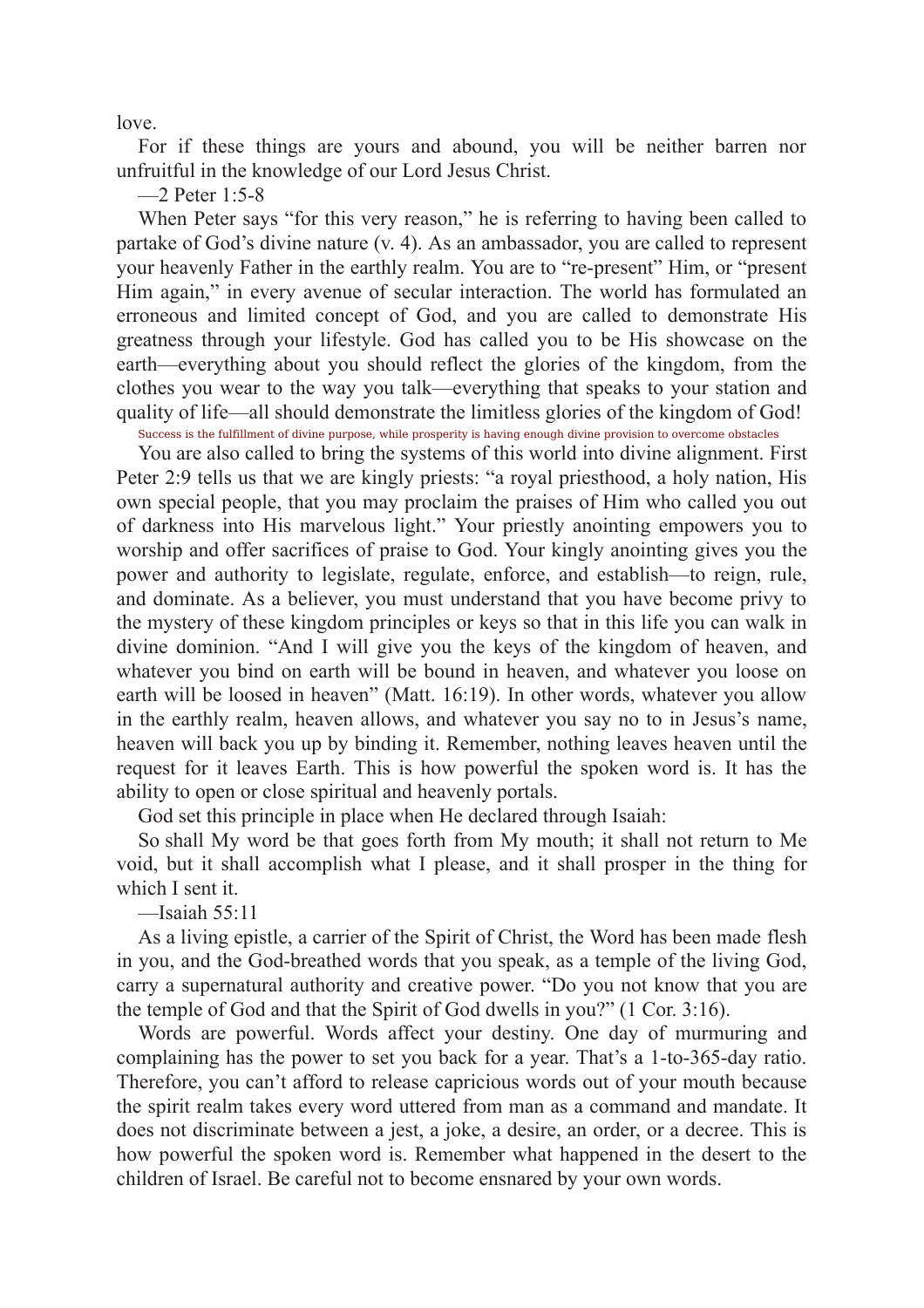love.

For if these things are yours and abound, you will be neither barren nor unfruitful in the knowledge of our Lord Jesus Christ.

—2 Peter 1:5-8

When Peter says "for this very reason," he is referring to having been called to partake of God's divine nature (v. 4). As an ambassador, you are called to represent your heavenly Father in the earthly realm. You are to "re-present" Him, or "present Him again," in every avenue of secular interaction. The world has formulated an erroneous and limited concept of God, and you are called to demonstrate His greatness through your lifestyle. God has called you to be His showcase on the earth—everything about you should reflect the glories of the kingdom, from the clothes you wear to the way you talk—everything that speaks to your station and quality of life—all should demonstrate the limitless glories of the kingdom of God!

Success is the fulfillment of divine purpose, while prosperity is having enough divine provision to overcome obstacles

You are also called to bring the systems of this world into divine alignment. First Peter 2:9 tells us that we are kingly priests: "a royal priesthood, a holy nation, His own special people, that you may proclaim the praises of Him who called you out of darkness into His marvelous light." Your priestly anointing empowers you to worship and offer sacrifices of praise to God. Your kingly anointing gives you the power and authority to legislate, regulate, enforce, and establish—to reign, rule, and dominate. As a believer, you must understand that you have become privy to the mystery of these kingdom principles or keys so that in this life you can walk in divine dominion. "And I will give you the keys of the kingdom of heaven, and whatever you bind on earth will be bound in heaven, and whatever you loose on earth will be loosed in heaven" (Matt. 16:19). In other words, whatever you allow in the earthly realm, heaven allows, and whatever you say no to in Jesus's name, heaven will back you up by binding it. Remember, nothing leaves heaven until the request for it leaves Earth. This is how powerful the spoken word is. It has the ability to open or close spiritual and heavenly portals.

God set this principle in place when He declared through Isaiah:

So shall My word be that goes forth from My mouth; it shall not return to Me void, but it shall accomplish what I please, and it shall prosper in the thing for which I sent it.

—Isaiah 55:11

As a living epistle, a carrier of the Spirit of Christ, the Word has been made flesh in you, and the God-breathed words that you speak, as a temple of the living God, carry a supernatural authority and creative power. "Do you not know that you are the temple of God and that the Spirit of God dwells in you?" (1 Cor. 3:16).

Words are powerful. Words affect your destiny. One day of murmuring and complaining has the power to set you back for a year. That's a 1-to-365-day ratio. Therefore, you can't afford to release capricious words out of your mouth because the spirit realm takes every word uttered from man as a command and mandate. It does not discriminate between a jest, a joke, a desire, an order, or a decree. This is how powerful the spoken word is. Remember what happened in the desert to the children of Israel. Be careful not to become ensnared by your own words.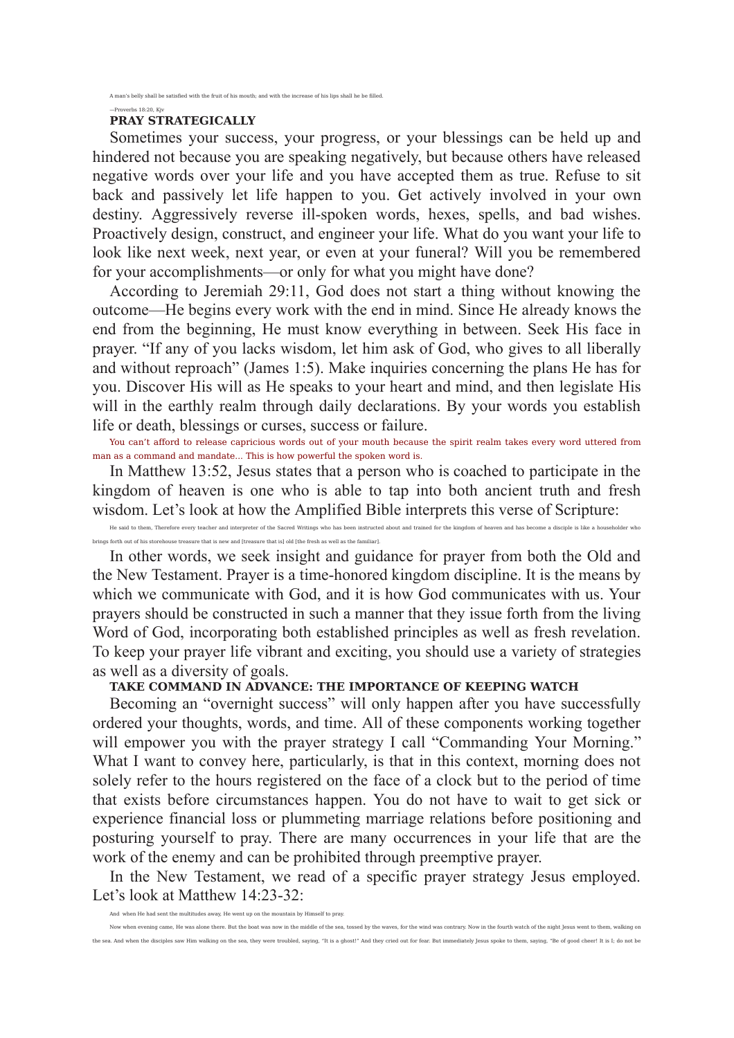A man's belly shall be satisfied with the fruit of his mouth; and with the increase of his lips shall he be filled.

—Proverbs 18:20, Kjv

### PRAY STRATEGICALLY

Sometimes your success, your progress, or your blessings can be held up and hindered not because you are speaking negatively, but because others have released negative words over your life and you have accepted them as true. Refuse to sit back and passively let life happen to you. Get actively involved in your own destiny. Aggressively reverse ill-spoken words, hexes, spells, and bad wishes. Proactively design, construct, and engineer your life. What do you want your life to look like next week, next year, or even at your funeral? Will you be remembered for your accomplishments—or only for what you might have done?

According to Jeremiah 29:11, God does not start a thing without knowing the outcome—He begins every work with the end in mind. Since He already knows the end from the beginning, He must know everything in between. Seek His face in prayer. "If any of you lacks wisdom, let him ask of God, who gives to all liberally and without reproach" (James 1:5). Make inquiries concerning the plans He has for you. Discover His will as He speaks to your heart and mind, and then legislate His will in the earthly realm through daily declarations. By your words you establish life or death, blessings or curses, success or failure.

You can't afford to release capricious words out of your mouth because the spirit realm takes every word uttered from man as a command and mandate... This is how powerful the spoken word is.

In Matthew 13:52, Jesus states that a person who is coached to participate in the kingdom of heaven is one who is able to tap into both ancient truth and fresh wisdom. Let's look at how the Amplified Bible interprets this verse of Scripture:

He said to them, Therefore every teacher and interpreter of the Sacred Writings who has been instructed about and trained for the kingdom of heaven and has become a disciple is like a householder who brings forth out of his storehouse treasure that is new and [treasure that is] old [the fresh as well as the familiar].

In other words, we seek insight and guidance for prayer from both the Old and the New Testament. Prayer is a time-honored kingdom discipline. It is the means by which we communicate with God, and it is how God communicates with us. Your prayers should be constructed in such a manner that they issue forth from the living Word of God, incorporating both established principles as well as fresh revelation. To keep your prayer life vibrant and exciting, you should use a variety of strategies as well as a diversity of goals.

### TAKE COMMAND IN ADVANCE: THE IMPORTANCE OF KEEPING WATCH

Becoming an "overnight success" will only happen after you have successfully ordered your thoughts, words, and time. All of these components working together will empower you with the prayer strategy I call "Commanding Your Morning." What I want to convey here, particularly, is that in this context, morning does not solely refer to the hours registered on the face of a clock but to the period of time that exists before circumstances happen. You do not have to wait to get sick or experience financial loss or plummeting marriage relations before positioning and posturing yourself to pray. There are many occurrences in your life that are the work of the enemy and can be prohibited through preemptive prayer.

In the New Testament, we read of a specific prayer strategy Jesus employed. Let's look at Matthew 14:23-32:

And when He had sent the multitudes away, He went up on the mountain by Himself to pray.

Now when evening came, He was alone there. But the boat was now in the middle of the sea, tossed by the waves, for the wind was contrary. Now in the fourth watch of the night Jesus went to them, walking on the sea. And when the disciples saw Him walking on the sea, they were troubled, saying, "It is a ghost!" And they cried out for fear. But immediately Jesus spoke to them, saying, "Be of good cheer! It is I; do not be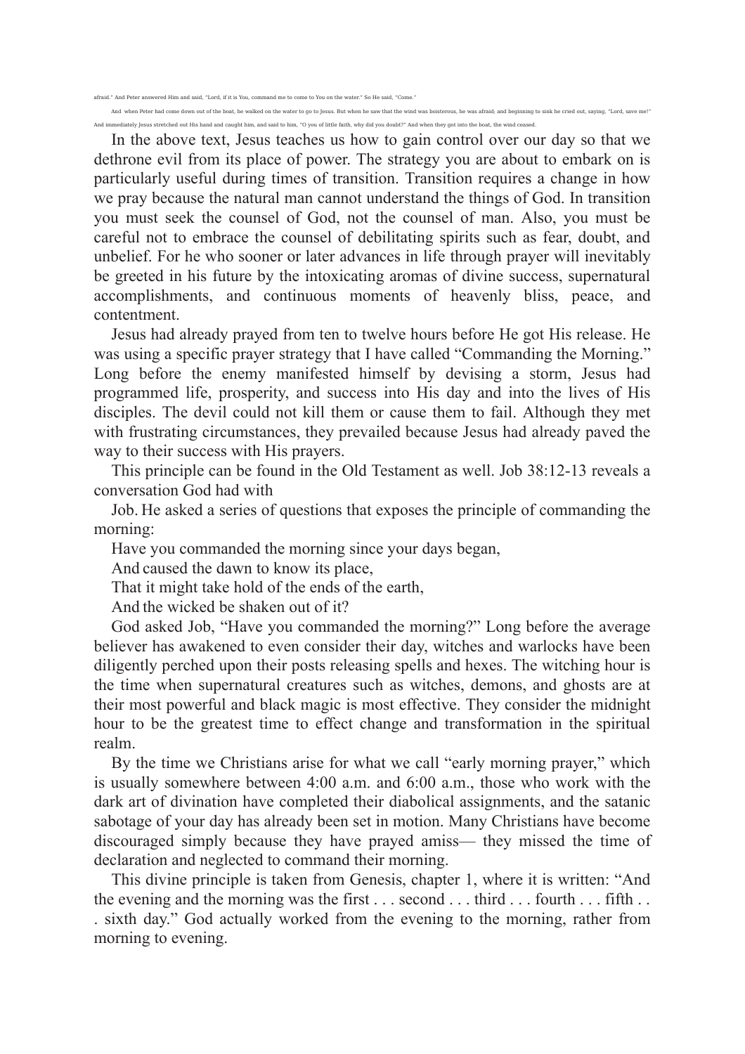afraid." And Peter answered Him and said, "Lord, if it is You, command me to come to You on the water." So He said, "Come."

And when Peter had come down out of the boat, he walked on the water to go to Jesus. But when he saw that the wind was boisterous, he was afraid; and beginning to sink he cried out, saying, "Lord, save me!" And immediately Jesus stretched out His hand and caught him, and said to him, "O you of little faith, why did you doubt?" And when they got into the boat, the wind ceased.

In the above text, Jesus teaches us how to gain control over our day so that we dethrone evil from its place of power. The strategy you are about to embark on is particularly useful during times of transition. Transition requires a change in how we pray because the natural man cannot understand the things of God. In transition you must seek the counsel of God, not the counsel of man. Also, you must be careful not to embrace the counsel of debilitating spirits such as fear, doubt, and unbelief. For he who sooner or later advances in life through prayer will inevitably be greeted in his future by the intoxicating aromas of divine success, supernatural accomplishments, and continuous moments of heavenly bliss, peace, and contentment.

Jesus had already prayed from ten to twelve hours before He got His release. He was using a specific prayer strategy that I have called "Commanding the Morning." Long before the enemy manifested himself by devising a storm, Jesus had programmed life, prosperity, and success into His day and into the lives of His disciples. The devil could not kill them or cause them to fail. Although they met with frustrating circumstances, they prevailed because Jesus had already paved the way to their success with His prayers.

This principle can be found in the Old Testament as well. Job 38:12-13 reveals a conversation God had with

Job. He asked a series of questions that exposes the principle of commanding the morning:

Have you commanded the morning since your days began,

And caused the dawn to know its place,

That it might take hold of the ends of the earth,

And the wicked be shaken out of it?

God asked Job, "Have you commanded the morning?" Long before the average believer has awakened to even consider their day, witches and warlocks have been diligently perched upon their posts releasing spells and hexes. The witching hour is the time when supernatural creatures such as witches, demons, and ghosts are at their most powerful and black magic is most effective. They consider the midnight hour to be the greatest time to effect change and transformation in the spiritual realm.

By the time we Christians arise for what we call "early morning prayer," which is usually somewhere between 4:00 a.m. and 6:00 a.m., those who work with the dark art of divination have completed their diabolical assignments, and the satanic sabotage of your day has already been set in motion. Many Christians have become discouraged simply because they have prayed amiss— they missed the time of declaration and neglected to command their morning.

This divine principle is taken from Genesis, chapter 1, where it is written: "And the evening and the morning was the first . . . second . . . third . . . fourth . . . fifth . . . sixth day." God actually worked from the evening to the morning, rather from morning to evening.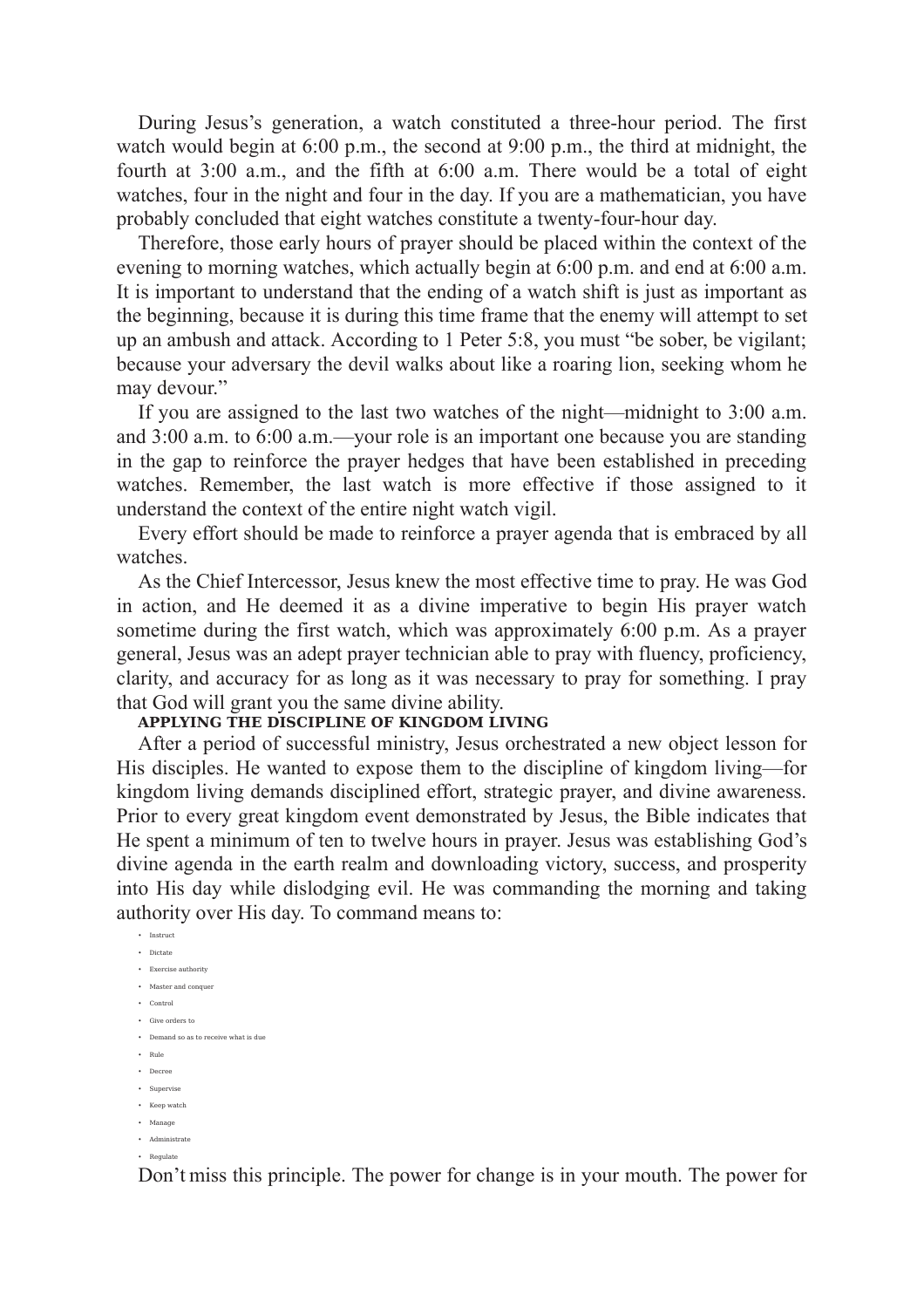During Jesus's generation, a watch constituted a three-hour period. The first watch would begin at 6:00 p.m., the second at 9:00 p.m., the third at midnight, the fourth at 3:00 a.m., and the fifth at 6:00 a.m. There would be a total of eight watches, four in the night and four in the day. If you are a mathematician, you have probably concluded that eight watches constitute a twenty-four-hour day.

Therefore, those early hours of prayer should be placed within the context of the evening to morning watches, which actually begin at 6:00 p.m. and end at 6:00 a.m. It is important to understand that the ending of a watch shift is just as important as the beginning, because it is during this time frame that the enemy will attempt to set up an ambush and attack. According to 1 Peter 5:8, you must "be sober, be vigilant; because your adversary the devil walks about like a roaring lion, seeking whom he may devour."

If you are assigned to the last two watches of the night—midnight to 3:00 a.m. and 3:00 a.m. to 6:00 a.m.—your role is an important one because you are standing in the gap to reinforce the prayer hedges that have been established in preceding watches. Remember, the last watch is more effective if those assigned to it understand the context of the entire night watch vigil.

Every effort should be made to reinforce a prayer agenda that is embraced by all watches.

As the Chief Intercessor, Jesus knew the most effective time to pray. He was God in action, and He deemed it as a divine imperative to begin His prayer watch sometime during the first watch, which was approximately 6:00 p.m. As a prayer general, Jesus was an adept prayer technician able to pray with fluency, proficiency, clarity, and accuracy for as long as it was necessary to pray for something. I pray that God will grant you the same divine ability.

**APPLYING THE DISCIPLINE OF KINGDOM LIVING**

After a period of successful ministry, Jesus orchestrated a new object lesson for His disciples. He wanted to expose them to the discipline of kingdom living—for kingdom living demands disciplined effort, strategic prayer, and divine awareness. Prior to every great kingdom event demonstrated by Jesus, the Bible indicates that He spent a minimum of ten to twelve hours in prayer. Jesus was establishing God's divine agenda in the earth realm and downloading victory, success, and prosperity into His day while dislodging evil. He was commanding the morning and taking authority over His day. To command means to:

- Instruct
- Dictate
- Exercise authority
- Master and conquer
- Control
- Give orders to
- Demand so as to receive what is due
- Rule
- Decree
- Supervise
- Keep watch
- Manage
- Administrate
- Regulate

Don't miss this principle. The power for change is in your mouth. The power for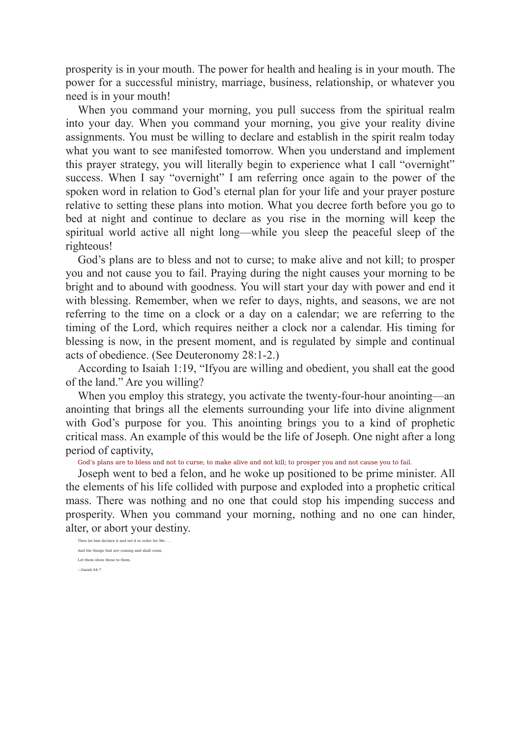prosperity is in your mouth. The power for health and healing is in your mouth. The power for a successful ministry, marriage, business, relationship, or whatever you need is in your mouth!

When you command your morning, you pull success from the spiritual realm into your day. When you command your morning, you give your reality divine assignments. You must be willing to declare and establish in the spirit realm today what you want to see manifested tomorrow. When you understand and implement this prayer strategy, you will literally begin to experience what I call "overnight" success. When I say "overnight" I am referring once again to the power of the spoken word in relation to God's eternal plan for your life and your prayer posture relative to setting these plans into motion. What you decree forth before you go to bed at night and continue to declare as you rise in the morning will keep the spiritual world active all night long—while you sleep the peaceful sleep of the righteous!

God's plans are to bless and not to curse; to make alive and not kill; to prosper you and not cause you to fail. Praying during the night causes your morning to be bright and to abound with goodness. You will start your day with power and end it with blessing. Remember, when we refer to days, nights, and seasons, we are not referring to the time on a clock or a day on a calendar; we are referring to the timing of the Lord, which requires neither a clock nor a calendar. His timing for blessing is now, in the present moment, and is regulated by simple and continual acts of obedience. (See Deuteronomy 28:1-2.)

According to Isaiah 1:19, "Ifyou are willing and obedient, you shall eat the good of the land." Are you willing?

When you employ this strategy, you activate the twenty-four-hour anointing—an anointing that brings all the elements surrounding your life into divine alignment with God's purpose for you. This anointing brings you to a kind of prophetic critical mass. An example of this would be the life of Joseph. One night after a long period of captivity,

God's plans are to bless and not to curse; to make alive and not kill; to prosper you and not cause you to fail.

Joseph went to bed a felon, and he woke up positioned to be prime minister. All the elements of his life collided with purpose and exploded into a prophetic critical mass. There was nothing and no one that could stop his impending success and prosperity. When you command your morning, nothing and no one can hinder, alter, or abort your destiny.

Then let him declare it and set it in order for Me . . .

And the things that are coming and shall come,

Let them show these to them.

—Isaiah 44:7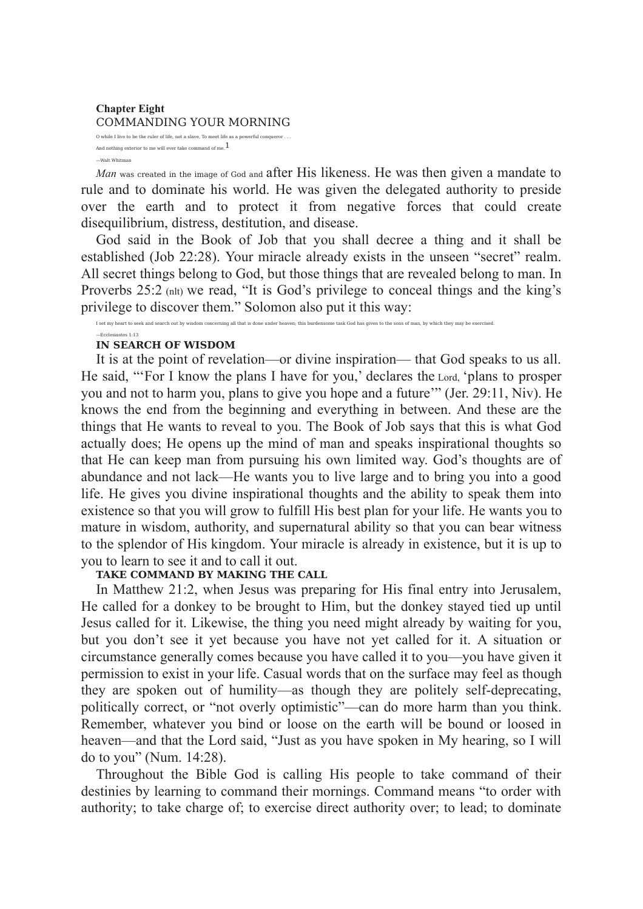**Chapter Eight**

# COMMANDING YOUR MORNING

O while I live to be the ruler of life, not a slave, To meet life as a powerful conqueror . . .
And nothing exterior to me will ever take command of me.[1]

—Walt Whitman

*Man* was created in the image of God and after His likeness. He was then given a mandate to rule and to dominate his world. He was given the delegated authority to preside over the earth and to protect it from negative forces that could create disequilibrium, distress, destitution, and disease.

God said in the Book of Job that you shall decree a thing and it shall be established (Job 22:28). Your miracle already exists in the unseen "secret" realm. All secret things belong to God, but those things that are revealed belong to man. In Proverbs 25:2 (nlt) we read, "It is God's privilege to conceal things and the king's privilege to discover them." Solomon also put it this way:

> I set my heart to seek and search out by wisdom concerning all that is done under heaven; this burdensome task God has given to the sons of man, by which they may be exercised.
>
> —Ecclesiastes 1:13

## IN SEARCH OF WISDOM

It is at the point of revelation—or divine inspiration— that God speaks to us all. He said, "'For I know the plans I have for you,' declares the Lord, 'plans to prosper you and not to harm you, plans to give you hope and a future'" (Jer. 29:11, Niv). He knows the end from the beginning and everything in between. And these are the things that He wants to reveal to you. The Book of Job says that this is what God actually does; He opens up the mind of man and speaks inspirational thoughts so that He can keep man from pursuing his own limited way. God's thoughts are of abundance and not lack—He wants you to live large and to bring you into a good life. He gives you divine inspirational thoughts and the ability to speak them into existence so that you will grow to fulfill His best plan for your life. He wants you to mature in wisdom, authority, and supernatural ability so that you can bear witness to the splendor of His kingdom. Your miracle is already in existence, but it is up to you to learn to see it and to call it out.

## TAKE COMMAND BY MAKING THE CALL

In Matthew 21:2, when Jesus was preparing for His final entry into Jerusalem, He called for a donkey to be brought to Him, but the donkey stayed tied up until Jesus called for it. Likewise, the thing you need might already by waiting for you, but you don't see it yet because you have not yet called for it. A situation or circumstance generally comes because you have called it to you—you have given it permission to exist in your life. Casual words that on the surface may feel as though they are spoken out of humility—as though they are politely self-deprecating, politically correct, or "not overly optimistic"—can do more harm than you think. Remember, whatever you bind or loose on the earth will be bound or loosed in heaven—and that the Lord said, "Just as you have spoken in My hearing, so I will do to you" (Num. 14:28).

Throughout the Bible God is calling His people to take command of their destinies by learning to command their mornings. Command means "to order with authority; to take charge of; to exercise direct authority over; to lead; to dominate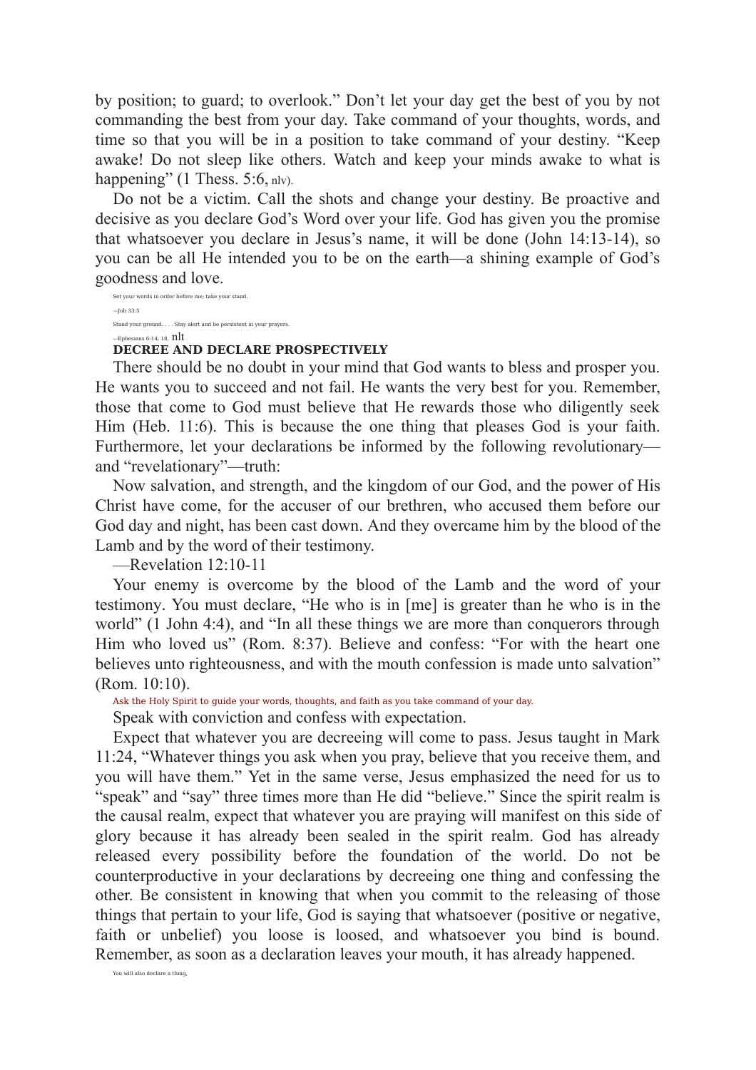by position; to guard; to overlook." Don't let your day get the best of you by not commanding the best from your day. Take command of your thoughts, words, and time so that you will be in a position to take command of your destiny. "Keep awake! Do not sleep like others. Watch and keep your minds awake to what is happening" (1 Thess. 5:6, nlv).

Do not be a victim. Call the shots and change your destiny. Be proactive and decisive as you declare God's Word over your life. God has given you the promise that whatsoever you declare in Jesus's name, it will be done (John 14:13-14), so you can be all He intended you to be on the earth—a shining example of God's goodness and love.

Set your words in order before me; take your stand.

—Job 33:5

Stand your ground. . . . Stay alert and be persistent in your prayers.

—Ephesians 6:14, 18, nlt

**DECREE AND DECLARE PROSPECTIVELY**

There should be no doubt in your mind that God wants to bless and prosper you. He wants you to succeed and not fail. He wants the very best for you. Remember, those that come to God must believe that He rewards those who diligently seek Him (Heb. 11:6). This is because the one thing that pleases God is your faith. Furthermore, let your declarations be informed by the following revolutionary—and "revelationary"—truth:

Now salvation, and strength, and the kingdom of our God, and the power of His Christ have come, for the accuser of our brethren, who accused them before our God day and night, has been cast down. And they overcame him by the blood of the Lamb and by the word of their testimony.

—Revelation 12:10-11

Your enemy is overcome by the blood of the Lamb and the word of your testimony. You must declare, "He who is in [me] is greater than he who is in the world" (1 John 4:4), and "In all these things we are more than conquerors through Him who loved us" (Rom. 8:37). Believe and confess: "For with the heart one believes unto righteousness, and with the mouth confession is made unto salvation" (Rom. 10:10).

Ask the Holy Spirit to guide your words, thoughts, and faith as you take command of your day.

Speak with conviction and confess with expectation.

Expect that whatever you are decreeing will come to pass. Jesus taught in Mark 11:24, "Whatever things you ask when you pray, believe that you receive them, and you will have them." Yet in the same verse, Jesus emphasized the need for us to "speak" and "say" three times more than He did "believe." Since the spirit realm is the causal realm, expect that whatever you are praying will manifest on this side of glory because it has already been sealed in the spirit realm. God has already released every possibility before the foundation of the world. Do not be counterproductive in your declarations by decreeing one thing and confessing the other. Be consistent in knowing that when you commit to the releasing of those things that pertain to your life, God is saying that whatsoever (positive or negative, faith or unbelief) you loose is loosed, and whatsoever you bind is bound. Remember, as soon as a declaration leaves your mouth, it has already happened.

You will also declare a thing,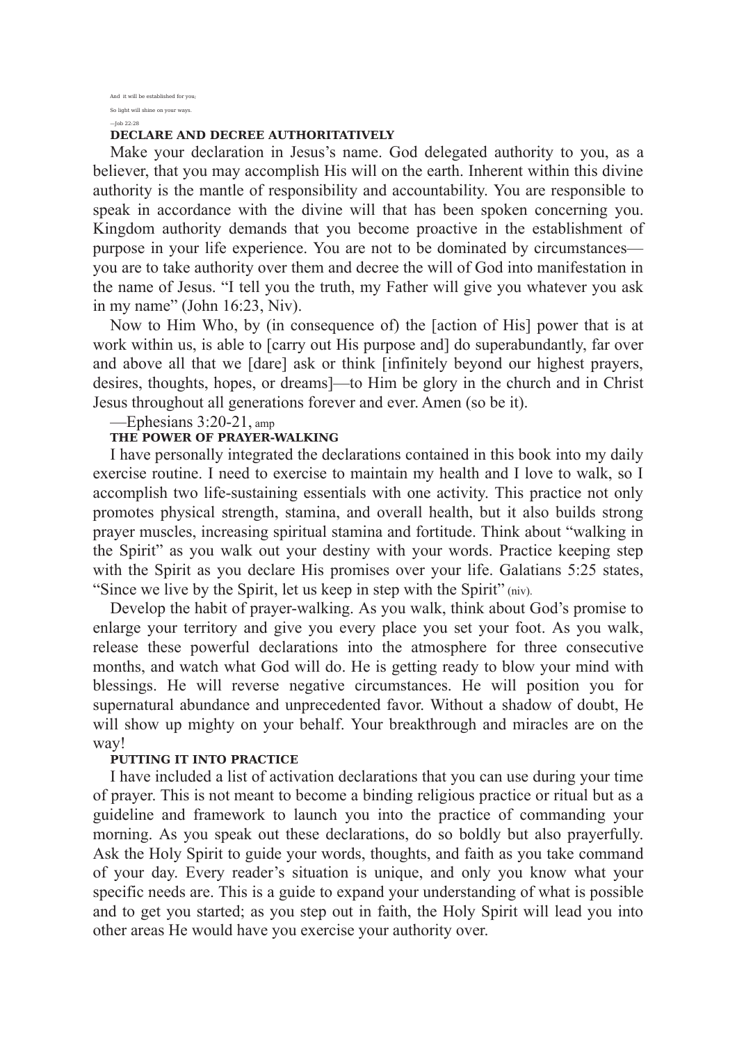And it will be established for you;

So light will shine on your ways.

—Job 22:28

**DECLARE AND DECREE AUTHORITATIVELY**

Make your declaration in Jesus's name. God delegated authority to you, as a believer, that you may accomplish His will on the earth. Inherent within this divine authority is the mantle of responsibility and accountability. You are responsible to speak in accordance with the divine will that has been spoken concerning you. Kingdom authority demands that you become proactive in the establishment of purpose in your life experience. You are not to be dominated by circumstances—you are to take authority over them and decree the will of God into manifestation in the name of Jesus. "I tell you the truth, my Father will give you whatever you ask in my name" (John 16:23, Niv).

Now to Him Who, by (in consequence of) the [action of His] power that is at work within us, is able to [carry out His purpose and] do superabundantly, far over and above all that we [dare] ask or think [infinitely beyond our highest prayers, desires, thoughts, hopes, or dreams]—to Him be glory in the church and in Christ Jesus throughout all generations forever and ever. Amen (so be it).

—Ephesians 3:20-21, amp

**THE POWER OF PRAYER-WALKING**

I have personally integrated the declarations contained in this book into my daily exercise routine. I need to exercise to maintain my health and I love to walk, so I accomplish two life-sustaining essentials with one activity. This practice not only promotes physical strength, stamina, and overall health, but it also builds strong prayer muscles, increasing spiritual stamina and fortitude. Think about "walking in the Spirit" as you walk out your destiny with your words. Practice keeping step with the Spirit as you declare His promises over your life. Galatians 5:25 states, "Since we live by the Spirit, let us keep in step with the Spirit" (niv).

Develop the habit of prayer-walking. As you walk, think about God's promise to enlarge your territory and give you every place you set your foot. As you walk, release these powerful declarations into the atmosphere for three consecutive months, and watch what God will do. He is getting ready to blow your mind with blessings. He will reverse negative circumstances. He will position you for supernatural abundance and unprecedented favor. Without a shadow of doubt, He will show up mighty on your behalf. Your breakthrough and miracles are on the way!

**PUTTING IT INTO PRACTICE**

I have included a list of activation declarations that you can use during your time of prayer. This is not meant to become a binding religious practice or ritual but as a guideline and framework to launch you into the practice of commanding your morning. As you speak out these declarations, do so boldly but also prayerfully. Ask the Holy Spirit to guide your words, thoughts, and faith as you take command of your day. Every reader's situation is unique, and only you know what your specific needs are. This is a guide to expand your understanding of what is possible and to get you started; as you step out in faith, the Holy Spirit will lead you into other areas He would have you exercise your authority over.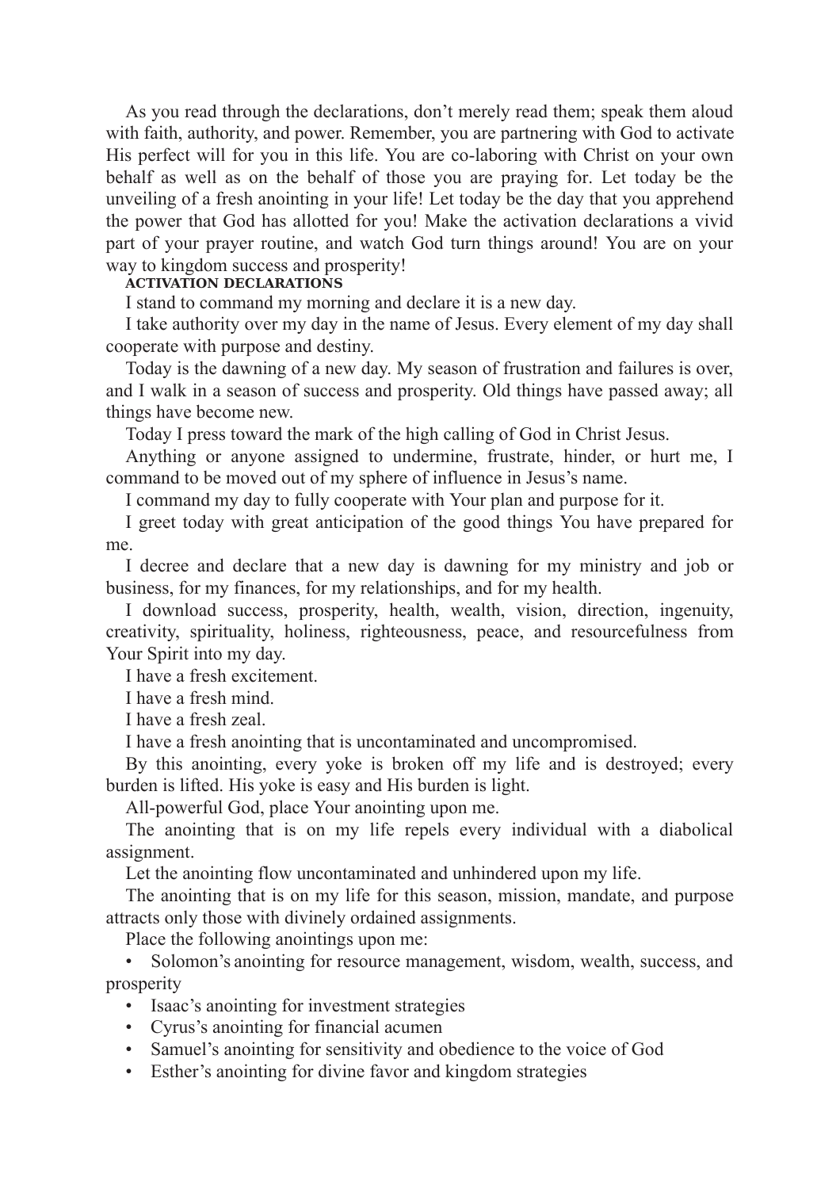As you read through the declarations, don't merely read them; speak them aloud with faith, authority, and power. Remember, you are partnering with God to activate His perfect will for you in this life. You are co-laboring with Christ on your own behalf as well as on the behalf of those you are praying for. Let today be the unveiling of a fresh anointing in your life! Let today be the day that you apprehend the power that God has allotted for you! Make the activation declarations a vivid part of your prayer routine, and watch God turn things around! You are on your way to kingdom success and prosperity!

**ACTIVATION DECLARATIONS**

I stand to command my morning and declare it is a new day.

I take authority over my day in the name of Jesus. Every element of my day shall cooperate with purpose and destiny.

Today is the dawning of a new day. My season of frustration and failures is over, and I walk in a season of success and prosperity. Old things have passed away; all things have become new.

Today I press toward the mark of the high calling of God in Christ Jesus.

Anything or anyone assigned to undermine, frustrate, hinder, or hurt me, I command to be moved out of my sphere of influence in Jesus's name.

I command my day to fully cooperate with Your plan and purpose for it.

I greet today with great anticipation of the good things You have prepared for me.

I decree and declare that a new day is dawning for my ministry and job or business, for my finances, for my relationships, and for my health.

I download success, prosperity, health, wealth, vision, direction, ingenuity, creativity, spirituality, holiness, righteousness, peace, and resourcefulness from Your Spirit into my day.

I have a fresh excitement.

I have a fresh mind.

I have a fresh zeal.

I have a fresh anointing that is uncontaminated and uncompromised.

By this anointing, every yoke is broken off my life and is destroyed; every burden is lifted. His yoke is easy and His burden is light.

All-powerful God, place Your anointing upon me.

The anointing that is on my life repels every individual with a diabolical assignment.

Let the anointing flow uncontaminated and unhindered upon my life.

The anointing that is on my life for this season, mission, mandate, and purpose attracts only those with divinely ordained assignments.

Place the following anointings upon me:

- Solomon's anointing for resource management, wisdom, wealth, success, and prosperity
- Isaac's anointing for investment strategies
- Cyrus's anointing for financial acumen
- Samuel's anointing for sensitivity and obedience to the voice of God
- Esther's anointing for divine favor and kingdom strategies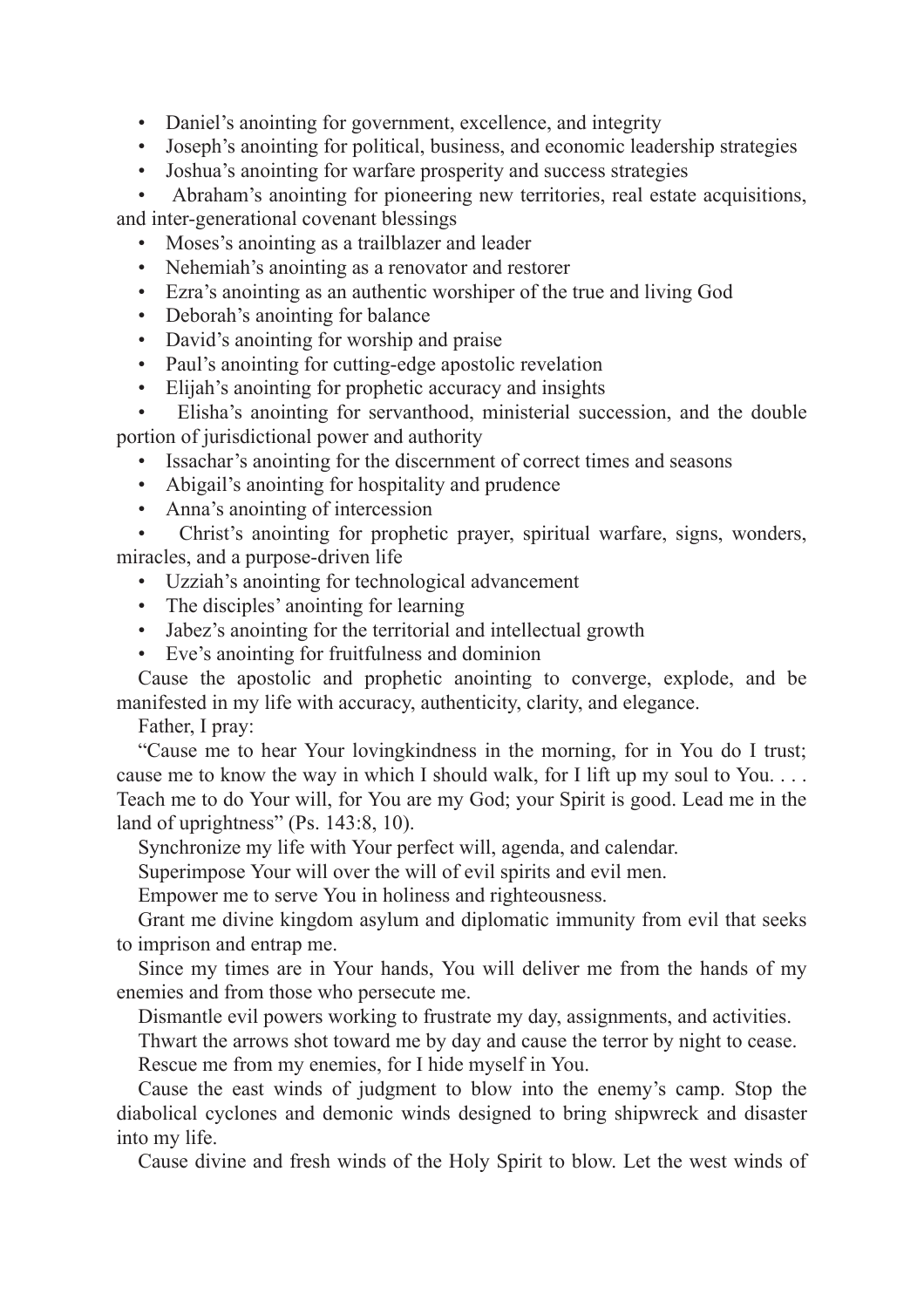- Daniel's anointing for government, excellence, and integrity
- Joseph's anointing for political, business, and economic leadership strategies
- Joshua's anointing for warfare prosperity and success strategies
- Abraham's anointing for pioneering new territories, real estate acquisitions, and inter-generational covenant blessings
- Moses's anointing as a trailblazer and leader
- Nehemiah's anointing as a renovator and restorer
- Ezra's anointing as an authentic worshiper of the true and living God
- Deborah's anointing for balance
- David's anointing for worship and praise
- Paul's anointing for cutting-edge apostolic revelation
- Elijah's anointing for prophetic accuracy and insights
- Elisha's anointing for servanthood, ministerial succession, and the double portion of jurisdictional power and authority
- Issachar's anointing for the discernment of correct times and seasons
- Abigail's anointing for hospitality and prudence
- Anna's anointing of intercession
- Christ's anointing for prophetic prayer, spiritual warfare, signs, wonders, miracles, and a purpose-driven life
- Uzziah's anointing for technological advancement
- The disciples' anointing for learning
- Jabez's anointing for the territorial and intellectual growth
- Eve's anointing for fruitfulness and dominion

Cause the apostolic and prophetic anointing to converge, explode, and be manifested in my life with accuracy, authenticity, clarity, and elegance.

Father, I pray:

"Cause me to hear Your lovingkindness in the morning, for in You do I trust; cause me to know the way in which I should walk, for I lift up my soul to You. . . . Teach me to do Your will, for You are my God; your Spirit is good. Lead me in the land of uprightness" (Ps. 143:8, 10).

Synchronize my life with Your perfect will, agenda, and calendar.

Superimpose Your will over the will of evil spirits and evil men.

Empower me to serve You in holiness and righteousness.

Grant me divine kingdom asylum and diplomatic immunity from evil that seeks to imprison and entrap me.

Since my times are in Your hands, You will deliver me from the hands of my enemies and from those who persecute me.

Dismantle evil powers working to frustrate my day, assignments, and activities.

Thwart the arrows shot toward me by day and cause the terror by night to cease.

Rescue me from my enemies, for I hide myself in You.

Cause the east winds of judgment to blow into the enemy's camp. Stop the diabolical cyclones and demonic winds designed to bring shipwreck and disaster into my life.

Cause divine and fresh winds of the Holy Spirit to blow. Let the west winds of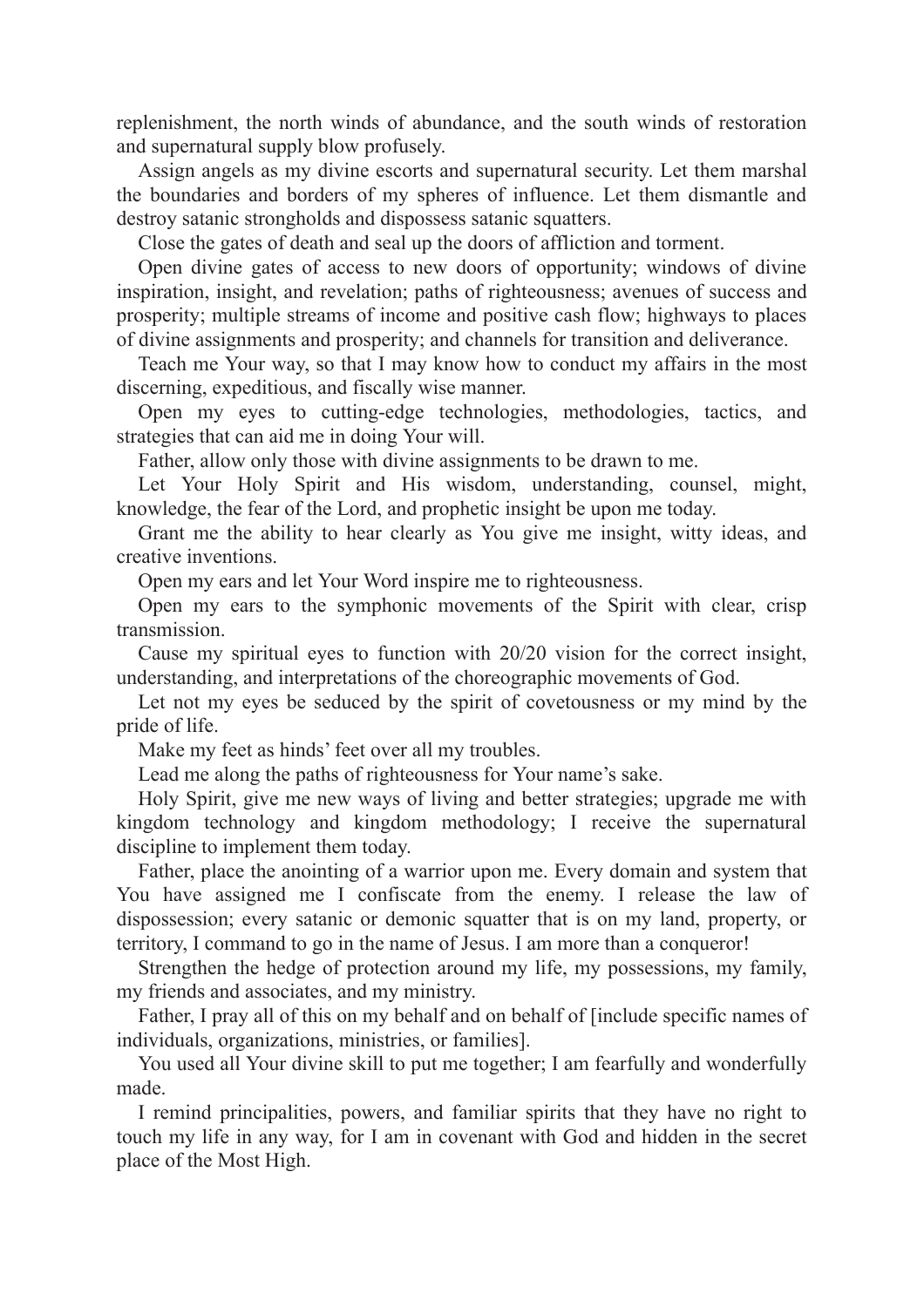replenishment, the north winds of abundance, and the south winds of restoration and supernatural supply blow profusely.

Assign angels as my divine escorts and supernatural security. Let them marshal the boundaries and borders of my spheres of influence. Let them dismantle and destroy satanic strongholds and dispossess satanic squatters.

Close the gates of death and seal up the doors of affliction and torment.

Open divine gates of access to new doors of opportunity; windows of divine inspiration, insight, and revelation; paths of righteousness; avenues of success and prosperity; multiple streams of income and positive cash flow; highways to places of divine assignments and prosperity; and channels for transition and deliverance.

Teach me Your way, so that I may know how to conduct my affairs in the most discerning, expeditious, and fiscally wise manner.

Open my eyes to cutting-edge technologies, methodologies, tactics, and strategies that can aid me in doing Your will.

Father, allow only those with divine assignments to be drawn to me.

Let Your Holy Spirit and His wisdom, understanding, counsel, might, knowledge, the fear of the Lord, and prophetic insight be upon me today.

Grant me the ability to hear clearly as You give me insight, witty ideas, and creative inventions.

Open my ears and let Your Word inspire me to righteousness.

Open my ears to the symphonic movements of the Spirit with clear, crisp transmission.

Cause my spiritual eyes to function with 20/20 vision for the correct insight, understanding, and interpretations of the choreographic movements of God.

Let not my eyes be seduced by the spirit of covetousness or my mind by the pride of life.

Make my feet as hinds' feet over all my troubles.

Lead me along the paths of righteousness for Your name's sake.

Holy Spirit, give me new ways of living and better strategies; upgrade me with kingdom technology and kingdom methodology; I receive the supernatural discipline to implement them today.

Father, place the anointing of a warrior upon me. Every domain and system that You have assigned me I confiscate from the enemy. I release the law of dispossession; every satanic or demonic squatter that is on my land, property, or territory, I command to go in the name of Jesus. I am more than a conqueror!

Strengthen the hedge of protection around my life, my possessions, my family, my friends and associates, and my ministry.

Father, I pray all of this on my behalf and on behalf of [include specific names of individuals, organizations, ministries, or families].

You used all Your divine skill to put me together; I am fearfully and wonderfully made.

I remind principalities, powers, and familiar spirits that they have no right to touch my life in any way, for I am in covenant with God and hidden in the secret place of the Most High.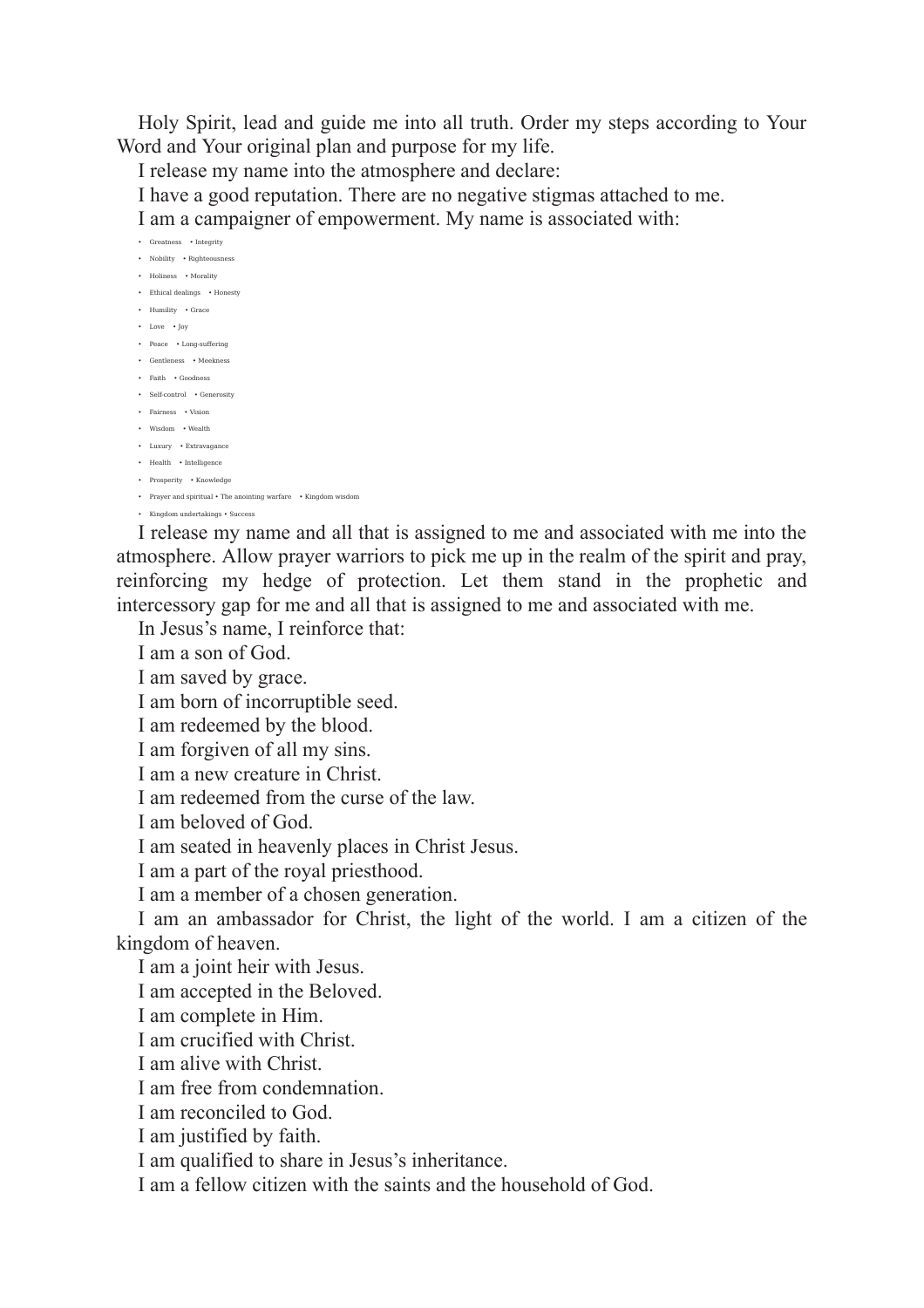Holy Spirit, lead and guide me into all truth. Order my steps according to Your Word and Your original plan and purpose for my life.

I release my name into the atmosphere and declare:

I have a good reputation. There are no negative stigmas attached to me.

I am a campaigner of empowerment. My name is associated with:

- Greatness • Integrity
- Nobility • Righteousness
- Holiness • Morality
- Ethical dealings • Honesty
- Humility • Grace
- Love • Joy
- Peace • Long-suffering
- Gentleness • Meekness
- Faith • Goodness
- Self-control • Generosity
- Fairness • Vision
- Wisdom • Wealth
- Luxury • Extravagance
- Health • Intelligence
- Prosperity • Knowledge
- Prayer and spiritual • The anointing warfare • Kingdom wisdom
- Kingdom undertakings • Success

I release my name and all that is assigned to me and associated with me into the atmosphere. Allow prayer warriors to pick me up in the realm of the spirit and pray, reinforcing my hedge of protection. Let them stand in the prophetic and intercessory gap for me and all that is assigned to me and associated with me.

In Jesus's name, I reinforce that:

I am a son of God.

I am saved by grace.

I am born of incorruptible seed.

I am redeemed by the blood.

I am forgiven of all my sins.

I am a new creature in Christ.

I am redeemed from the curse of the law.

I am beloved of God.

I am seated in heavenly places in Christ Jesus.

I am a part of the royal priesthood.

I am a member of a chosen generation.

I am an ambassador for Christ, the light of the world. I am a citizen of the kingdom of heaven.

I am a joint heir with Jesus.

I am accepted in the Beloved.

I am complete in Him.

I am crucified with Christ.

I am alive with Christ.

I am free from condemnation.

I am reconciled to God.

I am justified by faith.

I am qualified to share in Jesus's inheritance.

I am a fellow citizen with the saints and the household of God.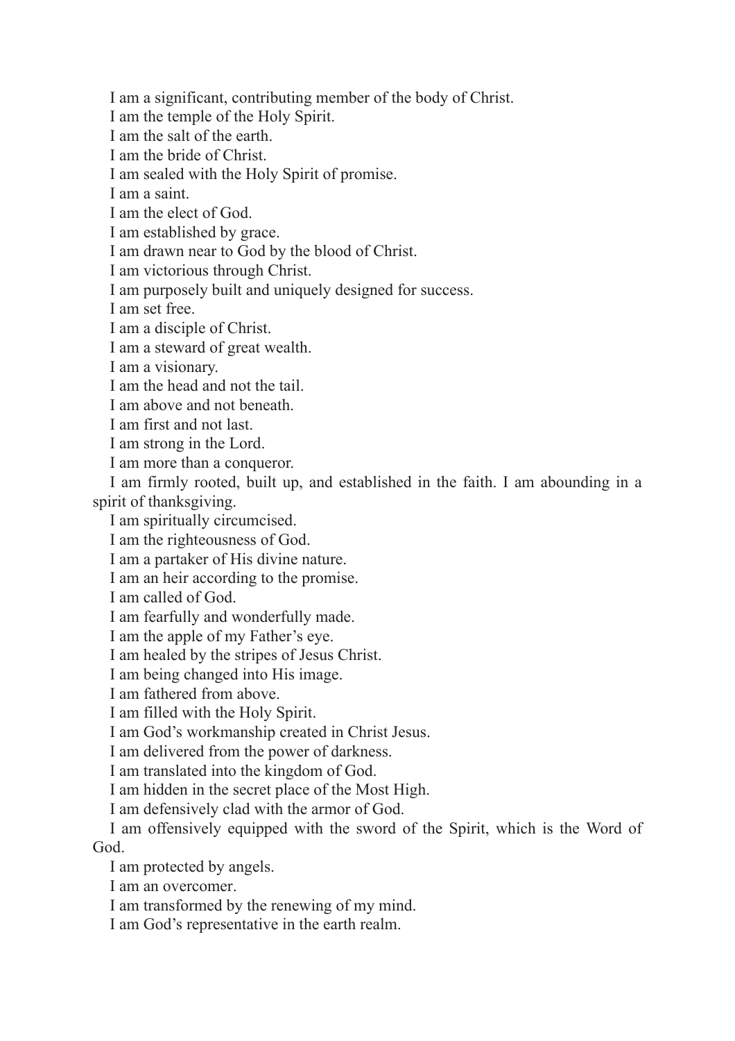I am a significant, contributing member of the body of Christ.

I am the temple of the Holy Spirit.

I am the salt of the earth.

I am the bride of Christ.

I am sealed with the Holy Spirit of promise.

I am a saint.

I am the elect of God.

I am established by grace.

I am drawn near to God by the blood of Christ.

I am victorious through Christ.

I am purposely built and uniquely designed for success.

I am set free.

I am a disciple of Christ.

I am a steward of great wealth.

I am a visionary.

I am the head and not the tail.

I am above and not beneath.

I am first and not last.

I am strong in the Lord.

I am more than a conqueror.

I am firmly rooted, built up, and established in the faith. I am abounding in a spirit of thanksgiving.

I am spiritually circumcised.

I am the righteousness of God.

I am a partaker of His divine nature.

I am an heir according to the promise.

I am called of God.

I am fearfully and wonderfully made.

I am the apple of my Father's eye.

I am healed by the stripes of Jesus Christ.

I am being changed into His image.

I am fathered from above.

I am filled with the Holy Spirit.

I am God's workmanship created in Christ Jesus.

I am delivered from the power of darkness.

I am translated into the kingdom of God.

I am hidden in the secret place of the Most High.

I am defensively clad with the armor of God.

I am offensively equipped with the sword of the Spirit, which is the Word of God.

I am protected by angels.

I am an overcomer.

I am transformed by the renewing of my mind.

I am God's representative in the earth realm.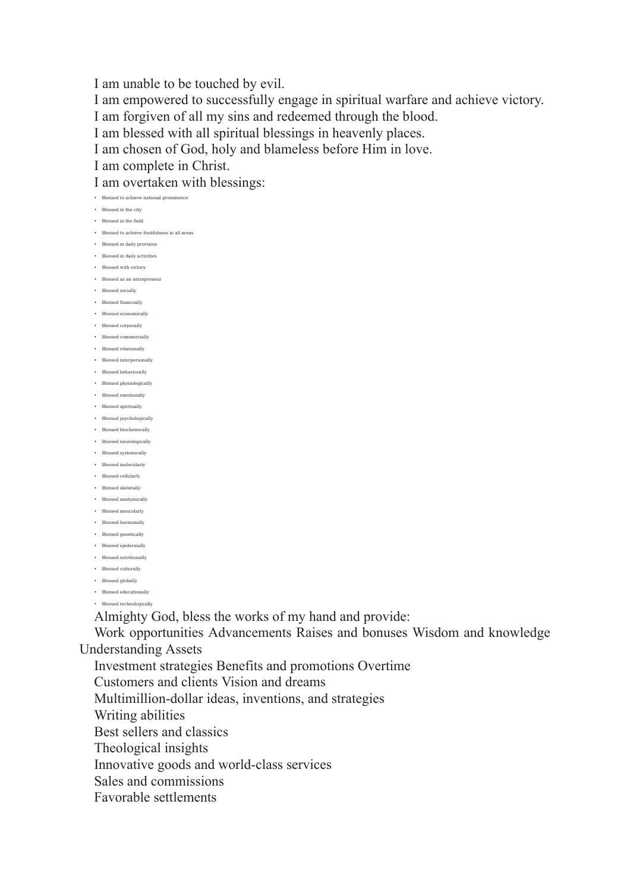I am unable to be touched by evil.

I am empowered to successfully engage in spiritual warfare and achieve victory.

I am forgiven of all my sins and redeemed through the blood.

I am blessed with all spiritual blessings in heavenly places.

I am chosen of God, holy and blameless before Him in love.

I am complete in Christ.

I am overtaken with blessings:

- Blessed to achieve national prominence
- Blessed in the city
- Blessed in the field
- Blessed to achieve fruitfulness in all areas
- Blessed in daily provision
- Blessed in daily activities
- Blessed with victory
- Blessed as an entrepreneur
- Blessed socially
- Blessed financially
- Blessed economically
- Blessed corporally
- Blessed commercially
- Blessed relationally
- Blessed interpersonally
- Blessed behaviorally
- Blessed physiologically
- Blessed emotionally
- Blessed spiritually
- Blessed psychologically
- Blessed biochemically
- Blessed neurologically
- Blessed systemically
- Blessed molecularly
- Blessed cellularly
- Blessed skeletally
- Blessed anatomically
- Blessed muscularly
- Blessed hormonally
- Blessed genetically
- Blessed epidermally
- Blessed nutritionally
- Blessed culturally
- Blessed globally
- Blessed educationally
- Blessed technologically

Almighty God, bless the works of my hand and provide:

Work opportunities Advancements Raises and bonuses Wisdom and knowledge Understanding Assets

Investment strategies Benefits and promotions Overtime

Customers and clients Vision and dreams

Multimillion-dollar ideas, inventions, and strategies

Writing abilities

Best sellers and classics

Theological insights

Innovative goods and world-class services

Sales and commissions

Favorable settlements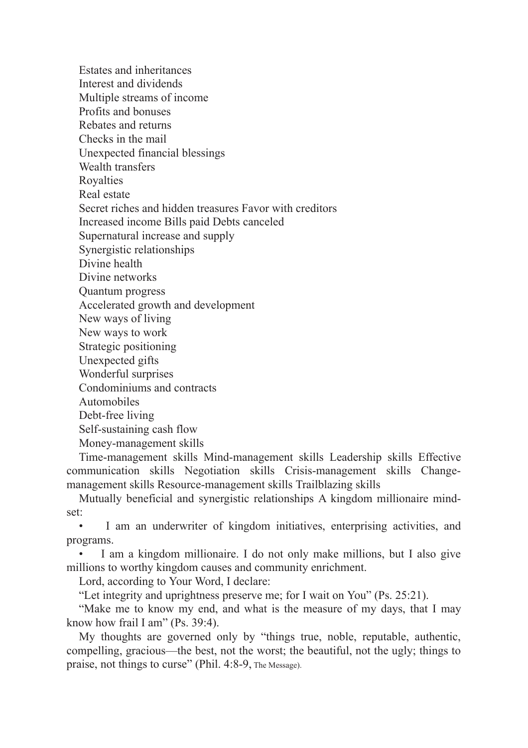Estates and inheritances  
Interest and dividends  
Multiple streams of income  
Profits and bonuses  
Rebates and returns  
Checks in the mail  
Unexpected financial blessings  
Wealth transfers  
Royalties  
Real estate  
Secret riches and hidden treasures Favor with creditors  
Increased income Bills paid Debts canceled  
Supernatural increase and supply  
Synergistic relationships  
Divine health  
Divine networks  
Quantum progress  
Accelerated growth and development  
New ways of living  
New ways to work  
Strategic positioning  
Unexpected gifts  
Wonderful surprises  
Condominiums and contracts  
Automobiles  
Debt-free living  
Self-sustaining cash flow  
Money-management skills

Time-management skills Mind-management skills Leadership skills Effective communication skills Negotiation skills Crisis-management skills Change-management skills Resource-management skills Trailblazing skills

Mutually beneficial and synergistic relationships A kingdom millionaire mind-set:

- I am an underwriter of kingdom initiatives, enterprising activities, and programs.
- I am a kingdom millionaire. I do not only make millions, but I also give millions to worthy kingdom causes and community enrichment.

Lord, according to Your Word, I declare:

"Let integrity and uprightness preserve me; for I wait on You" (Ps. 25:21).

"Make me to know my end, and what is the measure of my days, that I may know how frail I am" (Ps. 39:4).

My thoughts are governed only by "things true, noble, reputable, authentic, compelling, gracious—the best, not the worst; the beautiful, not the ugly; things to praise, not things to curse" (Phil. 4:8-9, The Message).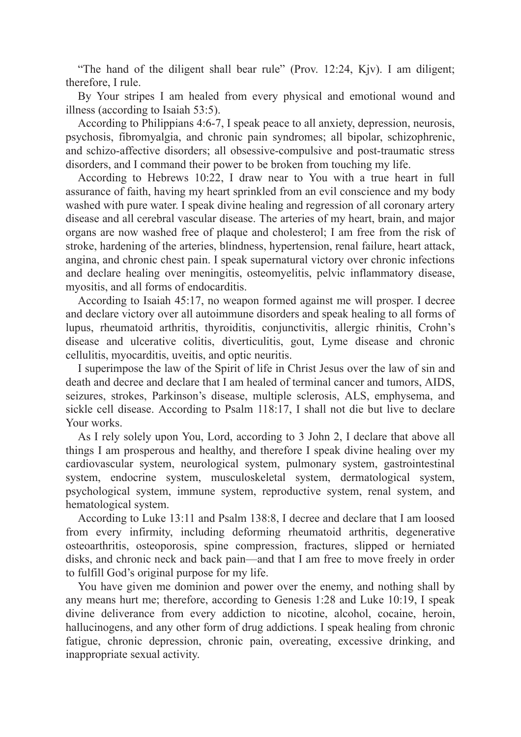"The hand of the diligent shall bear rule" (Prov. 12:24, Kjv). I am diligent; therefore, I rule.

By Your stripes I am healed from every physical and emotional wound and illness (according to Isaiah 53:5).

According to Philippians 4:6-7, I speak peace to all anxiety, depression, neurosis, psychosis, fibromyalgia, and chronic pain syndromes; all bipolar, schizophrenic, and schizo-affective disorders; all obsessive-compulsive and post-traumatic stress disorders, and I command their power to be broken from touching my life.

According to Hebrews 10:22, I draw near to You with a true heart in full assurance of faith, having my heart sprinkled from an evil conscience and my body washed with pure water. I speak divine healing and regression of all coronary artery disease and all cerebral vascular disease. The arteries of my heart, brain, and major organs are now washed free of plaque and cholesterol; I am free from the risk of stroke, hardening of the arteries, blindness, hypertension, renal failure, heart attack, angina, and chronic chest pain. I speak supernatural victory over chronic infections and declare healing over meningitis, osteomyelitis, pelvic inflammatory disease, myositis, and all forms of endocarditis.

According to Isaiah 45:17, no weapon formed against me will prosper. I decree and declare victory over all autoimmune disorders and speak healing to all forms of lupus, rheumatoid arthritis, thyroiditis, conjunctivitis, allergic rhinitis, Crohn's disease and ulcerative colitis, diverticulitis, gout, Lyme disease and chronic cellulitis, myocarditis, uveitis, and optic neuritis.

I superimpose the law of the Spirit of life in Christ Jesus over the law of sin and death and decree and declare that I am healed of terminal cancer and tumors, AIDS, seizures, strokes, Parkinson's disease, multiple sclerosis, ALS, emphysema, and sickle cell disease. According to Psalm 118:17, I shall not die but live to declare Your works.

As I rely solely upon You, Lord, according to 3 John 2, I declare that above all things I am prosperous and healthy, and therefore I speak divine healing over my cardiovascular system, neurological system, pulmonary system, gastrointestinal system, endocrine system, musculoskeletal system, dermatological system, psychological system, immune system, reproductive system, renal system, and hematological system.

According to Luke 13:11 and Psalm 138:8, I decree and declare that I am loosed from every infirmity, including deforming rheumatoid arthritis, degenerative osteoarthritis, osteoporosis, spine compression, fractures, slipped or herniated disks, and chronic neck and back pain—and that I am free to move freely in order to fulfill God's original purpose for my life.

You have given me dominion and power over the enemy, and nothing shall by any means hurt me; therefore, according to Genesis 1:28 and Luke 10:19, I speak divine deliverance from every addiction to nicotine, alcohol, cocaine, heroin, hallucinogens, and any other form of drug addictions. I speak healing from chronic fatigue, chronic depression, chronic pain, overeating, excessive drinking, and inappropriate sexual activity.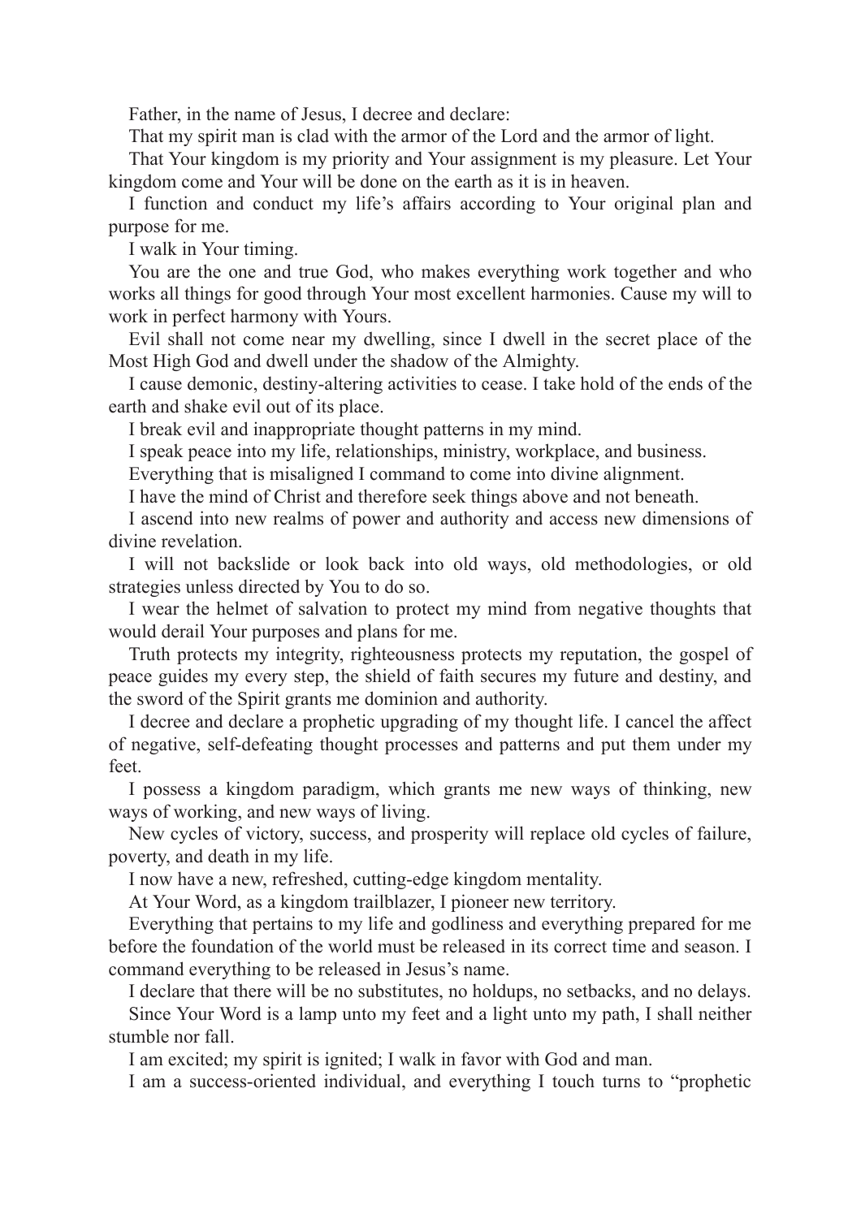Father, in the name of Jesus, I decree and declare:

That my spirit man is clad with the armor of the Lord and the armor of light.

That Your kingdom is my priority and Your assignment is my pleasure. Let Your kingdom come and Your will be done on the earth as it is in heaven.

I function and conduct my life's affairs according to Your original plan and purpose for me.

I walk in Your timing.

You are the one and true God, who makes everything work together and who works all things for good through Your most excellent harmonies. Cause my will to work in perfect harmony with Yours.

Evil shall not come near my dwelling, since I dwell in the secret place of the Most High God and dwell under the shadow of the Almighty.

I cause demonic, destiny-altering activities to cease. I take hold of the ends of the earth and shake evil out of its place.

I break evil and inappropriate thought patterns in my mind.

I speak peace into my life, relationships, ministry, workplace, and business.

Everything that is misaligned I command to come into divine alignment.

I have the mind of Christ and therefore seek things above and not beneath.

I ascend into new realms of power and authority and access new dimensions of divine revelation.

I will not backslide or look back into old ways, old methodologies, or old strategies unless directed by You to do so.

I wear the helmet of salvation to protect my mind from negative thoughts that would derail Your purposes and plans for me.

Truth protects my integrity, righteousness protects my reputation, the gospel of peace guides my every step, the shield of faith secures my future and destiny, and the sword of the Spirit grants me dominion and authority.

I decree and declare a prophetic upgrading of my thought life. I cancel the affect of negative, self-defeating thought processes and patterns and put them under my feet.

I possess a kingdom paradigm, which grants me new ways of thinking, new ways of working, and new ways of living.

New cycles of victory, success, and prosperity will replace old cycles of failure, poverty, and death in my life.

I now have a new, refreshed, cutting-edge kingdom mentality.

At Your Word, as a kingdom trailblazer, I pioneer new territory.

Everything that pertains to my life and godliness and everything prepared for me before the foundation of the world must be released in its correct time and season. I command everything to be released in Jesus's name.

I declare that there will be no substitutes, no holdups, no setbacks, and no delays.

Since Your Word is a lamp unto my feet and a light unto my path, I shall neither stumble nor fall.

I am excited; my spirit is ignited; I walk in favor with God and man.

I am a success-oriented individual, and everything I touch turns to "prophetic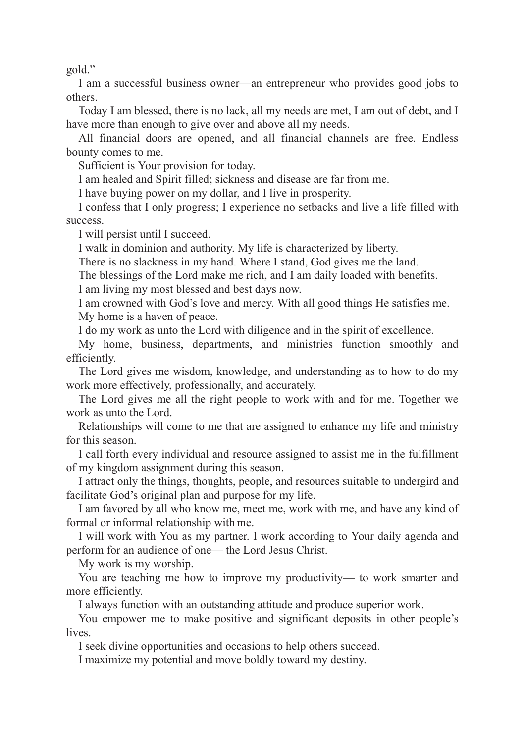gold."

I am a successful business owner—an entrepreneur who provides good jobs to others.

Today I am blessed, there is no lack, all my needs are met, I am out of debt, and I have more than enough to give over and above all my needs.

All financial doors are opened, and all financial channels are free. Endless bounty comes to me.

Sufficient is Your provision for today.

I am healed and Spirit filled; sickness and disease are far from me.

I have buying power on my dollar, and I live in prosperity.

I confess that I only progress; I experience no setbacks and live a life filled with success.

I will persist until I succeed.

I walk in dominion and authority. My life is characterized by liberty.

There is no slackness in my hand. Where I stand, God gives me the land.

The blessings of the Lord make me rich, and I am daily loaded with benefits.

I am living my most blessed and best days now.

I am crowned with God's love and mercy. With all good things He satisfies me.

My home is a haven of peace.

I do my work as unto the Lord with diligence and in the spirit of excellence.

My home, business, departments, and ministries function smoothly and efficiently.

The Lord gives me wisdom, knowledge, and understanding as to how to do my work more effectively, professionally, and accurately.

The Lord gives me all the right people to work with and for me. Together we work as unto the Lord.

Relationships will come to me that are assigned to enhance my life and ministry for this season.

I call forth every individual and resource assigned to assist me in the fulfillment of my kingdom assignment during this season.

I attract only the things, thoughts, people, and resources suitable to undergird and facilitate God's original plan and purpose for my life.

I am favored by all who know me, meet me, work with me, and have any kind of formal or informal relationship with me.

I will work with You as my partner. I work according to Your daily agenda and perform for an audience of one— the Lord Jesus Christ.

My work is my worship.

You are teaching me how to improve my productivity— to work smarter and more efficiently.

I always function with an outstanding attitude and produce superior work.

You empower me to make positive and significant deposits in other people's lives.

I seek divine opportunities and occasions to help others succeed.

I maximize my potential and move boldly toward my destiny.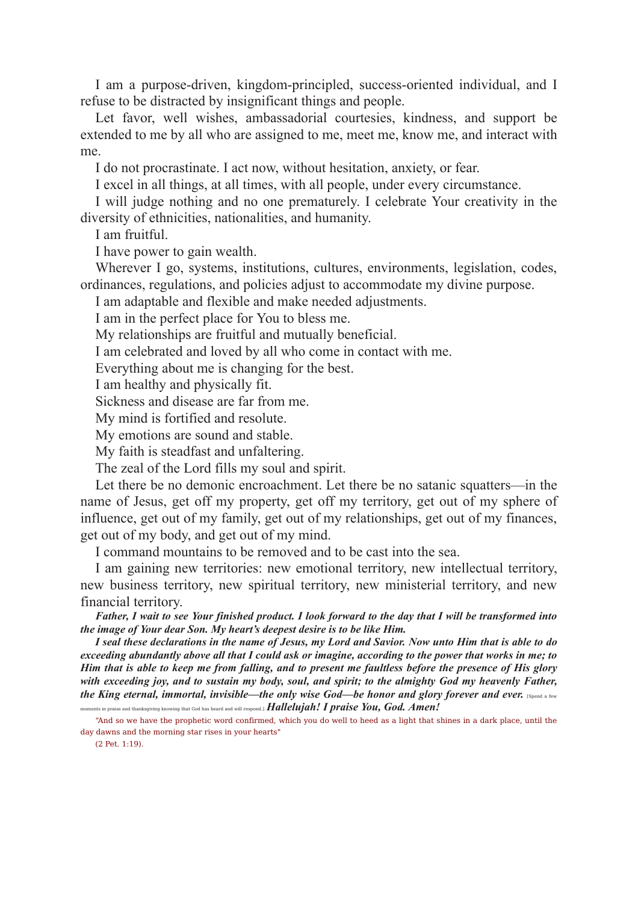I am a purpose-driven, kingdom-principled, success-oriented individual, and I refuse to be distracted by insignificant things and people.

Let favor, well wishes, ambassadorial courtesies, kindness, and support be extended to me by all who are assigned to me, meet me, know me, and interact with me.

I do not procrastinate. I act now, without hesitation, anxiety, or fear.

I excel in all things, at all times, with all people, under every circumstance.

I will judge nothing and no one prematurely. I celebrate Your creativity in the diversity of ethnicities, nationalities, and humanity.

I am fruitful.

I have power to gain wealth.

Wherever I go, systems, institutions, cultures, environments, legislation, codes, ordinances, regulations, and policies adjust to accommodate my divine purpose.

I am adaptable and flexible and make needed adjustments.

I am in the perfect place for You to bless me.

My relationships are fruitful and mutually beneficial.

I am celebrated and loved by all who come in contact with me.

Everything about me is changing for the best.

I am healthy and physically fit.

Sickness and disease are far from me.

My mind is fortified and resolute.

My emotions are sound and stable.

My faith is steadfast and unfaltering.

The zeal of the Lord fills my soul and spirit.

Let there be no demonic encroachment. Let there be no satanic squatters—in the name of Jesus, get off my property, get off my territory, get out of my sphere of influence, get out of my family, get out of my relationships, get out of my finances, get out of my body, and get out of my mind.

I command mountains to be removed and to be cast into the sea.

I am gaining new territories: new emotional territory, new intellectual territory, new business territory, new spiritual territory, new ministerial territory, and new financial territory.

***Father, I wait to see Your finished product. I look forward to the day that I will be transformed into the image of Your dear Son. My heart's deepest desire is to be like Him.***

***I seal these declarations in the name of Jesus, my Lord and Savior. Now unto Him that is able to do exceeding abundantly above all that I could ask or imagine, according to the power that works in me; to Him that is able to keep me from falling, and to present me faultless before the presence of His glory with exceeding joy, and to sustain my body, soul, and spirit; to the almighty God my heavenly Father, the King eternal, immortal, invisible—the only wise God—be honor and glory forever and ever.*** [Spend a few moments in praise and thanksgiving knowing that God has heard and will respond.] ***Hallelujah! I praise You, God. Amen!***

"And so we have the prophetic word confirmed, which you do well to heed as a light that shines in a dark place, until the day dawns and the morning star rises in your hearts"

(2 Pet. 1:19).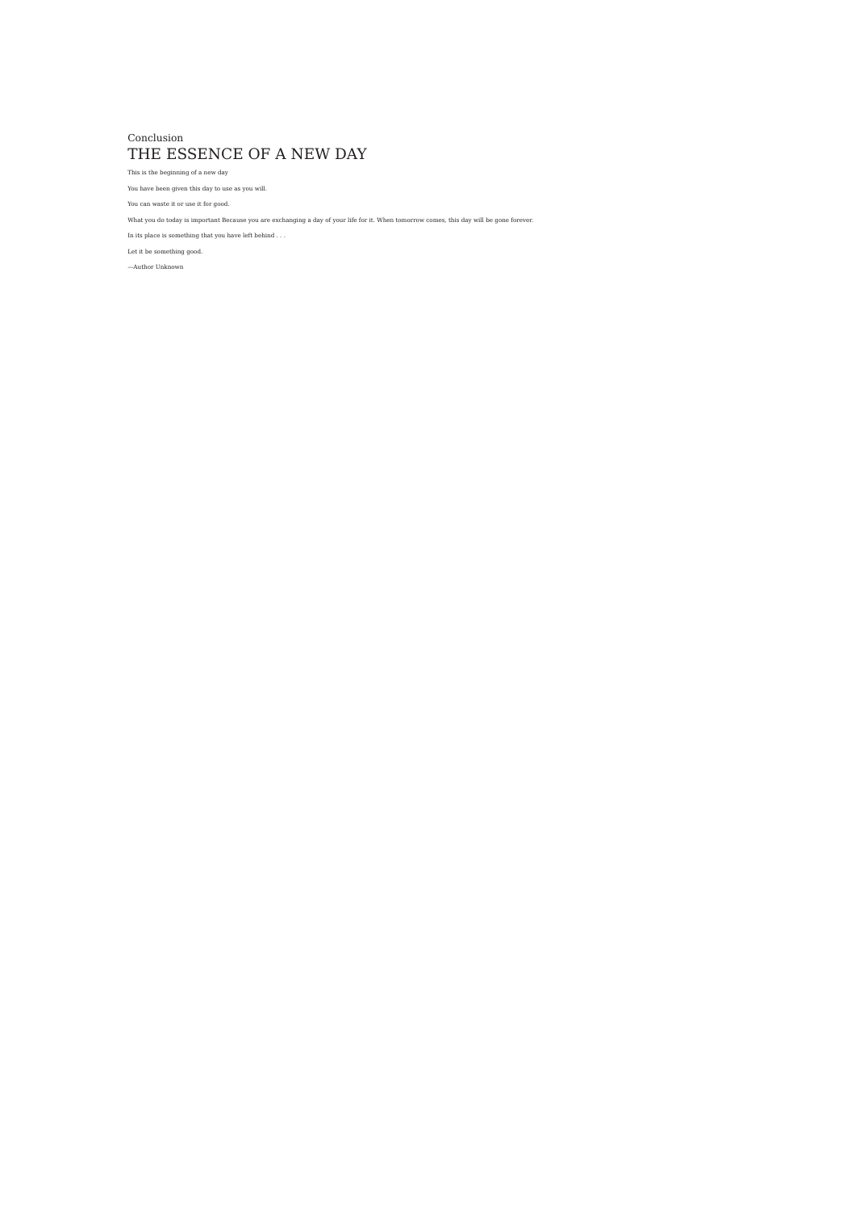Conclusion

# THE ESSENCE OF A NEW DAY

This is the beginning of a new day

You have been given this day to use as you will.

You can waste it or use it for good.

What you do today is important Because you are exchanging a day of your life for it. When tomorrow comes, this day will be gone forever.

In its place is something that you have left behind . . .

Let it be something good.

—Author Unknown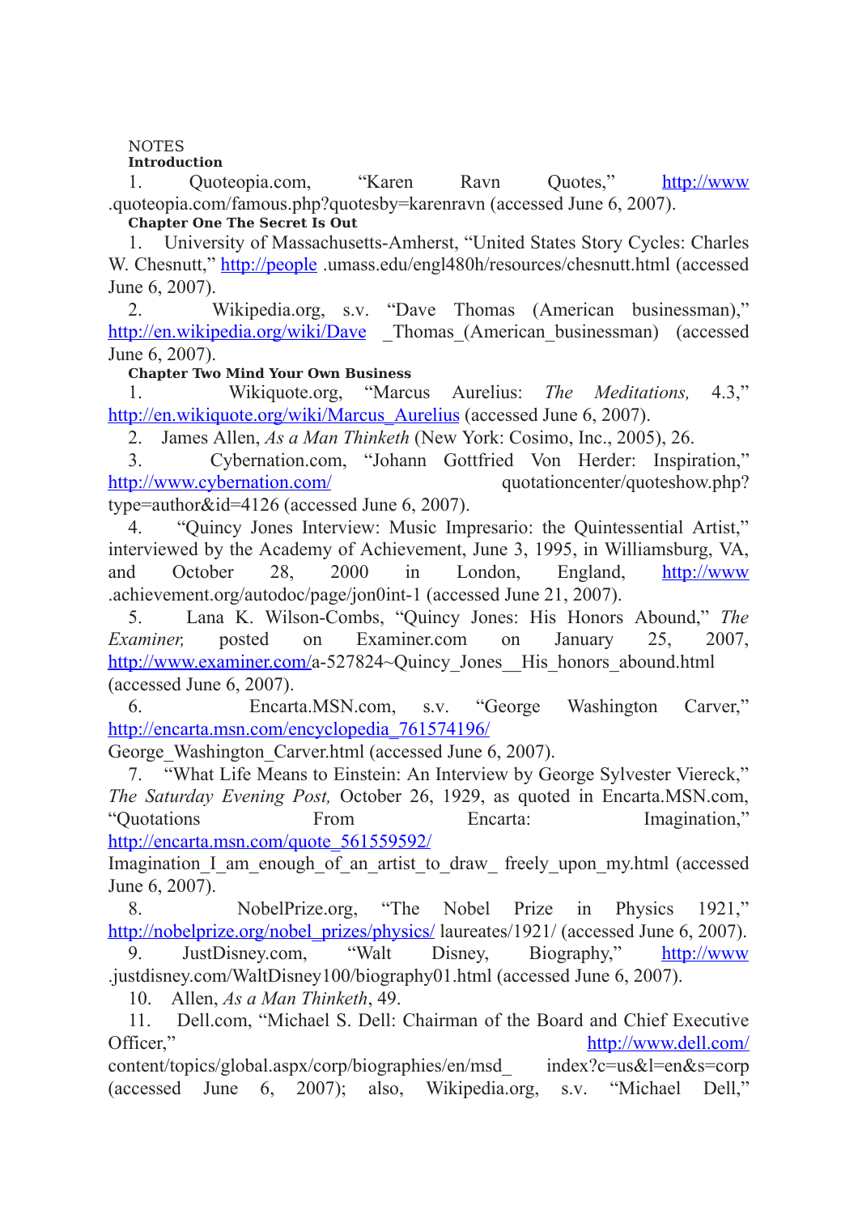NOTES

**Introduction**

1. Quoteopia.com, "Karen Ravn Quotes," http://www.quoteopia.com/famous.php?quotesby=karenravn (accessed June 6, 2007).

**Chapter One The Secret Is Out**

1. University of Massachusetts-Amherst, "United States Story Cycles: Charles W. Chesnutt," http://people.umass.edu/engl480h/resources/chesnutt.html (accessed June 6, 2007).

2. Wikipedia.org, s.v. "Dave Thomas (American businessman)," http://en.wikipedia.org/wiki/Dave_Thomas_(American_businessman) (accessed June 6, 2007).

**Chapter Two Mind Your Own Business**

1. Wikiquote.org, "Marcus Aurelius: *The Meditations,* 4.3," http://en.wikiquote.org/wiki/Marcus_Aurelius (accessed June 6, 2007).

2. James Allen, *As a Man Thinketh* (New York: Cosimo, Inc., 2005), 26.

3. Cybernation.com, "Johann Gottfried Von Herder: Inspiration," http://www.cybernation.com/quotationcenter/quoteshow.php?type=author&id=4126 (accessed June 6, 2007).

4. "Quincy Jones Interview: Music Impresario: the Quintessential Artist," interviewed by the Academy of Achievement, June 3, 1995, in Williamsburg, VA, and October 28, 2000 in London, England, http://www.achievement.org/autodoc/page/jon0int-1 (accessed June 21, 2007).

5. Lana K. Wilson-Combs, "Quincy Jones: His Honors Abound," *The Examiner,* posted on Examiner.com on January 25, 2007, http://www.examiner.com/a-527824~Quincy_Jones__His_honors_abound.html (accessed June 6, 2007).

6. Encarta.MSN.com, s.v. "George Washington Carver," http://encarta.msn.com/encyclopedia_761574196/George_Washington_Carver.html (accessed June 6, 2007).

7. "What Life Means to Einstein: An Interview by George Sylvester Viereck," *The Saturday Evening Post,* October 26, 1929, as quoted in Encarta.MSN.com, "Quotations From Encarta: Imagination," http://encarta.msn.com/quote_561559592/Imagination_I_am_enough_of_an_artist_to_draw_ freely_upon_my.html (accessed June 6, 2007).

8. NobelPrize.org, "The Nobel Prize in Physics 1921," http://nobelprize.org/nobel_prizes/physics/laureates/1921/ (accessed June 6, 2007).

9. JustDisney.com, "Walt Disney, Biography," http://www.justdisney.com/WaltDisney100/biography01.html (accessed June 6, 2007).

10. Allen, *As a Man Thinketh*, 49.

11. Dell.com, "Michael S. Dell: Chairman of the Board and Chief Executive Officer," http://www.dell.com/content/topics/global.aspx/corp/biographies/en/msd_ index?c=us&l=en&s=corp (accessed June 6, 2007); also, Wikipedia.org, s.v. "Michael Dell,"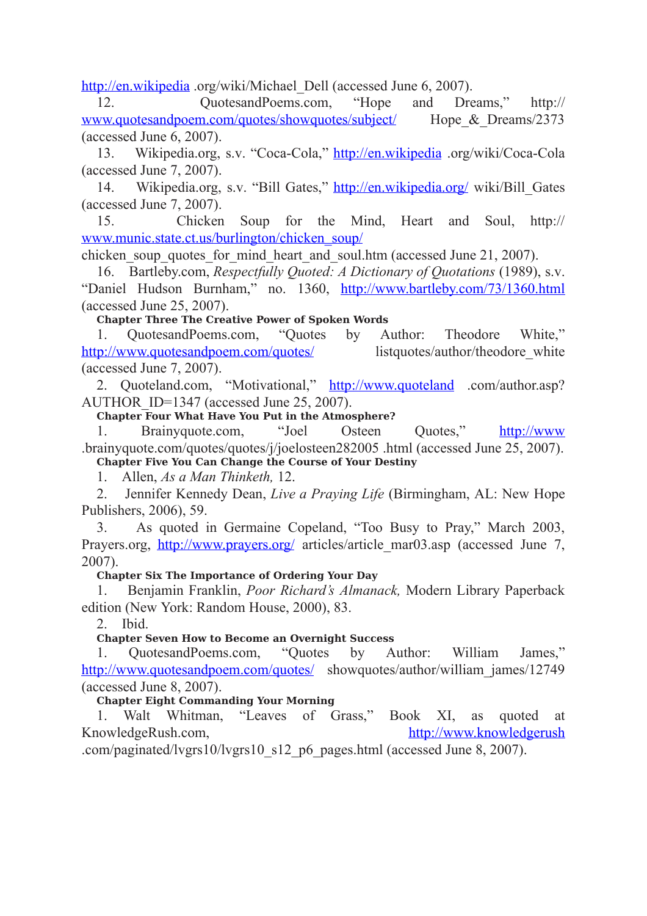http://en.wikipedia .org/wiki/Michael_Dell (accessed June 6, 2007).

12. QuotesandPoems.com, "Hope and Dreams," http:// www.quotesandpoem.com/quotes/showquotes/subject/ Hope_&_Dreams/2373 (accessed June 6, 2007).

13. Wikipedia.org, s.v. "Coca-Cola," http://en.wikipedia .org/wiki/Coca-Cola (accessed June 7, 2007).

14. Wikipedia.org, s.v. "Bill Gates," http://en.wikipedia.org/ wiki/Bill_Gates (accessed June 7, 2007).

15. Chicken Soup for the Mind, Heart and Soul, http:// www.munic.state.ct.us/burlington/chicken_soup/ chicken_soup_quotes_for_mind_heart_and_soul.htm (accessed June 21, 2007).

16. Bartleby.com, *Respectfully Quoted: A Dictionary of Quotations* (1989), s.v. "Daniel Hudson Burnham," no. 1360, http://www.bartleby.com/73/1360.html (accessed June 25, 2007).

**Chapter Three The Creative Power of Spoken Words**

1. QuotesandPoems.com, "Quotes by Author: Theodore White," http://www.quotesandpoem.com/quotes/ listquotes/author/theodore_white (accessed June 7, 2007).

2. Quoteland.com, "Motivational," http://www.quoteland .com/author.asp?AUTHOR_ID=1347 (accessed June 25, 2007).

**Chapter Four What Have You Put in the Atmosphere?**

1. Brainyquote.com, "Joel Osteen Quotes," http://www .brainyquote.com/quotes/quotes/j/joelosteen282005 .html (accessed June 25, 2007).

**Chapter Five You Can Change the Course of Your Destiny**

1. Allen, *As a Man Thinketh,* 12.

2. Jennifer Kennedy Dean, *Live a Praying Life* (Birmingham, AL: New Hope Publishers, 2006), 59.

3. As quoted in Germaine Copeland, "Too Busy to Pray," March 2003, Prayers.org, http://www.prayers.org/ articles/article_mar03.asp (accessed June 7, 2007).

**Chapter Six The Importance of Ordering Your Day**

1. Benjamin Franklin, *Poor Richard's Almanack,* Modern Library Paperback edition (New York: Random House, 2000), 83.

2. Ibid.

**Chapter Seven How to Become an Overnight Success**

1. QuotesandPoems.com, "Quotes by Author: William James," http://www.quotesandpoem.com/quotes/ showquotes/author/william_james/12749 (accessed June 8, 2007).

**Chapter Eight Commanding Your Morning**

1. Walt Whitman, "Leaves of Grass," Book XI, as quoted at KnowledgeRush.com, http://www.knowledgerush .com/paginated/lvgrs10/lvgrs10_s12_p6_pages.html (accessed June 8, 2007).